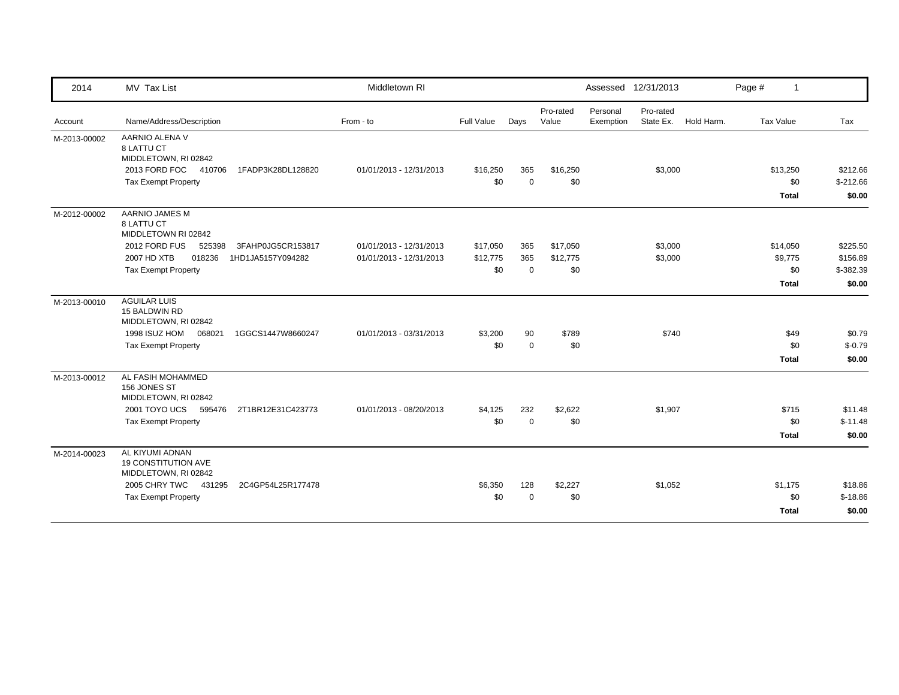| 2014 | MV Tax List | Middletown RI | | | | Assessed 12/31/2013 | | | Page # 1 | |
|---|---|---|---|---|---|---|---|---|---|---|

| Account | Name/Address/Description | From - to | Full Value | Days | Pro-rated Value | Personal Exemption | Pro-rated State Ex. | Hold Harm. | Tax Value | Tax |
|---|---|---|---|---|---|---|---|---|---|---|
| M-2013-00002 | AARNIO ALENA V<br>8 LATTU CT<br>MIDDLETOWN, RI 02842 | | | | | | | | | |
| | 2013 FORD FOC 410706 1FADP3K28DL128820 | 01/01/2013 - 12/31/2013 | $16,250 | 365 | $16,250 | | $3,000 | | $13,250 | $212.66 |
| | Tax Exempt Property | | $0 | 0 | $0 | | | | $0 | $-212.66 |
| | | | | | | | | | **Total** | **$0.00** |
| M-2012-00002 | AARNIO JAMES M<br>8 LATTU CT<br>MIDDLETOWN RI 02842 | | | | | | | | | |
| | 2012 FORD FUS 525398 3FAHP0JG5CR153817 | 01/01/2013 - 12/31/2013 | $17,050 | 365 | $17,050 | | $3,000 | | $14,050 | $225.50 |
| | 2007 HD XTB 018236 1HD1JA5157Y094282 | 01/01/2013 - 12/31/2013 | $12,775 | 365 | $12,775 | | $3,000 | | $9,775 | $156.89 |
| | Tax Exempt Property | | $0 | 0 | $0 | | | | $0 | $-382.39 |
| | | | | | | | | | **Total** | **$0.00** |
| M-2013-00010 | AGUILAR LUIS<br>15 BALDWIN RD<br>MIDDLETOWN, RI 02842 | | | | | | | | | |
| | 1998 ISUZ HOM 068021 1GGCS1447W8660247 | 01/01/2013 - 03/31/2013 | $3,200 | 90 | $789 | | $740 | | $49 | $0.79 |
| | Tax Exempt Property | | $0 | 0 | $0 | | | | $0 | $-0.79 |
| | | | | | | | | | **Total** | **$0.00** |
| M-2013-00012 | AL FASIH MOHAMMED<br>156 JONES ST<br>MIDDLETOWN, RI 02842 | | | | | | | | | |
| | 2001 TOYO UCS 595476 2T1BR12E31C423773 | 01/01/2013 - 08/20/2013 | $4,125 | 232 | $2,622 | | $1,907 | | $715 | $11.48 |
| | Tax Exempt Property | | $0 | 0 | $0 | | | | $0 | $-11.48 |
| | | | | | | | | | **Total** | **$0.00** |
| M-2014-00023 | AL KIYUMI ADNAN<br>19 CONSTITUTION AVE<br>MIDDLETOWN, RI 02842 | | | | | | | | | |
| | 2005 CHRY TWC 431295 2C4GP54L25R177478 | | $6,350 | 128 | $2,227 | | $1,052 | | $1,175 | $18.86 |
| | Tax Exempt Property | | $0 | 0 | $0 | | | | $0 | $-18.86 |
| | | | | | | | | | **Total** | **$0.00** |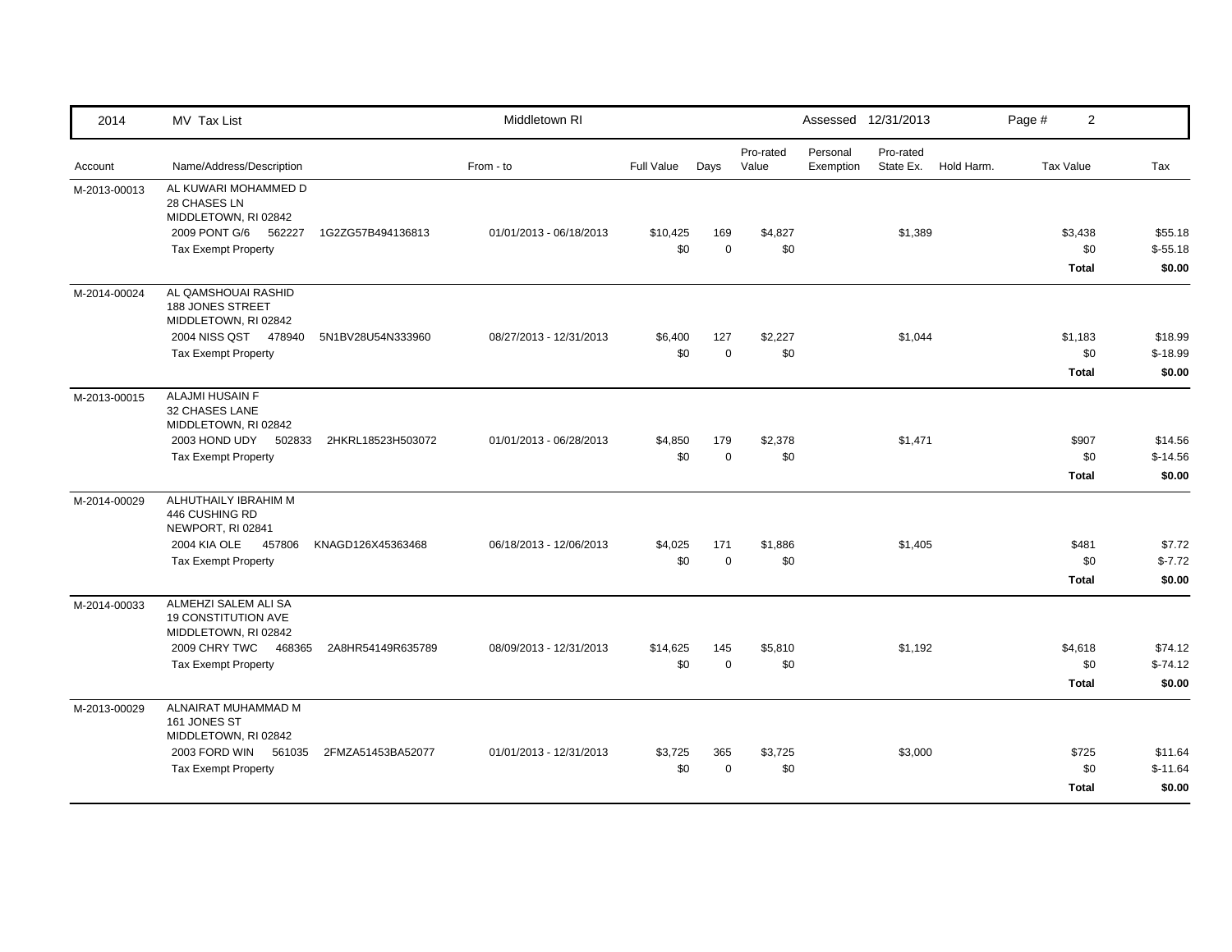| 2014 | MV Tax List | Middletown RI | | | | Assessed 12/31/2013 | | | | |
|---|---|---|---|---|---|---|---|---|---|---|
| **Account** | **Name/Address/Description** | **From - to** | **Full Value** | **Days** | **Pro-rated Value** | **Personal Exemption** | **Pro-rated State Ex.** | **Hold Harm.** | **Tax Value** | **Tax** |
| M-2013-00013 | AL KUWARI MOHAMMED D<br>28 CHASES LN<br>MIDDLETOWN, RI 02842 | | | | | | | | | |
| | 2009 PONT G/6 562227 1G2ZG57B494136813 | 01/01/2013 - 06/18/2013 | $10,425 | 169 | $4,827 | | $1,389 | | $3,438 | $55.18 |
| | Tax Exempt Property | | $0 | 0 | $0 | | | | $0 | $-55.18 |
| | | | | | | | | | **Total** | **$0.00** |
| M-2014-00024 | AL QAMSHOUAI RASHID<br>188 JONES STREET<br>MIDDLETOWN, RI 02842 | | | | | | | | | |
| | 2004 NISS QST 478940 5N1BV28U54N333960 | 08/27/2013 - 12/31/2013 | $6,400 | 127 | $2,227 | | $1,044 | | $1,183 | $18.99 |
| | Tax Exempt Property | | $0 | 0 | $0 | | | | $0 | $-18.99 |
| | | | | | | | | | **Total** | **$0.00** |
| M-2013-00015 | ALAJMI HUSAIN F<br>32 CHASES LANE<br>MIDDLETOWN, RI 02842 | | | | | | | | | |
| | 2003 HOND UDY 502833 2HKRL18523H503072 | 01/01/2013 - 06/28/2013 | $4,850 | 179 | $2,378 | | $1,471 | | $907 | $14.56 |
| | Tax Exempt Property | | $0 | 0 | $0 | | | | $0 | $-14.56 |
| | | | | | | | | | **Total** | **$0.00** |
| M-2014-00029 | ALHUTHAILY IBRAHIM M<br>446 CUSHING RD<br>NEWPORT, RI 02841 | | | | | | | | | |
| | 2004 KIA OLE 457806 KNAGD126X45363468 | 06/18/2013 - 12/06/2013 | $4,025 | 171 | $1,886 | | $1,405 | | $481 | $7.72 |
| | Tax Exempt Property | | $0 | 0 | $0 | | | | $0 | $-7.72 |
| | | | | | | | | | **Total** | **$0.00** |
| M-2014-00033 | ALMEHZI SALEM ALI SA<br>19 CONSTITUTION AVE<br>MIDDLETOWN, RI 02842 | | | | | | | | | |
| | 2009 CHRY TWC 468365 2A8HR54149R635789 | 08/09/2013 - 12/31/2013 | $14,625 | 145 | $5,810 | | $1,192 | | $4,618 | $74.12 |
| | Tax Exempt Property | | $0 | 0 | $0 | | | | $0 | $-74.12 |
| | | | | | | | | | **Total** | **$0.00** |
| M-2013-00029 | ALNAIRAT MUHAMMAD M<br>161 JONES ST<br>MIDDLETOWN, RI 02842 | | | | | | | | | |
| | 2003 FORD WIN 561035 2FMZA51453BA52077 | 01/01/2013 - 12/31/2013 | $3,725 | 365 | $3,725 | | $3,000 | | $725 | $11.64 |
| | Tax Exempt Property | | $0 | 0 | $0 | | | | $0 | $-11.64 |
| | | | | | | | | | **Total** | **$0.00** |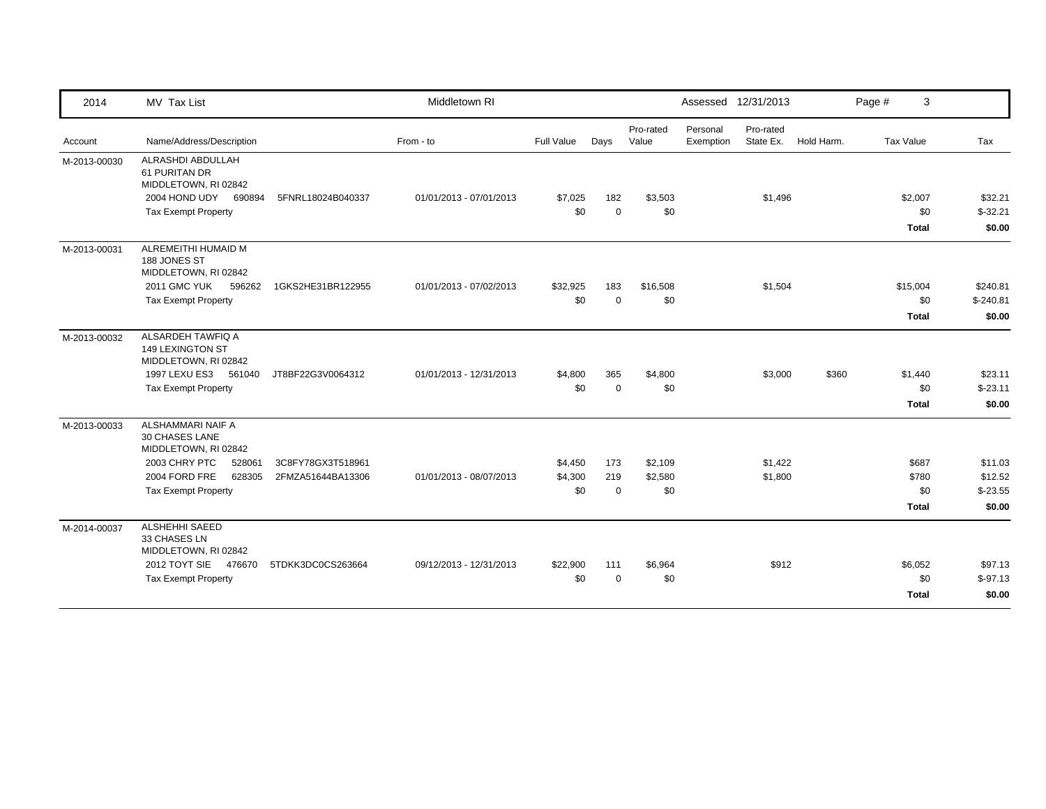| 2014 | MV Tax List | Middletown RI | | | | Assessed 12/31/2013 | | | Page # 3 | |
|---|---|---|---|---|---|---|---|---|---|---|
| Account | Name/Address/Description | From - to | Full Value | Days | Pro-rated Value | Personal Exemption | Pro-rated State Ex. | Hold Harm. | Tax Value | Tax |
| M-2013-00030 | ALRASHDI ABDULLAH<br>61 PURITAN DR<br>MIDDLETOWN, RI 02842 | | | | | | | | | |
| | 2004 HOND UDY 690894 5FNRL18024B040337 | 01/01/2013 - 07/01/2013 | $7,025 | 182 | $3,503 | | $1,496 | | $2,007 | $32.21 |
| | Tax Exempt Property | | $0 | 0 | $0 | | | | $0 | $-32.21 |
| | | | | | | | | | **Total** | **$0.00** |
| M-2013-00031 | ALREMEITHI HUMAID M<br>188 JONES ST<br>MIDDLETOWN, RI 02842 | | | | | | | | | |
| | 2011 GMC YUK 596262 1GKS2HE31BR122955 | 01/01/2013 - 07/02/2013 | $32,925 | 183 | $16,508 | | $1,504 | | $15,004 | $240.81 |
| | Tax Exempt Property | | $0 | 0 | $0 | | | | $0 | $-240.81 |
| | | | | | | | | | **Total** | **$0.00** |
| M-2013-00032 | ALSARDEH TAWFIQ A<br>149 LEXINGTON ST<br>MIDDLETOWN, RI 02842 | | | | | | | | | |
| | 1997 LEXU ES3 561040 JT8BF22G3V0064312 | 01/01/2013 - 12/31/2013 | $4,800 | 365 | $4,800 | | $3,000 | $360 | $1,440 | $23.11 |
| | Tax Exempt Property | | $0 | 0 | $0 | | | | $0 | $-23.11 |
| | | | | | | | | | **Total** | **$0.00** |
| M-2013-00033 | ALSHAMMARI NAIF A<br>30 CHASES LANE<br>MIDDLETOWN, RI 02842 | | | | | | | | | |
| | 2003 CHRY PTC 528061 3C8FY78GX3T518961 | | $4,450 | 173 | $2,109 | | $1,422 | | $687 | $11.03 |
| | 2004 FORD FRE 628305 2FMZA51644BA13306 | 01/01/2013 - 08/07/2013 | $4,300 | 219 | $2,580 | | $1,800 | | $780 | $12.52 |
| | Tax Exempt Property | | $0 | 0 | $0 | | | | $0 | $-23.55 |
| | | | | | | | | | **Total** | **$0.00** |
| M-2014-00037 | ALSHEHHI SAEED<br>33 CHASES LN<br>MIDDLETOWN, RI 02842 | | | | | | | | | |
| | 2012 TOYT SIE 476670 5TDKK3DC0CS263664 | 09/12/2013 - 12/31/2013 | $22,900 | 111 | $6,964 | | $912 | | $6,052 | $97.13 |
| | Tax Exempt Property | | $0 | 0 | $0 | | | | $0 | $-97.13 |
| | | | | | | | | | **Total** | **$0.00** |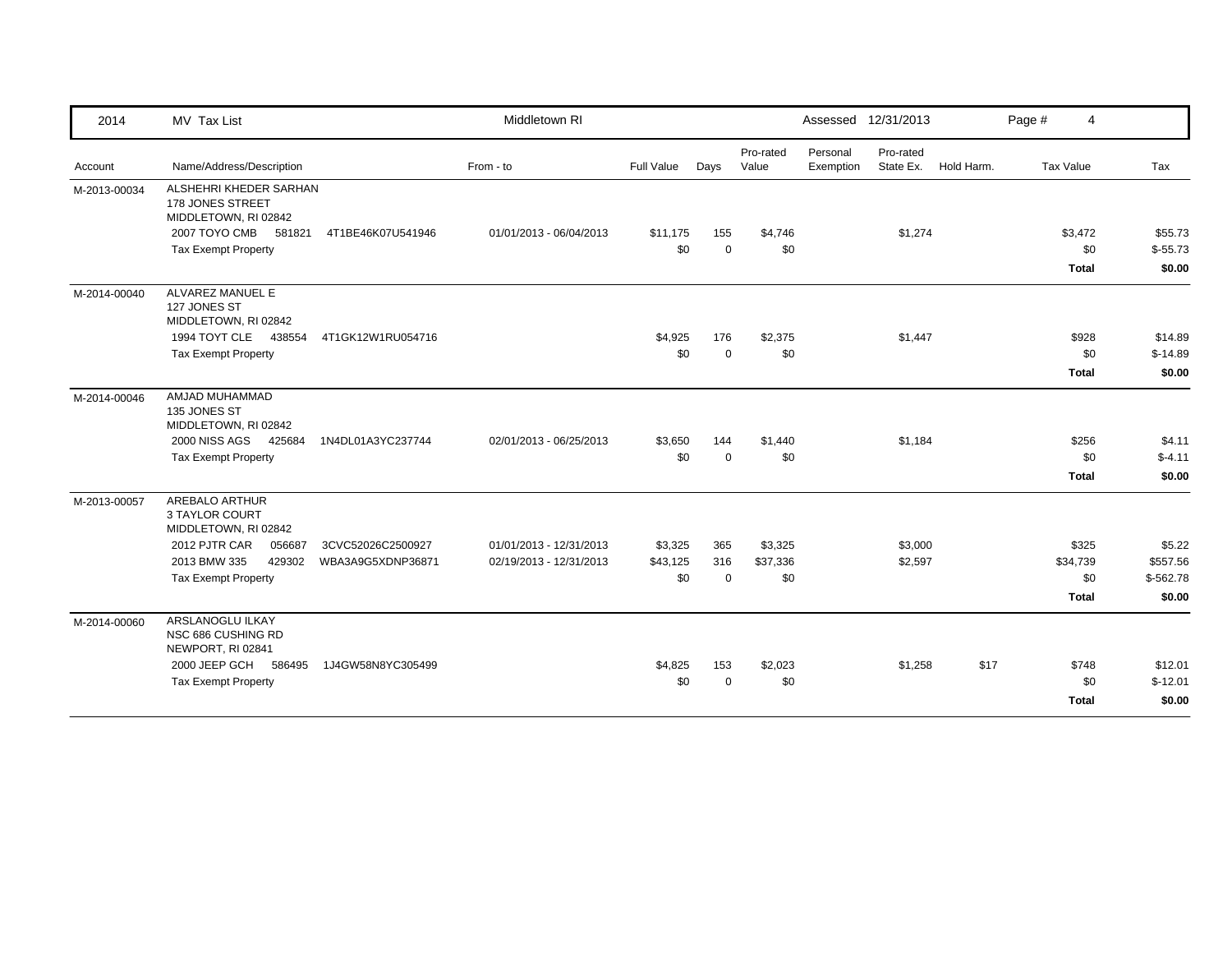| 2014 | MV Tax List | Middletown RI | | | | Assessed 12/31/2013 | | | Page # 4 | |
|---|---|---|---|---|---|---|---|---|---|---|
| Account | Name/Address/Description | From - to | Full Value | Days | Pro-rated Value | Personal Exemption | Pro-rated State Ex. | Hold Harm. | Tax Value | Tax |
| M-2013-00034 | ALSHEHRI KHEDER SARHAN<br>178 JONES STREET<br>MIDDLETOWN, RI 02842 | | | | | | | | | |
| | 2007 TOYO CMB 581821 4T1BE46K07U541946 | 01/01/2013 - 06/04/2013 | $11,175 | 155 | $4,746 | | $1,274 | | $3,472 | $55.73 |
| | Tax Exempt Property | | $0 | 0 | $0 | | | | $0 | $-55.73 |
| | | | | | | | | | **Total** | **$0.00** |
| M-2014-00040 | ALVAREZ MANUEL E<br>127 JONES ST<br>MIDDLETOWN, RI 02842 | | | | | | | | | |
| | 1994 TOYT CLE 438554 4T1GK12W1RU054716 | | $4,925 | 176 | $2,375 | | $1,447 | | $928 | $14.89 |
| | Tax Exempt Property | | $0 | 0 | $0 | | | | $0 | $-14.89 |
| | | | | | | | | | **Total** | **$0.00** |
| M-2014-00046 | AMJAD MUHAMMAD<br>135 JONES ST<br>MIDDLETOWN, RI 02842 | | | | | | | | | |
| | 2000 NISS AGS 425684 1N4DL01A3YC237744 | 02/01/2013 - 06/25/2013 | $3,650 | 144 | $1,440 | | $1,184 | | $256 | $4.11 |
| | Tax Exempt Property | | $0 | 0 | $0 | | | | $0 | $-4.11 |
| | | | | | | | | | **Total** | **$0.00** |
| M-2013-00057 | AREBALO ARTHUR<br>3 TAYLOR COURT<br>MIDDLETOWN, RI 02842 | | | | | | | | | |
| | 2012 PJTR CAR 056687 3CVC52026C2500927 | 01/01/2013 - 12/31/2013 | $3,325 | 365 | $3,325 | | $3,000 | | $325 | $5.22 |
| | 2013 BMW 335 429302 WBA3A9G5XDNP36871 | 02/19/2013 - 12/31/2013 | $43,125 | 316 | $37,336 | | $2,597 | | $34,739 | $557.56 |
| | Tax Exempt Property | | $0 | 0 | $0 | | | | $0 | $-562.78 |
| | | | | | | | | | **Total** | **$0.00** |
| M-2014-00060 | ARSLANOGLU ILKAY<br>NSC 686 CUSHING RD<br>NEWPORT, RI 02841 | | | | | | | | | |
| | 2000 JEEP GCH 586495 1J4GW58N8YC305499 | | $4,825 | 153 | $2,023 | | $1,258 | $17 | $748 | $12.01 |
| | Tax Exempt Property | | $0 | 0 | $0 | | | | $0 | $-12.01 |
| | | | | | | | | | **Total** | **$0.00** |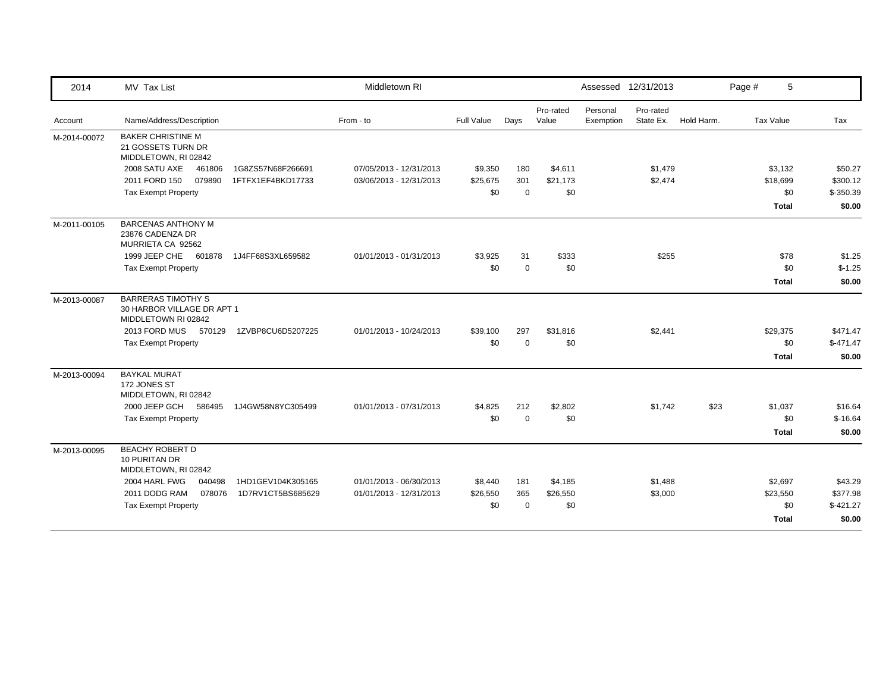| 2014 | MV Tax List | Middletown RI | | | | Assessed 12/31/2013 | | | | |
|---|---|---|---|---|---|---|---|---|---|---|
| Account | Name/Address/Description | From - to | Full Value | Days | Pro-rated Value | Personal Exemption | Pro-rated State Ex. | Hold Harm. | Tax Value | Tax |
| M-2014-00072 | BAKER CHRISTINE M<br>21 GOSSETS TURN DR<br>MIDDLETOWN, RI 02842 | | | | | | | | | |
| | 2008 SATU AXE 461806 1G8ZS57N68F266691 | 07/05/2013 - 12/31/2013 | $9,350 | 180 | $4,611 | | $1,479 | | $3,132 | $50.27 |
| | 2011 FORD 150 079890 1FTFX1EF4BKD17733 | 03/06/2013 - 12/31/2013 | $25,675 | 301 | $21,173 | | $2,474 | | $18,699 | $300.12 |
| | Tax Exempt Property | | $0 | 0 | $0 | | | | $0 | $-350.39 |
| | | | | | | | | | **Total** | **$0.00** |
| M-2011-00105 | BARCENAS ANTHONY M<br>23876 CADENZA DR<br>MURRIETA CA 92562 | | | | | | | | | |
| | 1999 JEEP CHE 601878 1J4FF68S3XL659582 | 01/01/2013 - 01/31/2013 | $3,925 | 31 | $333 | | $255 | | $78 | $1.25 |
| | Tax Exempt Property | | $0 | 0 | $0 | | | | $0 | $-1.25 |
| | | | | | | | | | **Total** | **$0.00** |
| M-2013-00087 | BARRERAS TIMOTHY S<br>30 HARBOR VILLAGE DR APT 1<br>MIDDLETOWN RI 02842 | | | | | | | | | |
| | 2013 FORD MUS 570129 1ZVBP8CU6D5207225 | 01/01/2013 - 10/24/2013 | $39,100 | 297 | $31,816 | | $2,441 | | $29,375 | $471.47 |
| | Tax Exempt Property | | $0 | 0 | $0 | | | | $0 | $-471.47 |
| | | | | | | | | | **Total** | **$0.00** |
| M-2013-00094 | BAYKAL MURAT<br>172 JONES ST<br>MIDDLETOWN, RI 02842 | | | | | | | | | |
| | 2000 JEEP GCH 586495 1J4GW58N8YC305499 | 01/01/2013 - 07/31/2013 | $4,825 | 212 | $2,802 | | $1,742 | $23 | $1,037 | $16.64 |
| | Tax Exempt Property | | $0 | 0 | $0 | | | | $0 | $-16.64 |
| | | | | | | | | | **Total** | **$0.00** |
| M-2013-00095 | BEACHY ROBERT D<br>10 PURITAN DR<br>MIDDLETOWN, RI 02842 | | | | | | | | | |
| | 2004 HARL FWG 040498 1HD1GEV104K305165 | 01/01/2013 - 06/30/2013 | $8,440 | 181 | $4,185 | | $1,488 | | $2,697 | $43.29 |
| | 2011 DODG RAM 078076 1D7RV1CT5BS685629 | 01/01/2013 - 12/31/2013 | $26,550 | 365 | $26,550 | | $3,000 | | $23,550 | $377.98 |
| | Tax Exempt Property | | $0 | 0 | $0 | | | | $0 | $-421.27 |
| | | | | | | | | | **Total** | **$0.00** |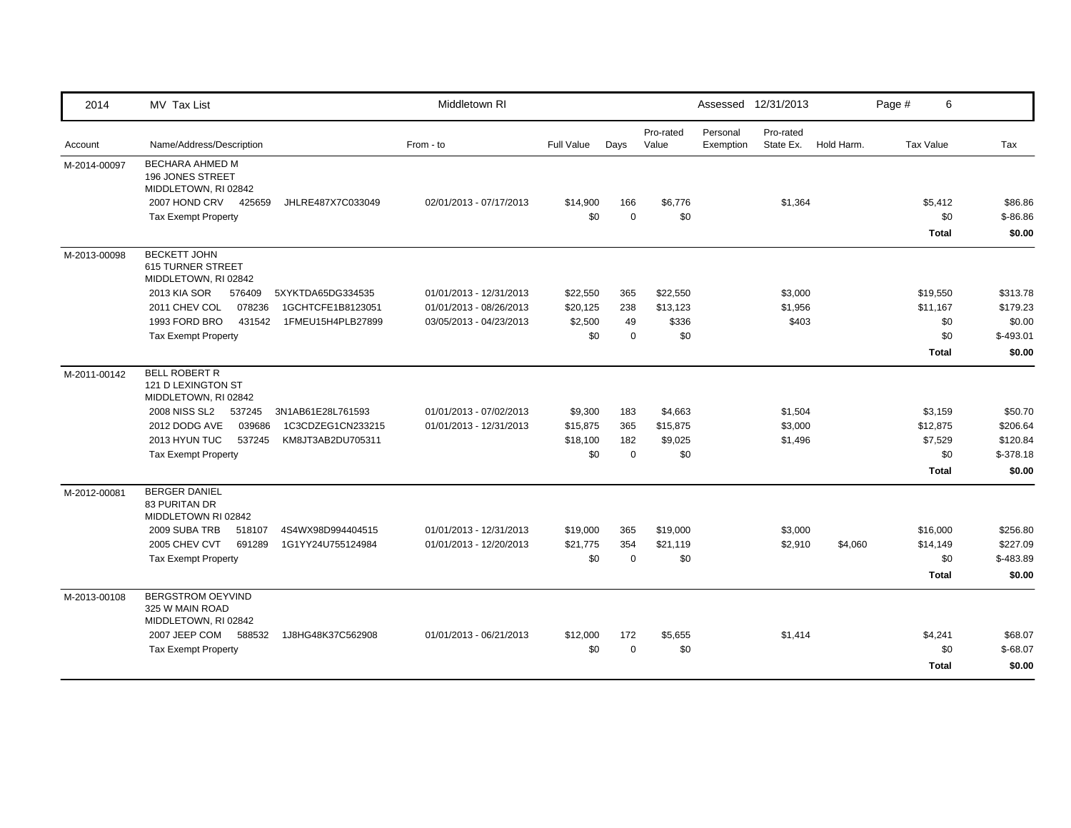| 2014 | MV Tax List | Middletown RI | | | | Assessed 12/31/2013 | | | Page # 6 | |
|---|---|---|---|---|---|---|---|---|---|---|
| Account | Name/Address/Description | From - to | Full Value | Days | Pro-rated Value | Personal Exemption | Pro-rated State Ex. | Hold Harm. | Tax Value | Tax |
| M-2014-00097 | BECHARA AHMED M<br>196 JONES STREET<br>MIDDLETOWN, RI 02842 | | | | | | | | | |
| | 2007 HOND CRV 425659 JHLRE487X7C033049 | 02/01/2013 - 07/17/2013 | $14,900 | 166 | $6,776 | | $1,364 | | $5,412 | $86.86 |
| | Tax Exempt Property | | $0 | 0 | $0 | | | | $0 | $-86.86 |
| | | | | | | | | | **Total** | **$0.00** |
| M-2013-00098 | BECKETT JOHN<br>615 TURNER STREET<br>MIDDLETOWN, RI 02842 | | | | | | | | | |
| | 2013 KIA SOR 576409 5XYKTDA65DG334535 | 01/01/2013 - 12/31/2013 | $22,550 | 365 | $22,550 | | $3,000 | | $19,550 | $313.78 |
| | 2011 CHEV COL 078236 1GCHTCFE1B8123051 | 01/01/2013 - 08/26/2013 | $20,125 | 238 | $13,123 | | $1,956 | | $11,167 | $179.23 |
| | 1993 FORD BRO 431542 1FMEU15H4PLB27899 | 03/05/2013 - 04/23/2013 | $2,500 | 49 | $336 | | $403 | | $0 | $0.00 |
| | Tax Exempt Property | | $0 | 0 | $0 | | | | $0 | $-493.01 |
| | | | | | | | | | **Total** | **$0.00** |
| M-2011-00142 | BELL ROBERT R<br>121 D LEXINGTON ST<br>MIDDLETOWN, RI 02842 | | | | | | | | | |
| | 2008 NISS SL2 537245 3N1AB61E28L761593 | 01/01/2013 - 07/02/2013 | $9,300 | 183 | $4,663 | | $1,504 | | $3,159 | $50.70 |
| | 2012 DODG AVE 039686 1C3CDZEG1CN233215 | 01/01/2013 - 12/31/2013 | $15,875 | 365 | $15,875 | | $3,000 | | $12,875 | $206.64 |
| | 2013 HYUN TUC 537245 KM8JT3AB2DU705311 | | $18,100 | 182 | $9,025 | | $1,496 | | $7,529 | $120.84 |
| | Tax Exempt Property | | $0 | 0 | $0 | | | | $0 | $-378.18 |
| | | | | | | | | | **Total** | **$0.00** |
| M-2012-00081 | BERGER DANIEL<br>83 PURITAN DR<br>MIDDLETOWN RI 02842 | | | | | | | | | |
| | 2009 SUBA TRB 518107 4S4WX98D994404515 | 01/01/2013 - 12/31/2013 | $19,000 | 365 | $19,000 | | $3,000 | | $16,000 | $256.80 |
| | 2005 CHEV CVT 691289 1G1YY24U755124984 | 01/01/2013 - 12/20/2013 | $21,775 | 354 | $21,119 | | $2,910 | $4,060 | $14,149 | $227.09 |
| | Tax Exempt Property | | $0 | 0 | $0 | | | | $0 | $-483.89 |
| | | | | | | | | | **Total** | **$0.00** |
| M-2013-00108 | BERGSTROM OEYVIND<br>325 W MAIN ROAD<br>MIDDLETOWN, RI 02842 | | | | | | | | | |
| | 2007 JEEP COM 588532 1J8HG48K37C562908 | 01/01/2013 - 06/21/2013 | $12,000 | 172 | $5,655 | | $1,414 | | $4,241 | $68.07 |
| | Tax Exempt Property | | $0 | 0 | $0 | | | | $0 | $-68.07 |
| | | | | | | | | | **Total** | **$0.00** |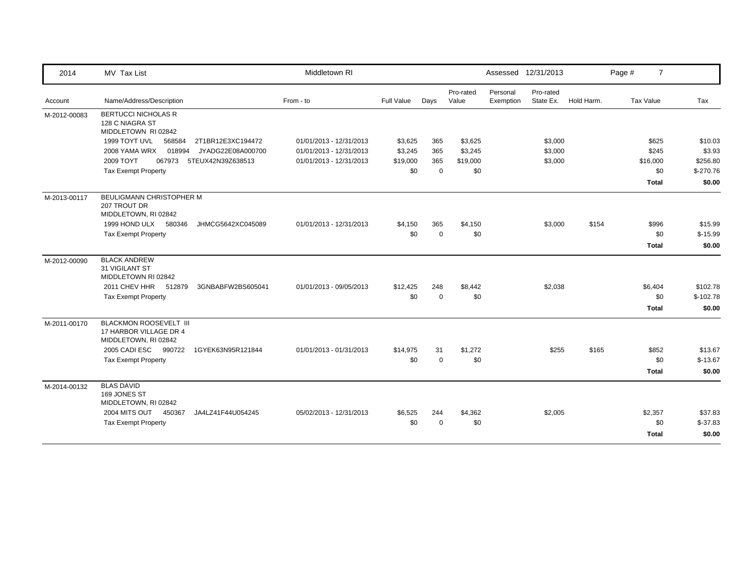| 2014 | MV Tax List | Middletown RI | | | | Assessed 12/31/2013 | | | | |
|---|---|---|---|---|---|---|---|---|---|---|
| Account | Name/Address/Description | From - to | Full Value | Days | Pro-rated Value | Personal Exemption | Pro-rated State Ex. | Hold Harm. | Tax Value | Tax |
| M-2012-00083 | BERTUCCI NICHOLAS R<br>128 C NIAGRA ST<br>MIDDLETOWN RI 02842 | | | | | | | | | |
| | 1999 TOYT UVL 568584 2T1BR12E3XC194472 | 01/01/2013 - 12/31/2013 | $3,625 | 365 | $3,625 | | $3,000 | | $625 | $10.03 |
| | 2008 YAMA WRX 018994 JYADG22E08A000700 | 01/01/2013 - 12/31/2013 | $3,245 | 365 | $3,245 | | $3,000 | | $245 | $3.93 |
| | 2009 TOYT 067973 5TEUX42N39Z638513 | 01/01/2013 - 12/31/2013 | $19,000 | 365 | $19,000 | | $3,000 | | $16,000 | $256.80 |
| | Tax Exempt Property | | $0 | 0 | $0 | | | | $0 | $-270.76 |
| | | | | | | | | | **Total** | **$0.00** |
| M-2013-00117 | BEULIGMANN CHRISTOPHER M<br>207 TROUT DR<br>MIDDLETOWN, RI 02842 | | | | | | | | | |
| | 1999 HOND ULX 580346 JHMCG5642XC045089 | 01/01/2013 - 12/31/2013 | $4,150 | 365 | $4,150 | | $3,000 | $154 | $996 | $15.99 |
| | Tax Exempt Property | | $0 | 0 | $0 | | | | $0 | $-15.99 |
| | | | | | | | | | **Total** | **$0.00** |
| M-2012-00090 | BLACK ANDREW<br>31 VIGILANT ST<br>MIDDLETOWN RI 02842 | | | | | | | | | |
| | 2011 CHEV HHR 512879 3GNBABFW2BS605041 | 01/01/2013 - 09/05/2013 | $12,425 | 248 | $8,442 | | $2,038 | | $6,404 | $102.78 |
| | Tax Exempt Property | | $0 | 0 | $0 | | | | $0 | $-102.78 |
| | | | | | | | | | **Total** | **$0.00** |
| M-2011-00170 | BLACKMON ROOSEVELT III<br>17 HARBOR VILLAGE DR 4<br>MIDDLETOWN, RI 02842 | | | | | | | | | |
| | 2005 CADI ESC 990722 1GYEK63N95R121844 | 01/01/2013 - 01/31/2013 | $14,975 | 31 | $1,272 | | $255 | $165 | $852 | $13.67 |
| | Tax Exempt Property | | $0 | 0 | $0 | | | | $0 | $-13.67 |
| | | | | | | | | | **Total** | **$0.00** |
| M-2014-00132 | BLAS DAVID<br>169 JONES ST<br>MIDDLETOWN, RI 02842 | | | | | | | | | |
| | 2004 MITS OUT 450367 JA4LZ41F44U054245 | 05/02/2013 - 12/31/2013 | $6,525 | 244 | $4,362 | | $2,005 | | $2,357 | $37.83 |
| | Tax Exempt Property | | $0 | 0 | $0 | | | | $0 | $-37.83 |
| | | | | | | | | | **Total** | **$0.00** |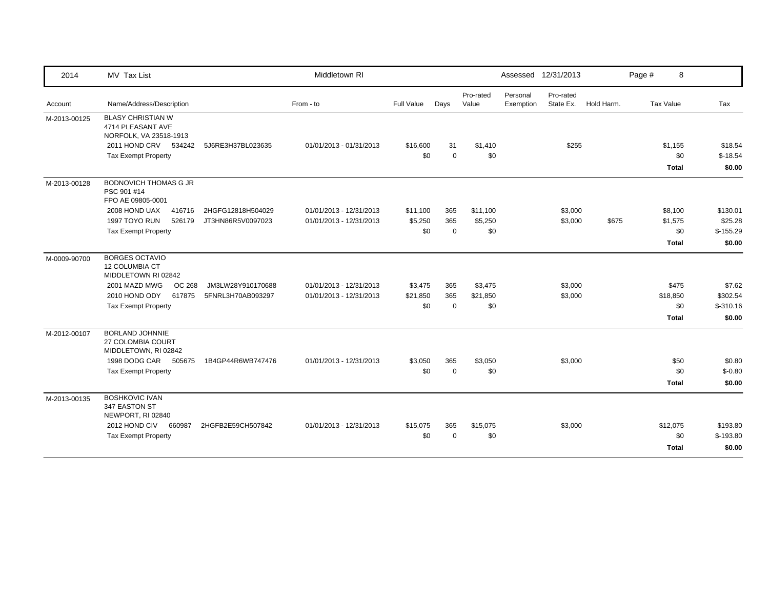| 2014 | MV Tax List | Middletown RI | | | | Assessed | 12/31/2013 | | | |
|---|---|---|---|---|---|---|---|---|---|---|
| Account | Name/Address/Description | From - to | Full Value | Days | Pro-rated Value | Personal Exemption | Pro-rated State Ex. | Hold Harm. | Tax Value | Tax |
| M-2013-00125 | BLASY CHRISTIAN W<br>4714 PLEASANT AVE<br>NORFOLK, VA 23518-1913 | | | | | | | | | |
| | 2011 HOND CRV 534242 5J6RE3H37BL023635 | 01/01/2013 - 01/31/2013 | $16,600 | 31 | $1,410 | | $255 | | $1,155 | $18.54 |
| | Tax Exempt Property | | $0 | 0 | $0 | | | | $0 | $-18.54 |
| | | | | | | | | | **Total** | **$0.00** |
| M-2013-00128 | BODNOVICH THOMAS G JR<br>PSC 901 #14<br>FPO AE 09805-0001 | | | | | | | | | |
| | 2008 HOND UAX 416716 2HGFG12818H504029 | 01/01/2013 - 12/31/2013 | $11,100 | 365 | $11,100 | | $3,000 | | $8,100 | $130.01 |
| | 1997 TOYO RUN 526179 JT3HN86R5V0097023 | 01/01/2013 - 12/31/2013 | $5,250 | 365 | $5,250 | | $3,000 | $675 | $1,575 | $25.28 |
| | Tax Exempt Property | | $0 | 0 | $0 | | | | $0 | $-155.29 |
| | | | | | | | | | **Total** | **$0.00** |
| M-0009-90700 | BORGES OCTAVIO<br>12 COLUMBIA CT<br>MIDDLETOWN RI 02842 | | | | | | | | | |
| | 2001 MAZD MWG OC 268 JM3LW28Y910170688 | 01/01/2013 - 12/31/2013 | $3,475 | 365 | $3,475 | | $3,000 | | $475 | $7.62 |
| | 2010 HOND ODY 617875 5FNRL3H70AB093297 | 01/01/2013 - 12/31/2013 | $21,850 | 365 | $21,850 | | $3,000 | | $18,850 | $302.54 |
| | Tax Exempt Property | | $0 | 0 | $0 | | | | $0 | $-310.16 |
| | | | | | | | | | **Total** | **$0.00** |
| M-2012-00107 | BORLAND JOHNNIE<br>27 COLOMBIA COURT<br>MIDDLETOWN, RI 02842 | | | | | | | | | |
| | 1998 DODG CAR 505675 1B4GP44R6WB747476 | 01/01/2013 - 12/31/2013 | $3,050 | 365 | $3,050 | | $3,000 | | $50 | $0.80 |
| | Tax Exempt Property | | $0 | 0 | $0 | | | | $0 | $-0.80 |
| | | | | | | | | | **Total** | **$0.00** |
| M-2013-00135 | BOSHKOVIC IVAN<br>347 EASTON ST<br>NEWPORT, RI 02840 | | | | | | | | | |
| | 2012 HOND CIV 660987 2HGFB2E59CH507842 | 01/01/2013 - 12/31/2013 | $15,075 | 365 | $15,075 | | $3,000 | | $12,075 | $193.80 |
| | Tax Exempt Property | | $0 | 0 | $0 | | | | $0 | $-193.80 |
| | | | | | | | | | **Total** | **$0.00** |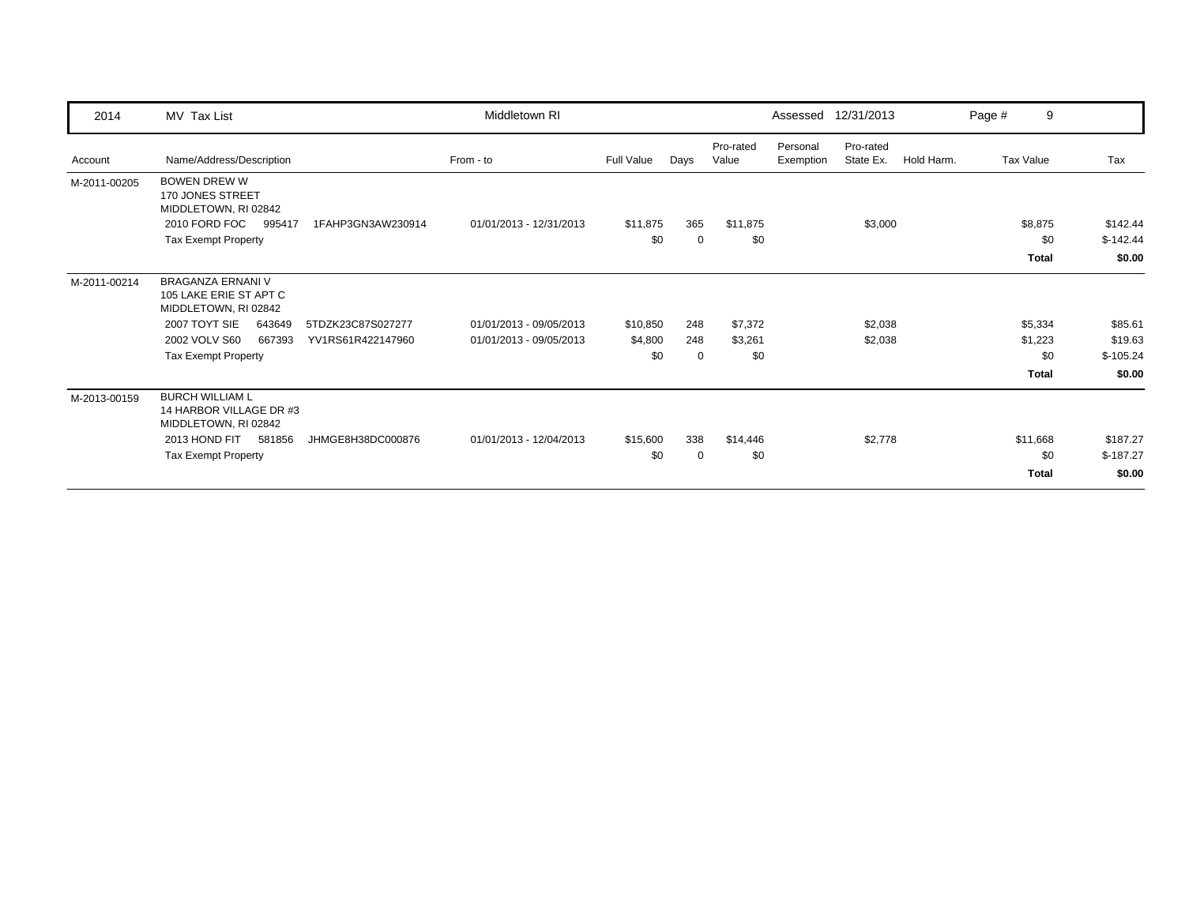| 2014 | MV Tax List | Middletown RI | | | | Assessed 12/31/2013 | | | Page # 9 | |
|---|---|---|---|---|---|---|---|---|---|---|
| Account | Name/Address/Description | From - to | Full Value | Days | Pro-rated Value | Personal Exemption | Pro-rated State Ex. | Hold Harm. | Tax Value | Tax |
| M-2011-00205 | BOWEN DREW W<br>170 JONES STREET<br>MIDDLETOWN, RI 02842 | | | | | | | | | |
| | 2010 FORD FOC 995417 1FAHP3GN3AW230914 | 01/01/2013 - 12/31/2013 | $11,875 | 365 | $11,875 | | $3,000 | | $8,875 | $142.44 |
| | Tax Exempt Property | | $0 | 0 | $0 | | | | $0 | $-142.44 |
| | | | | | | | | | **Total** | **$0.00** |
| M-2011-00214 | BRAGANZA ERNANI V<br>105 LAKE ERIE ST APT C<br>MIDDLETOWN, RI 02842 | | | | | | | | | |
| | 2007 TOYT SIE 643649 5TDZK23C87S027277 | 01/01/2013 - 09/05/2013 | $10,850 | 248 | $7,372 | | $2,038 | | $5,334 | $85.61 |
| | 2002 VOLV S60 667393 YV1RS61R422147960 | 01/01/2013 - 09/05/2013 | $4,800 | 248 | $3,261 | | $2,038 | | $1,223 | $19.63 |
| | Tax Exempt Property | | $0 | 0 | $0 | | | | $0 | $-105.24 |
| | | | | | | | | | **Total** | **$0.00** |
| M-2013-00159 | BURCH WILLIAM L<br>14 HARBOR VILLAGE DR #3<br>MIDDLETOWN, RI 02842 | | | | | | | | | |
| | 2013 HOND FIT 581856 JHMGE8H38DC000876 | 01/01/2013 - 12/04/2013 | $15,600 | 338 | $14,446 | | $2,778 | | $11,668 | $187.27 |
| | Tax Exempt Property | | $0 | 0 | $0 | | | | $0 | $-187.27 |
| | | | | | | | | | **Total** | **$0.00** |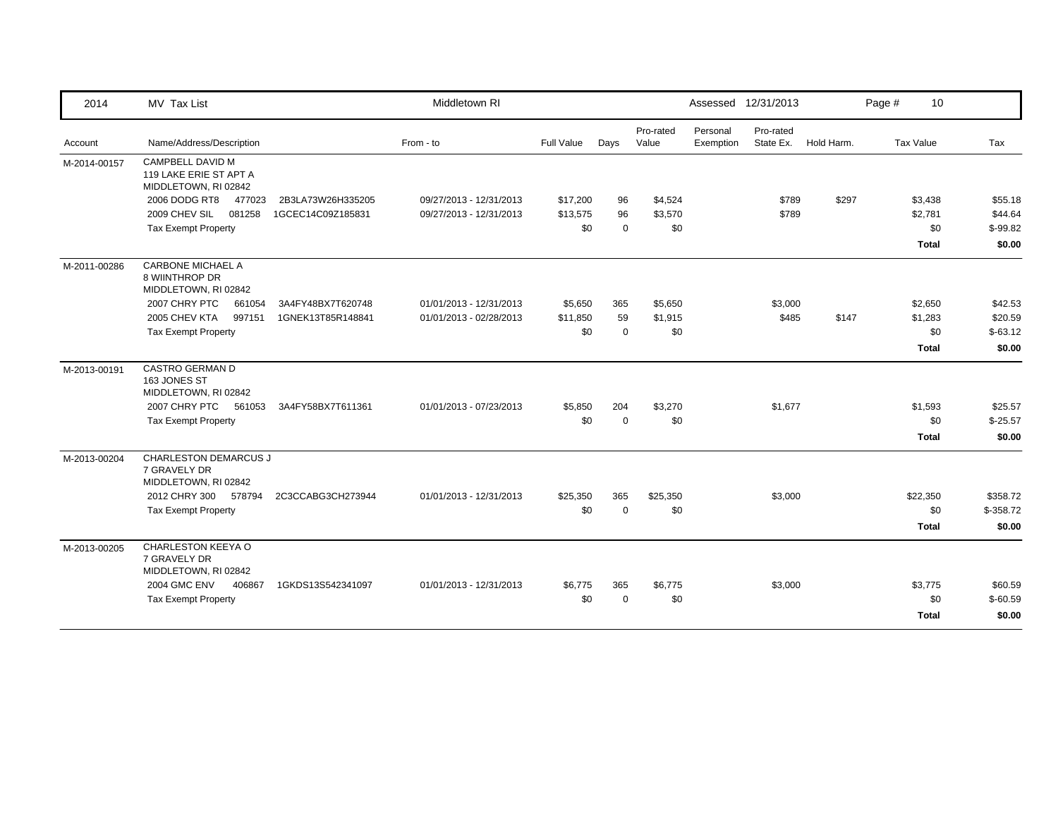| 2014 | MV Tax List | Middletown RI | | | | Assessed | 12/31/2013 | | Page # 10 | |
|---|---|---|---|---|---|---|---|---|---|---|
| Account | Name/Address/Description | From - to | Full Value | Days | Pro-rated Value | Personal Exemption | Pro-rated State Ex. | Hold Harm. | Tax Value | Tax |
| M-2014-00157 | CAMPBELL DAVID M<br>119 LAKE ERIE ST APT A<br>MIDDLETOWN, RI 02842 | | | | | | | | | |
| | 2006 DODG RT8 477023 2B3LA73W26H335205 | 09/27/2013 - 12/31/2013 | $17,200 | 96 | $4,524 | | $789 | $297 | $3,438 | $55.18 |
| | 2009 CHEV SIL 081258 1GCEC14C09Z185831 | 09/27/2013 - 12/31/2013 | $13,575 | 96 | $3,570 | | $789 | | $2,781 | $44.64 |
| | Tax Exempt Property | | $0 | 0 | $0 | | | | $0 | $-99.82 |
| | | | | | | | | | **Total** | **$0.00** |
| M-2011-00286 | CARBONE MICHAEL A<br>8 WIINTHROP DR<br>MIDDLETOWN, RI 02842 | | | | | | | | | |
| | 2007 CHRY PTC 661054 3A4FY48BX7T620748 | 01/01/2013 - 12/31/2013 | $5,650 | 365 | $5,650 | | $3,000 | | $2,650 | $42.53 |
| | 2005 CHEV KTA 997151 1GNEK13T85R148841 | 01/01/2013 - 02/28/2013 | $11,850 | 59 | $1,915 | | $485 | $147 | $1,283 | $20.59 |
| | Tax Exempt Property | | $0 | 0 | $0 | | | | $0 | $-63.12 |
| | | | | | | | | | **Total** | **$0.00** |
| M-2013-00191 | CASTRO GERMAN D<br>163 JONES ST<br>MIDDLETOWN, RI 02842 | | | | | | | | | |
| | 2007 CHRY PTC 561053 3A4FY58BX7T611361 | 01/01/2013 - 07/23/2013 | $5,850 | 204 | $3,270 | | $1,677 | | $1,593 | $25.57 |
| | Tax Exempt Property | | $0 | 0 | $0 | | | | $0 | $-25.57 |
| | | | | | | | | | **Total** | **$0.00** |
| M-2013-00204 | CHARLESTON DEMARCUS J<br>7 GRAVELY DR<br>MIDDLETOWN, RI 02842 | | | | | | | | | |
| | 2012 CHRY 300 578794 2C3CCABG3CH273944 | 01/01/2013 - 12/31/2013 | $25,350 | 365 | $25,350 | | $3,000 | | $22,350 | $358.72 |
| | Tax Exempt Property | | $0 | 0 | $0 | | | | $0 | $-358.72 |
| | | | | | | | | | **Total** | **$0.00** |
| M-2013-00205 | CHARLESTON KEEYA O<br>7 GRAVELY DR<br>MIDDLETOWN, RI 02842 | | | | | | | | | |
| | 2004 GMC ENV 406867 1GKDS13S542341097 | 01/01/2013 - 12/31/2013 | $6,775 | 365 | $6,775 | | $3,000 | | $3,775 | $60.59 |
| | Tax Exempt Property | | $0 | 0 | $0 | | | | $0 | $-60.59 |
| | | | | | | | | | **Total** | **$0.00** |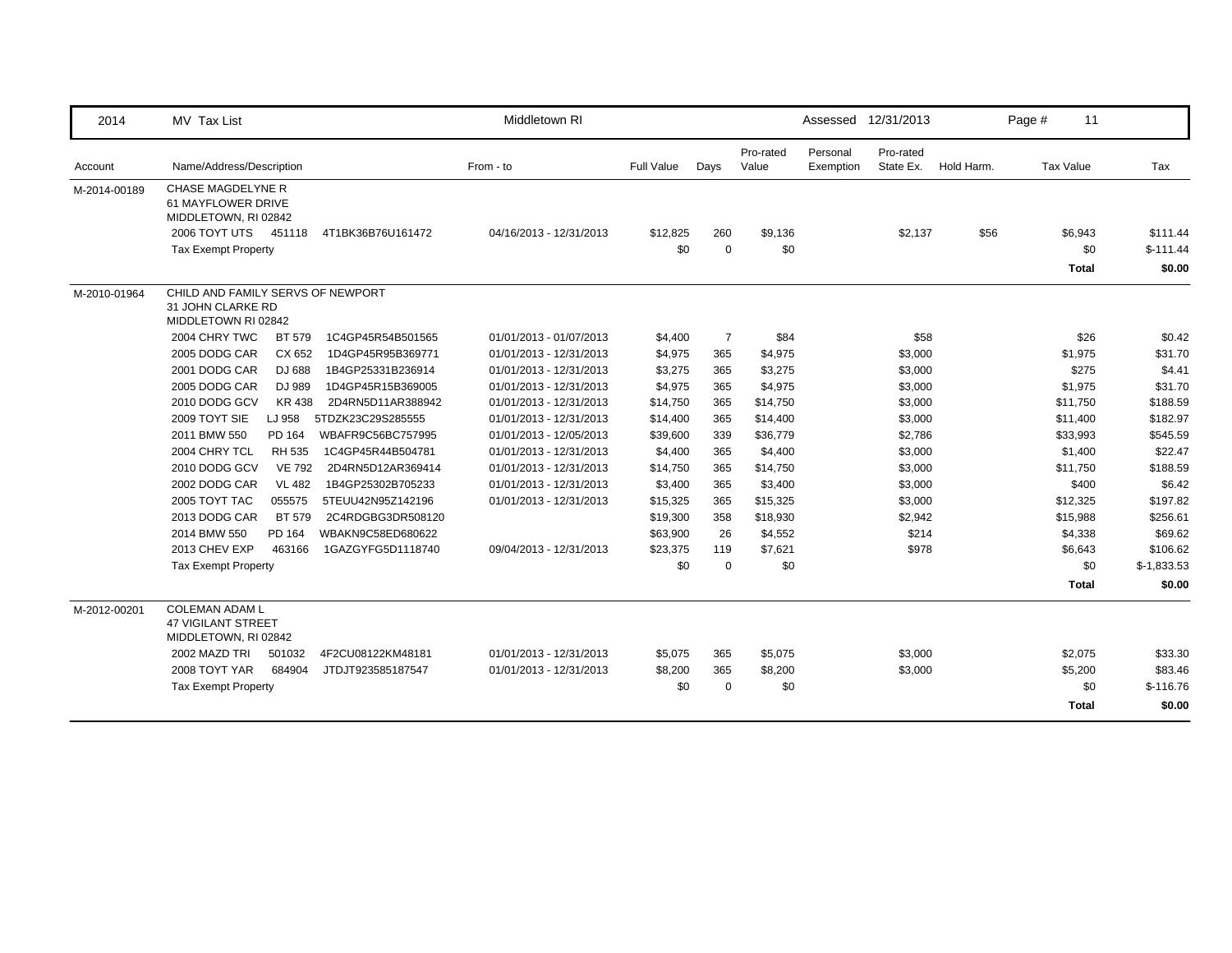| 2014 | MV Tax List | Middletown RI | | | | | Assessed 12/31/2013 | | Page # 11 | |
|---|---|---|---|---|---|---|---|---|---|---|
| Account | Name/Address/Description | From - to | Full Value | Days | Pro-rated Value | Personal Exemption | Pro-rated State Ex. | Hold Harm. | Tax Value | Tax |
| M-2014-00189 | CHASE MAGDELYNE R<br>61 MAYFLOWER DRIVE<br>MIDDLETOWN, RI 02842 | | | | | | | | | |
| | 2006 TOYT UTS 451118 4T1BK36B76U161472 | 04/16/2013 - 12/31/2013 | $12,825 | 260 | $9,136 | | $2,137 | $56 | $6,943 | $111.44 |
| | Tax Exempt Property | | $0 | 0 | $0 | | | | $0 | $-111.44 |
| | | | | | | | | | **Total** | **$0.00** |
| M-2010-01964 | CHILD AND FAMILY SERVS OF NEWPORT<br>31 JOHN CLARKE RD<br>MIDDLETOWN RI 02842 | | | | | | | | | |
| | 2004 CHRY TWC BT 579 1C4GP45R54B501565 | 01/01/2013 - 01/07/2013 | $4,400 | 7 | $84 | | $58 | | $26 | $0.42 |
| | 2005 DODG CAR CX 652 1D4GP45R95B369771 | 01/01/2013 - 12/31/2013 | $4,975 | 365 | $4,975 | | $3,000 | | $1,975 | $31.70 |
| | 2001 DODG CAR DJ 688 1B4GP25331B236914 | 01/01/2013 - 12/31/2013 | $3,275 | 365 | $3,275 | | $3,000 | | $275 | $4.41 |
| | 2005 DODG CAR DJ 989 1D4GP45R15B369005 | 01/01/2013 - 12/31/2013 | $4,975 | 365 | $4,975 | | $3,000 | | $1,975 | $31.70 |
| | 2010 DODG GCV KR 438 2D4RN5D11AR388942 | 01/01/2013 - 12/31/2013 | $14,750 | 365 | $14,750 | | $3,000 | | $11,750 | $188.59 |
| | 2009 TOYT SIE LJ 958 5TDZK23C29S285555 | 01/01/2013 - 12/31/2013 | $14,400 | 365 | $14,400 | | $3,000 | | $11,400 | $182.97 |
| | 2011 BMW 550 PD 164 WBAFR9C56BC757995 | 01/01/2013 - 12/05/2013 | $39,600 | 339 | $36,779 | | $2,786 | | $33,993 | $545.59 |
| | 2004 CHRY TCL RH 535 1C4GP45R44B504781 | 01/01/2013 - 12/31/2013 | $4,400 | 365 | $4,400 | | $3,000 | | $1,400 | $22.47 |
| | 2010 DODG GCV VE 792 2D4RN5D12AR369414 | 01/01/2013 - 12/31/2013 | $14,750 | 365 | $14,750 | | $3,000 | | $11,750 | $188.59 |
| | 2002 DODG CAR VL 482 1B4GP25302B705233 | 01/01/2013 - 12/31/2013 | $3,400 | 365 | $3,400 | | $3,000 | | $400 | $6.42 |
| | 2005 TOYT TAC 055575 5TEUU42N95Z142196 | 01/01/2013 - 12/31/2013 | $15,325 | 365 | $15,325 | | $3,000 | | $12,325 | $197.82 |
| | 2013 DODG CAR BT 579 2C4RDGBG3DR508120 | | $19,300 | 358 | $18,930 | | $2,942 | | $15,988 | $256.61 |
| | 2014 BMW 550 PD 164 WBAKN9C58ED680622 | | $63,900 | 26 | $4,552 | | $214 | | $4,338 | $69.62 |
| | 2013 CHEV EXP 463166 1GAZGYFG5D1118740 | 09/04/2013 - 12/31/2013 | $23,375 | 119 | $7,621 | | $978 | | $6,643 | $106.62 |
| | Tax Exempt Property | | $0 | 0 | $0 | | | | $0 | $-1,833.53 |
| | | | | | | | | | **Total** | **$0.00** |
| M-2012-00201 | COLEMAN ADAM L<br>47 VIGILANT STREET<br>MIDDLETOWN, RI 02842 | | | | | | | | | |
| | 2002 MAZD TRI 501032 4F2CU08122KM48181 | 01/01/2013 - 12/31/2013 | $5,075 | 365 | $5,075 | | $3,000 | | $2,075 | $33.30 |
| | 2008 TOYT YAR 684904 JTDJT923585187547 | 01/01/2013 - 12/31/2013 | $8,200 | 365 | $8,200 | | $3,000 | | $5,200 | $83.46 |
| | Tax Exempt Property | | $0 | 0 | $0 | | | | $0 | $-116.76 |
| | | | | | | | | | **Total** | **$0.00** |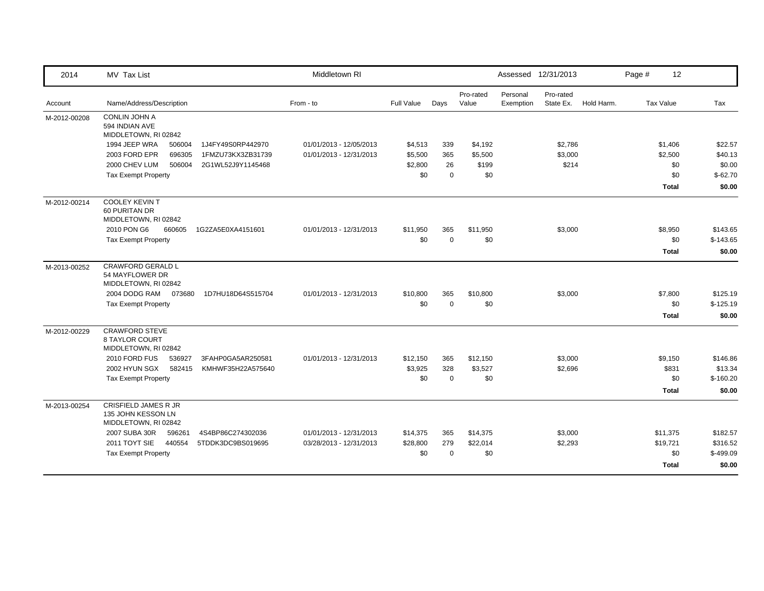| 2014 | MV Tax List | | Middletown RI | | | | Assessed | 12/31/2013 | | Page # | 12 |
|---|---|---|---|---|---|---|---|---|---|---|---|
| Account | Name/Address/Description | | From - to | Full Value | Days | Pro-rated Value | Personal Exemption | Pro-rated State Ex. | Hold Harm. | Tax Value | Tax |
| M-2012-00208 | CONLIN JOHN A<br>594 INDIAN AVE<br>MIDDLETOWN, RI 02842 | | | | | | | | | | |
| | 1994 JEEP WRA 506004 | 1J4FY49S0RP442970 | 01/01/2013 - 12/05/2013 | $4,513 | 339 | $4,192 | | $2,786 | | $1,406 | $22.57 |
| | 2003 FORD EPR 696305 | 1FMZU73KX3ZB31739 | 01/01/2013 - 12/31/2013 | $5,500 | 365 | $5,500 | | $3,000 | | $2,500 | $40.13 |
| | 2000 CHEV LUM 506004 | 2G1WL52J9Y1145468 | | $2,800 | 26 | $199 | | $214 | | $0 | $0.00 |
| | Tax Exempt Property | | | $0 | 0 | $0 | | | | $0 | $-62.70 |
| | | | | | | | | | | **Total** | **$0.00** |
| M-2012-00214 | COOLEY KEVIN T<br>60 PURITAN DR<br>MIDDLETOWN, RI 02842 | | | | | | | | | | |
| | 2010 PON G6 660605 | 1G2ZA5E0XA4151601 | 01/01/2013 - 12/31/2013 | $11,950 | 365 | $11,950 | | $3,000 | | $8,950 | $143.65 |
| | Tax Exempt Property | | | $0 | 0 | $0 | | | | $0 | $-143.65 |
| | | | | | | | | | | **Total** | **$0.00** |
| M-2013-00252 | CRAWFORD GERALD L<br>54 MAYFLOWER DR<br>MIDDLETOWN, RI 02842 | | | | | | | | | | |
| | 2004 DODG RAM 073680 | 1D7HU18D64S515704 | 01/01/2013 - 12/31/2013 | $10,800 | 365 | $10,800 | | $3,000 | | $7,800 | $125.19 |
| | Tax Exempt Property | | | $0 | 0 | $0 | | | | $0 | $-125.19 |
| | | | | | | | | | | **Total** | **$0.00** |
| M-2012-00229 | CRAWFORD STEVE<br>8 TAYLOR COURT<br>MIDDLETOWN, RI 02842 | | | | | | | | | | |
| | 2010 FORD FUS 536927 | 3FAHP0GA5AR250581 | 01/01/2013 - 12/31/2013 | $12,150 | 365 | $12,150 | | $3,000 | | $9,150 | $146.86 |
| | 2002 HYUN SGX 582415 | KMHWF35H22A575640 | | $3,925 | 328 | $3,527 | | $2,696 | | $831 | $13.34 |
| | Tax Exempt Property | | | $0 | 0 | $0 | | | | $0 | $-160.20 |
| | | | | | | | | | | **Total** | **$0.00** |
| M-2013-00254 | CRISFIELD JAMES R JR<br>135 JOHN KESSON LN<br>MIDDLETOWN, RI 02842 | | | | | | | | | | |
| | 2007 SUBA 30R 596261 | 4S4BP86C274302036 | 01/01/2013 - 12/31/2013 | $14,375 | 365 | $14,375 | | $3,000 | | $11,375 | $182.57 |
| | 2011 TOYT SIE 440554 | 5TDDK3DC9BS019695 | 03/28/2013 - 12/31/2013 | $28,800 | 279 | $22,014 | | $2,293 | | $19,721 | $316.52 |
| | Tax Exempt Property | | | $0 | 0 | $0 | | | | $0 | $-499.09 |
| | | | | | | | | | | **Total** | **$0.00** |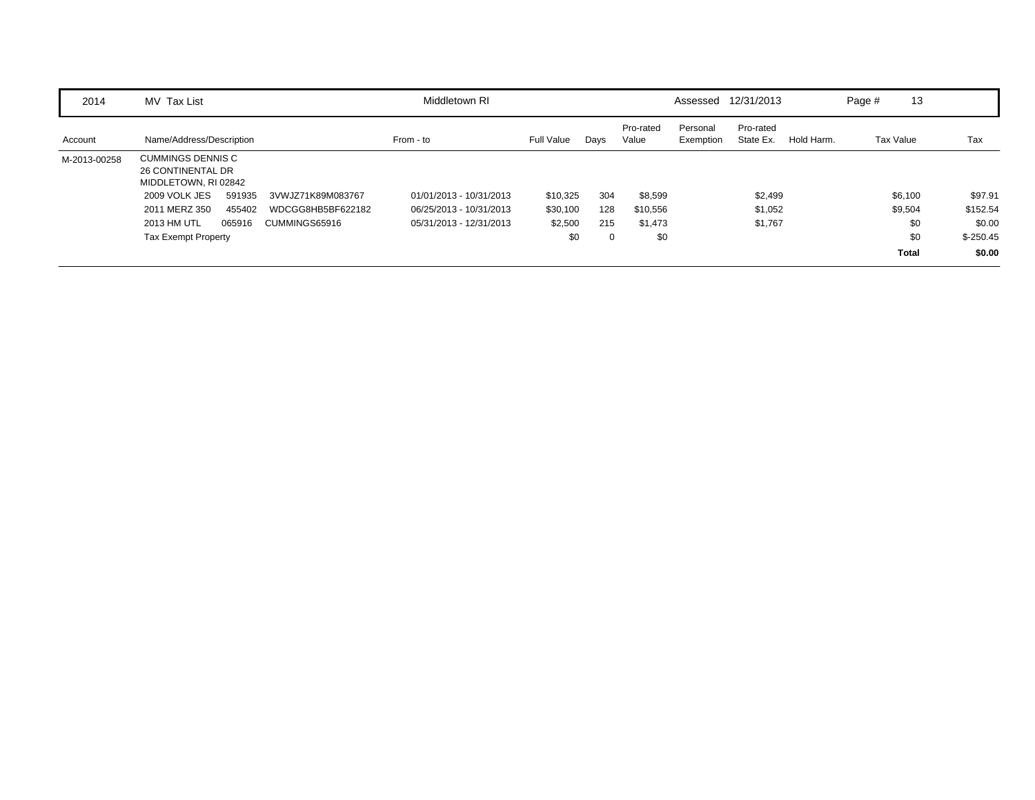| 2014 | MV Tax List | | | Middletown RI | | | | Assessed | 12/31/2013 | | Page # 13 | |
|---|---|---|---|---|---|---|---|---|---|---|---|---|
| Account | Name/Address/Description | | | From - to | Full Value | Days | Pro-rated Value | Personal Exemption | Pro-rated State Ex. | Hold Harm. | Tax Value | Tax |
| M-2013-00258 | CUMMINGS DENNIS C<br>26 CONTINENTAL DR<br>MIDDLETOWN, RI 02842 | | | | | | | | | | | |
| | 2009 VOLK JES | 591935 | 3VWJZ71K89M083767 | 01/01/2013 - 10/31/2013 | $10,325 | 304 | $8,599 | | $2,499 | | $6,100 | $97.91 |
| | 2011 MERZ 350 | 455402 | WDCGG8HB5BF622182 | 06/25/2013 - 10/31/2013 | $30,100 | 128 | $10,556 | | $1,052 | | $9,504 | $152.54 |
| | 2013 HM UTL | 065916 | CUMMINGS65916 | 05/31/2013 - 12/31/2013 | $2,500 | 215 | $1,473 | | $1,767 | | $0 | $0.00 |
| | Tax Exempt Property | | | | $0 | 0 | $0 | | | | $0 | $-250.45 |
| | | | | | | | | | | | **Total** | **$0.00** |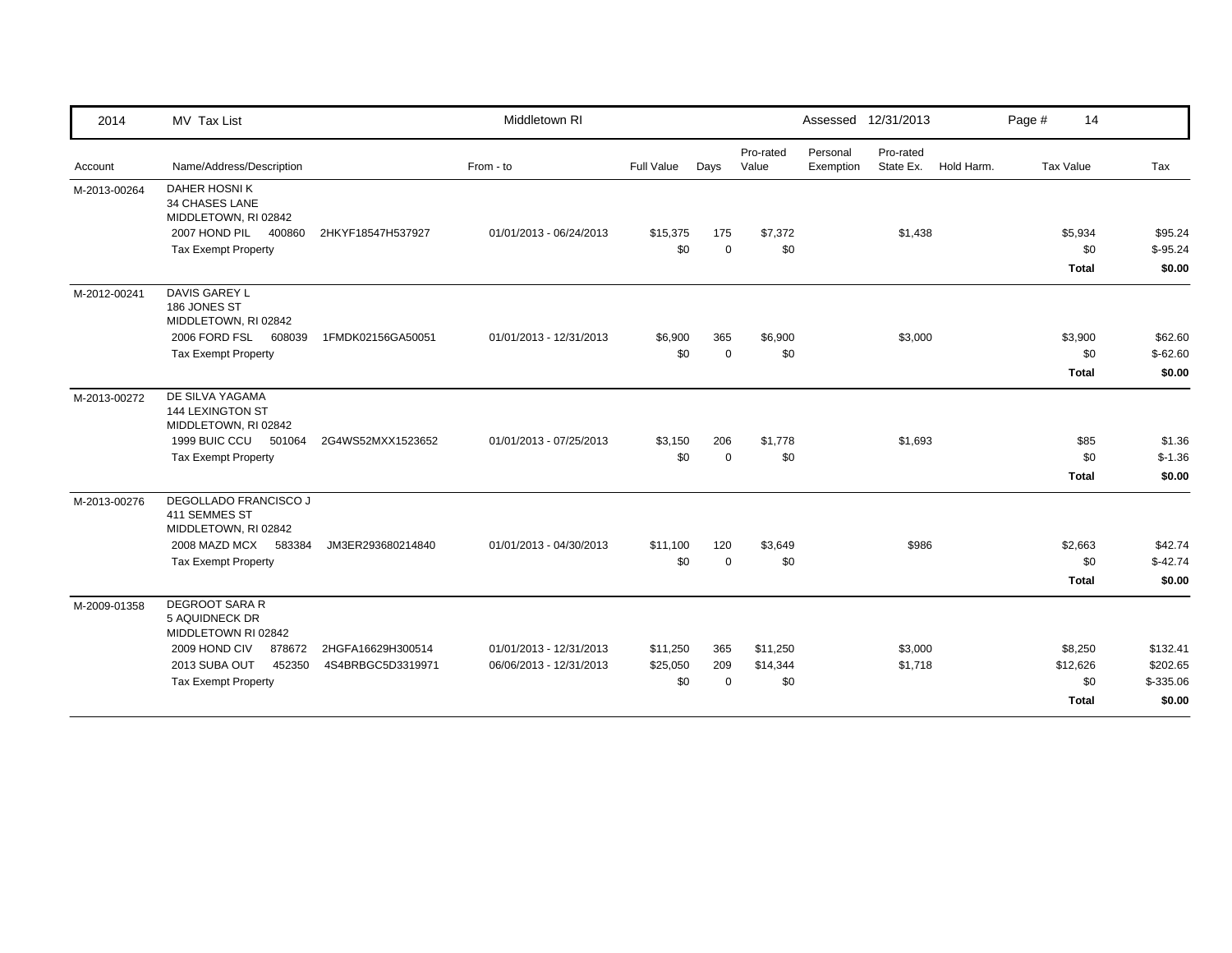| 2014 | MV Tax List | | Middletown RI | | | | Assessed 12/31/2013 | | | Page # 14 | |
|---|---|---|---|---|---|---|---|---|---|---|---|
| Account | Name/Address/Description | | From - to | Full Value | Days | Pro-rated Value | Personal Exemption | Pro-rated State Ex. | Hold Harm. | Tax Value | Tax |
| M-2013-00264 | DAHER HOSNI K<br>34 CHASES LANE<br>MIDDLETOWN, RI 02842 | | | | | | | | | | |
| | 2007 HOND PIL 400860 | 2HKYF18547H537927 | 01/01/2013 - 06/24/2013 | $15,375 | 175 | $7,372 | | $1,438 | | $5,934 | $95.24 |
| | Tax Exempt Property | | | $0 | 0 | $0 | | | | $0 | $-95.24 |
| | | | | | | | | | | **Total** | **$0.00** |
| M-2012-00241 | DAVIS GAREY L<br>186 JONES ST<br>MIDDLETOWN, RI 02842 | | | | | | | | | | |
| | 2006 FORD FSL 608039 | 1FMDK02156GA50051 | 01/01/2013 - 12/31/2013 | $6,900 | 365 | $6,900 | | $3,000 | | $3,900 | $62.60 |
| | Tax Exempt Property | | | $0 | 0 | $0 | | | | $0 | $-62.60 |
| | | | | | | | | | | **Total** | **$0.00** |
| M-2013-00272 | DE SILVA YAGAMA<br>144 LEXINGTON ST<br>MIDDLETOWN, RI 02842 | | | | | | | | | | |
| | 1999 BUIC CCU 501064 | 2G4WS52MXX1523652 | 01/01/2013 - 07/25/2013 | $3,150 | 206 | $1,778 | | $1,693 | | $85 | $1.36 |
| | Tax Exempt Property | | | $0 | 0 | $0 | | | | $0 | $-1.36 |
| | | | | | | | | | | **Total** | **$0.00** |
| M-2013-00276 | DEGOLLADO FRANCISCO J<br>411 SEMMES ST<br>MIDDLETOWN, RI 02842 | | | | | | | | | | |
| | 2008 MAZD MCX 583384 | JM3ER293680214840 | 01/01/2013 - 04/30/2013 | $11,100 | 120 | $3,649 | | $986 | | $2,663 | $42.74 |
| | Tax Exempt Property | | | $0 | 0 | $0 | | | | $0 | $-42.74 |
| | | | | | | | | | | **Total** | **$0.00** |
| M-2009-01358 | DEGROOT SARA R<br>5 AQUIDNECK DR<br>MIDDLETOWN RI 02842 | | | | | | | | | | |
| | 2009 HOND CIV 878672 | 2HGFA16629H300514 | 01/01/2013 - 12/31/2013 | $11,250 | 365 | $11,250 | | $3,000 | | $8,250 | $132.41 |
| | 2013 SUBA OUT 452350 | 4S4BRBGC5D3319971 | 06/06/2013 - 12/31/2013 | $25,050 | 209 | $14,344 | | $1,718 | | $12,626 | $202.65 |
| | Tax Exempt Property | | | $0 | 0 | $0 | | | | $0 | $-335.06 |
| | | | | | | | | | | **Total** | **$0.00** |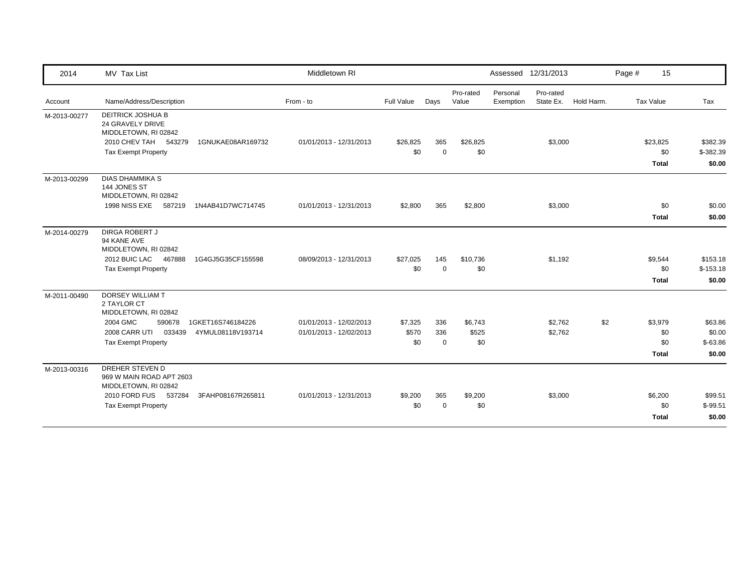| 2014 | MV Tax List | Middletown RI | | | | | Assessed 12/31/2013 | | | |
|---|---|---|---|---|---|---|---|---|---|---|
| Account | Name/Address/Description | From - to | Full Value | Days | Pro-rated Value | Personal Exemption | Pro-rated State Ex. | Hold Harm. | Tax Value | Tax |
| M-2013-00277 | DEITRICK JOSHUA B<br>24 GRAVELY DRIVE<br>MIDDLETOWN, RI 02842 | | | | | | | | | |
| | 2010 CHEV TAH 543279 1GNUKAE08AR169732 | 01/01/2013 - 12/31/2013 | $26,825 | 365 | $26,825 | | $3,000 | | $23,825 | $382.39 |
| | Tax Exempt Property | | $0 | 0 | $0 | | | | $0 | $-382.39 |
| | | | | | | | | | **Total** | **$0.00** |
| M-2013-00299 | DIAS DHAMMIKA S<br>144 JONES ST<br>MIDDLETOWN, RI 02842 | | | | | | | | | |
| | 1998 NISS EXE 587219 1N4AB41D7WC714745 | 01/01/2013 - 12/31/2013 | $2,800 | 365 | $2,800 | | $3,000 | | $0 | $0.00 |
| | | | | | | | | | **Total** | **$0.00** |
| M-2014-00279 | DIRGA ROBERT J<br>94 KANE AVE<br>MIDDLETOWN, RI 02842 | | | | | | | | | |
| | 2012 BUIC LAC 467888 1G4GJ5G35CF155598 | 08/09/2013 - 12/31/2013 | $27,025 | 145 | $10,736 | | $1,192 | | $9,544 | $153.18 |
| | Tax Exempt Property | | $0 | 0 | $0 | | | | $0 | $-153.18 |
| | | | | | | | | | **Total** | **$0.00** |
| M-2011-00490 | DORSEY WILLIAM T<br>2 TAYLOR CT<br>MIDDLETOWN, RI 02842 | | | | | | | | | |
| | 2004 GMC 590678 1GKET16S746184226 | 01/01/2013 - 12/02/2013 | $7,325 | 336 | $6,743 | | $2,762 | $2 | $3,979 | $63.86 |
| | 2008 CARR UTI 033439 4YMUL08118V193714 | 01/01/2013 - 12/02/2013 | $570 | 336 | $525 | | $2,762 | | $0 | $0.00 |
| | Tax Exempt Property | | $0 | 0 | $0 | | | | $0 | $-63.86 |
| | | | | | | | | | **Total** | **$0.00** |
| M-2013-00316 | DREHER STEVEN D<br>969 W MAIN ROAD APT 2603<br>MIDDLETOWN, RI 02842 | | | | | | | | | |
| | 2010 FORD FUS 537284 3FAHP08167R265811 | 01/01/2013 - 12/31/2013 | $9,200 | 365 | $9,200 | | $3,000 | | $6,200 | $99.51 |
| | Tax Exempt Property | | $0 | 0 | $0 | | | | $0 | $-99.51 |
| | | | | | | | | | **Total** | **$0.00** |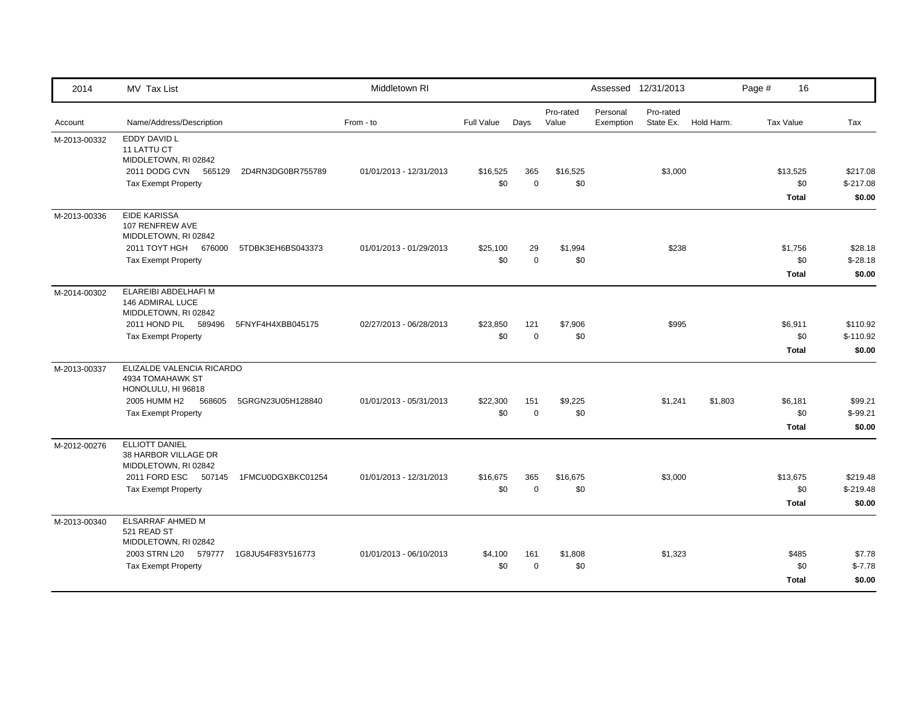| 2014 | MV Tax List | Middletown RI | | | | Assessed 12/31/2013 | | | Page # 16 | |
|---|---|---|---|---|---|---|---|---|---|---|
| Account | Name/Address/Description | From - to | Full Value | Days | Pro-rated Value | Personal Exemption | Pro-rated State Ex. | Hold Harm. | Tax Value | Tax |
| M-2013-00332 | EDDY DAVID L<br>11 LATTU CT<br>MIDDLETOWN, RI 02842 | | | | | | | | | |
| | 2011 DODG CVN 565129 2D4RN3DG0BR755789 | 01/01/2013 - 12/31/2013 | $16,525 | 365 | $16,525 | | $3,000 | | $13,525 | $217.08 |
| | Tax Exempt Property | | $0 | 0 | $0 | | | | $0 | $-217.08 |
| | | | | | | | | | **Total** | **$0.00** |
| M-2013-00336 | EIDE KARISSA<br>107 RENFREW AVE<br>MIDDLETOWN, RI 02842 | | | | | | | | | |
| | 2011 TOYT HGH 676000 5TDBK3EH6BS043373 | 01/01/2013 - 01/29/2013 | $25,100 | 29 | $1,994 | | $238 | | $1,756 | $28.18 |
| | Tax Exempt Property | | $0 | 0 | $0 | | | | $0 | $-28.18 |
| | | | | | | | | | **Total** | **$0.00** |
| M-2014-00302 | ELAREIBI ABDELHAFI M<br>146 ADMIRAL LUCE<br>MIDDLETOWN, RI 02842 | | | | | | | | | |
| | 2011 HOND PIL 589496 5FNYF4H4XBB045175 | 02/27/2013 - 06/28/2013 | $23,850 | 121 | $7,906 | | $995 | | $6,911 | $110.92 |
| | Tax Exempt Property | | $0 | 0 | $0 | | | | $0 | $-110.92 |
| | | | | | | | | | **Total** | **$0.00** |
| M-2013-00337 | ELIZALDE VALENCIA RICARDO<br>4934 TOMAHAWK ST<br>HONOLULU, HI 96818 | | | | | | | | | |
| | 2005 HUMM H2 568605 5GRGN23U05H128840 | 01/01/2013 - 05/31/2013 | $22,300 | 151 | $9,225 | | $1,241 | $1,803 | $6,181 | $99.21 |
| | Tax Exempt Property | | $0 | 0 | $0 | | | | $0 | $-99.21 |
| | | | | | | | | | **Total** | **$0.00** |
| M-2012-00276 | ELLIOTT DANIEL<br>38 HARBOR VILLAGE DR<br>MIDDLETOWN, RI 02842 | | | | | | | | | |
| | 2011 FORD ESC 507145 1FMCU0DGXBKC01254 | 01/01/2013 - 12/31/2013 | $16,675 | 365 | $16,675 | | $3,000 | | $13,675 | $219.48 |
| | Tax Exempt Property | | $0 | 0 | $0 | | | | $0 | $-219.48 |
| | | | | | | | | | **Total** | **$0.00** |
| M-2013-00340 | ELSARRAF AHMED M<br>521 READ ST<br>MIDDLETOWN, RI 02842 | | | | | | | | | |
| | 2003 STRN L20 579777 1G8JU54F83Y516773 | 01/01/2013 - 06/10/2013 | $4,100 | 161 | $1,808 | | $1,323 | | $485 | $7.78 |
| | Tax Exempt Property | | $0 | 0 | $0 | | | | $0 | $-7.78 |
| | | | | | | | | | **Total** | **$0.00** |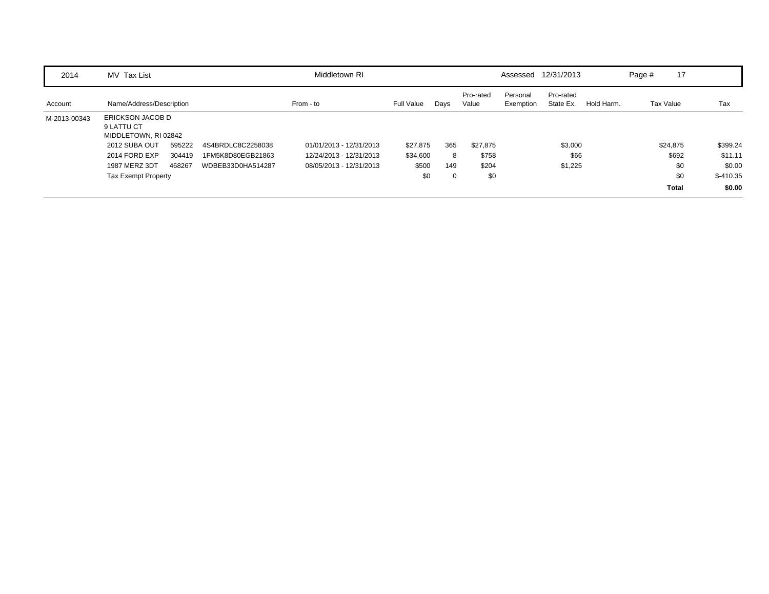| 2014 | MV Tax List | | | Middletown RI | | | | Assessed | 12/31/2013 | | Page # 17 | |
|---|---|---|---|---|---|---|---|---|---|---|---|---|
| Account | Name/Address/Description | | | From - to | Full Value | Days | Pro-rated Value | Personal Exemption | Pro-rated State Ex. | Hold Harm. | Tax Value | Tax |
| M-2013-00343 | ERICKSON JACOB D<br>9 LATTU CT<br>MIDDLETOWN, RI 02842 | | | | | | | | | | | |
| | 2012 SUBA OUT | 595222 | 4S4BRDLC8C2258038 | 01/01/2013 - 12/31/2013 | $27,875 | 365 | $27,875 | | $3,000 | | $24,875 | $399.24 |
| | 2014 FORD EXP | 304419 | 1FM5K8D80EGB21863 | 12/24/2013 - 12/31/2013 | $34,600 | 8 | $758 | | $66 | | $692 | $11.11 |
| | 1987 MERZ 3DT | 468267 | WDBEB33D0HA514287 | 08/05/2013 - 12/31/2013 | $500 | 149 | $204 | | $1,225 | | $0 | $0.00 |
| | Tax Exempt Property | | | | $0 | 0 | $0 | | | | $0 | $-410.35 |
| | | | | | | | | | | | **Total** | **$0.00** |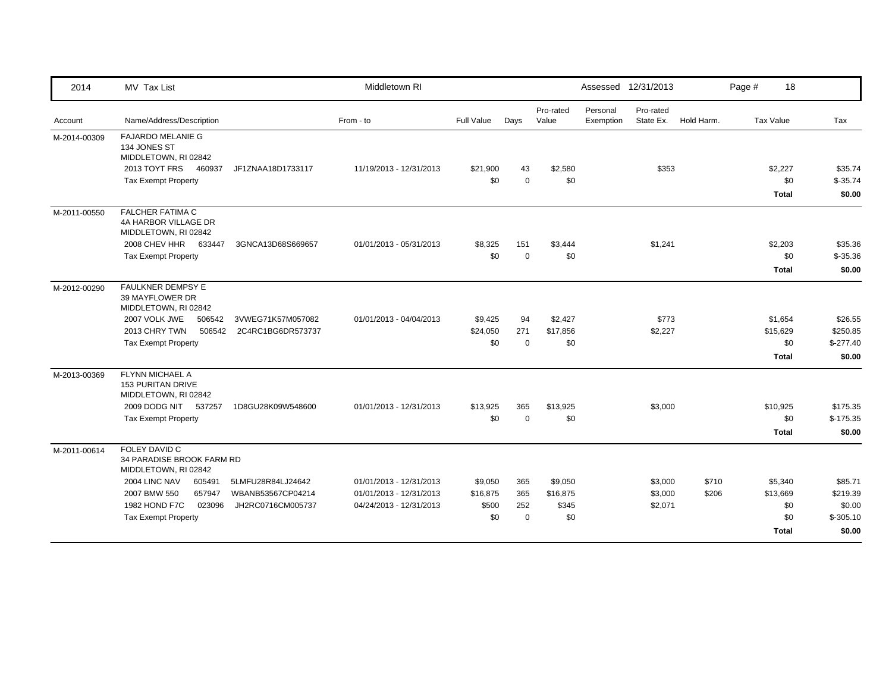| 2014 | MV Tax List | Middletown RI | | | | Assessed 12/31/2013 | | | Page # 18 | |
|---|---|---|---|---|---|---|---|---|---|---|
| Account | Name/Address/Description | From - to | Full Value | Days | Pro-rated Value | Personal Exemption | Pro-rated State Ex. | Hold Harm. | Tax Value | Tax |
| M-2014-00309 | FAJARDO MELANIE G<br>134 JONES ST<br>MIDDLETOWN, RI 02842 | | | | | | | | | |
| | 2013 TOYT FRS 460937 JF1ZNAA18D1733117 | 11/19/2013 - 12/31/2013 | $21,900 | 43 | $2,580 | | $353 | | $2,227 | $35.74 |
| | Tax Exempt Property | | $0 | 0 | $0 | | | | $0 | $-35.74 |
| | | | | | | | | | **Total** | **$0.00** |
| M-2011-00550 | FALCHER FATIMA C<br>4A HARBOR VILLAGE DR<br>MIDDLETOWN, RI 02842 | | | | | | | | | |
| | 2008 CHEV HHR 633447 3GNCA13D68S669657 | 01/01/2013 - 05/31/2013 | $8,325 | 151 | $3,444 | | $1,241 | | $2,203 | $35.36 |
| | Tax Exempt Property | | $0 | 0 | $0 | | | | $0 | $-35.36 |
| | | | | | | | | | **Total** | **$0.00** |
| M-2012-00290 | FAULKNER DEMPSY E<br>39 MAYFLOWER DR<br>MIDDLETOWN, RI 02842 | | | | | | | | | |
| | 2007 VOLK JWE 506542 3VWEG71K57M057082 | 01/01/2013 - 04/04/2013 | $9,425 | 94 | $2,427 | | $773 | | $1,654 | $26.55 |
| | 2013 CHRY TWN 506542 2C4RC1BG6DR573737 | | $24,050 | 271 | $17,856 | | $2,227 | | $15,629 | $250.85 |
| | Tax Exempt Property | | $0 | 0 | $0 | | | | $0 | $-277.40 |
| | | | | | | | | | **Total** | **$0.00** |
| M-2013-00369 | FLYNN MICHAEL A<br>153 PURITAN DRIVE<br>MIDDLETOWN, RI 02842 | | | | | | | | | |
| | 2009 DODG NIT 537257 1D8GU28K09W548600 | 01/01/2013 - 12/31/2013 | $13,925 | 365 | $13,925 | | $3,000 | | $10,925 | $175.35 |
| | Tax Exempt Property | | $0 | 0 | $0 | | | | $0 | $-175.35 |
| | | | | | | | | | **Total** | **$0.00** |
| M-2011-00614 | FOLEY DAVID C<br>34 PARADISE BROOK FARM RD<br>MIDDLETOWN, RI 02842 | | | | | | | | | |
| | 2004 LINC NAV 605491 5LMFU28R84LJ24642 | 01/01/2013 - 12/31/2013 | $9,050 | 365 | $9,050 | | $3,000 | $710 | $5,340 | $85.71 |
| | 2007 BMW 550 657947 WBANB53567CP04214 | 01/01/2013 - 12/31/2013 | $16,875 | 365 | $16,875 | | $3,000 | $206 | $13,669 | $219.39 |
| | 1982 HOND F7C 023096 JH2RC0716CM005737 | 04/24/2013 - 12/31/2013 | $500 | 252 | $345 | | $2,071 | | $0 | $0.00 |
| | Tax Exempt Property | | $0 | 0 | $0 | | | | $0 | $-305.10 |
| | | | | | | | | | **Total** | **$0.00** |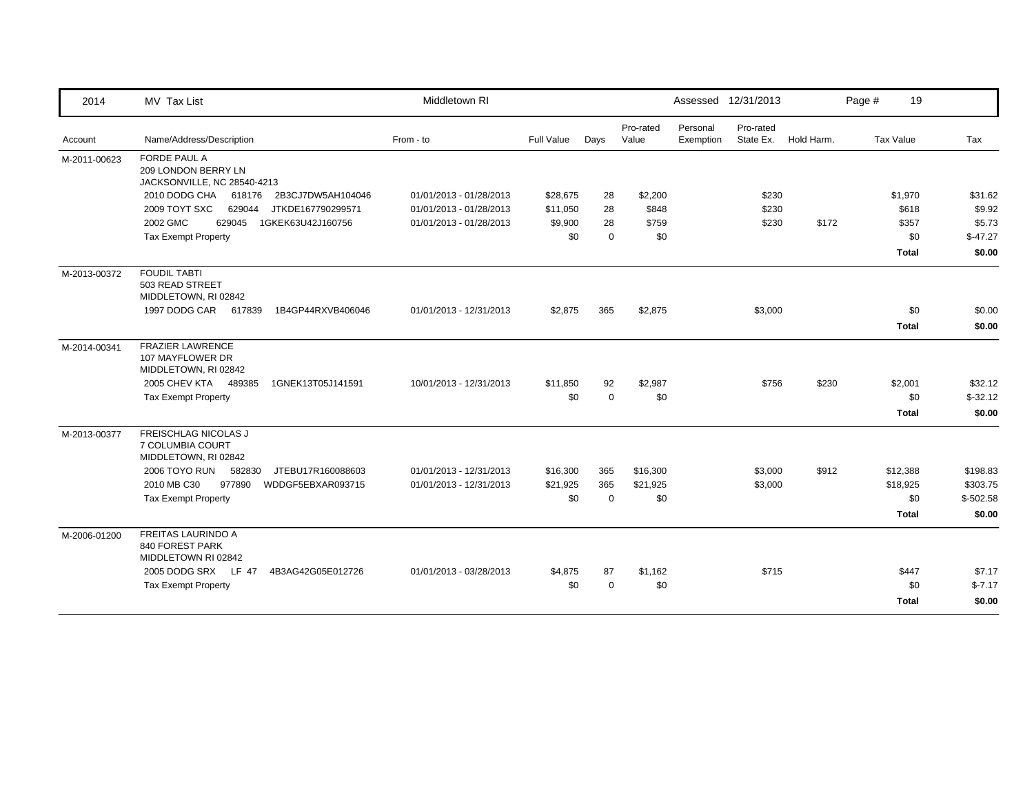| Account | Name/Address/Description | From - to | Full Value | Days | Pro-rated Value | Personal Exemption | Pro-rated State Ex. | Hold Harm. | Tax Value | Tax |
|---|---|---|---|---|---|---|---|---|---|---|
| M-2011-00623 | FORDE PAUL A<br>209 LONDON BERRY LN<br>JACKSONVILLE, NC 28540-4213 | | | | | | | | | |
| | 2010 DODG CHA 618176 2B3CJ7DW5AH104046 | 01/01/2013 - 01/28/2013 | $28,675 | 28 | $2,200 | | $230 | | $1,970 | $31.62 |
| | 2009 TOYT SXC 629044 JTKDE167790299571 | 01/01/2013 - 01/28/2013 | $11,050 | 28 | $848 | | $230 | | $618 | $9.92 |
| | 2002 GMC 629045 1GKEK63U42J160756 | 01/01/2013 - 01/28/2013 | $9,900 | 28 | $759 | | $230 | $172 | $357 | $5.73 |
| | Tax Exempt Property | | $0 | 0 | $0 | | | | $0 | $-47.27 |
| | | | | | | | | | **Total** | **$0.00** |
| M-2013-00372 | FOUDIL TABTI<br>503 READ STREET<br>MIDDLETOWN, RI 02842 | | | | | | | | | |
| | 1997 DODG CAR 617839 1B4GP44RXVB406046 | 01/01/2013 - 12/31/2013 | $2,875 | 365 | $2,875 | | $3,000 | | $0 | $0.00 |
| | | | | | | | | | **Total** | **$0.00** |
| M-2014-00341 | FRAZIER LAWRENCE<br>107 MAYFLOWER DR<br>MIDDLETOWN, RI 02842 | | | | | | | | | |
| | 2005 CHEV KTA 489385 1GNEK13T05J141591 | 10/01/2013 - 12/31/2013 | $11,850 | 92 | $2,987 | | $756 | $230 | $2,001 | $32.12 |
| | Tax Exempt Property | | $0 | 0 | $0 | | | | $0 | $-32.12 |
| | | | | | | | | | **Total** | **$0.00** |
| M-2013-00377 | FREISCHLAG NICOLAS J<br>7 COLUMBIA COURT<br>MIDDLETOWN, RI 02842 | | | | | | | | | |
| | 2006 TOYO RUN 582830 JTEBU17R160088603 | 01/01/2013 - 12/31/2013 | $16,300 | 365 | $16,300 | | $3,000 | $912 | $12,388 | $198.83 |
| | 2010 MB C30 977890 WDDGF5EBXAR093715 | 01/01/2013 - 12/31/2013 | $21,925 | 365 | $21,925 | | $3,000 | | $18,925 | $303.75 |
| | Tax Exempt Property | | $0 | 0 | $0 | | | | $0 | $-502.58 |
| | | | | | | | | | **Total** | **$0.00** |
| M-2006-01200 | FREITAS LAURINDO A<br>840 FOREST PARK<br>MIDDLETOWN RI 02842 | | | | | | | | | |
| | 2005 DODG SRX LF 47 4B3AG42G05E012726 | 01/01/2013 - 03/28/2013 | $4,875 | 87 | $1,162 | | $715 | | $447 | $7.17 |
| | Tax Exempt Property | | $0 | 0 | $0 | | | | $0 | $-7.17 |
| | | | | | | | | | **Total** | **$0.00** |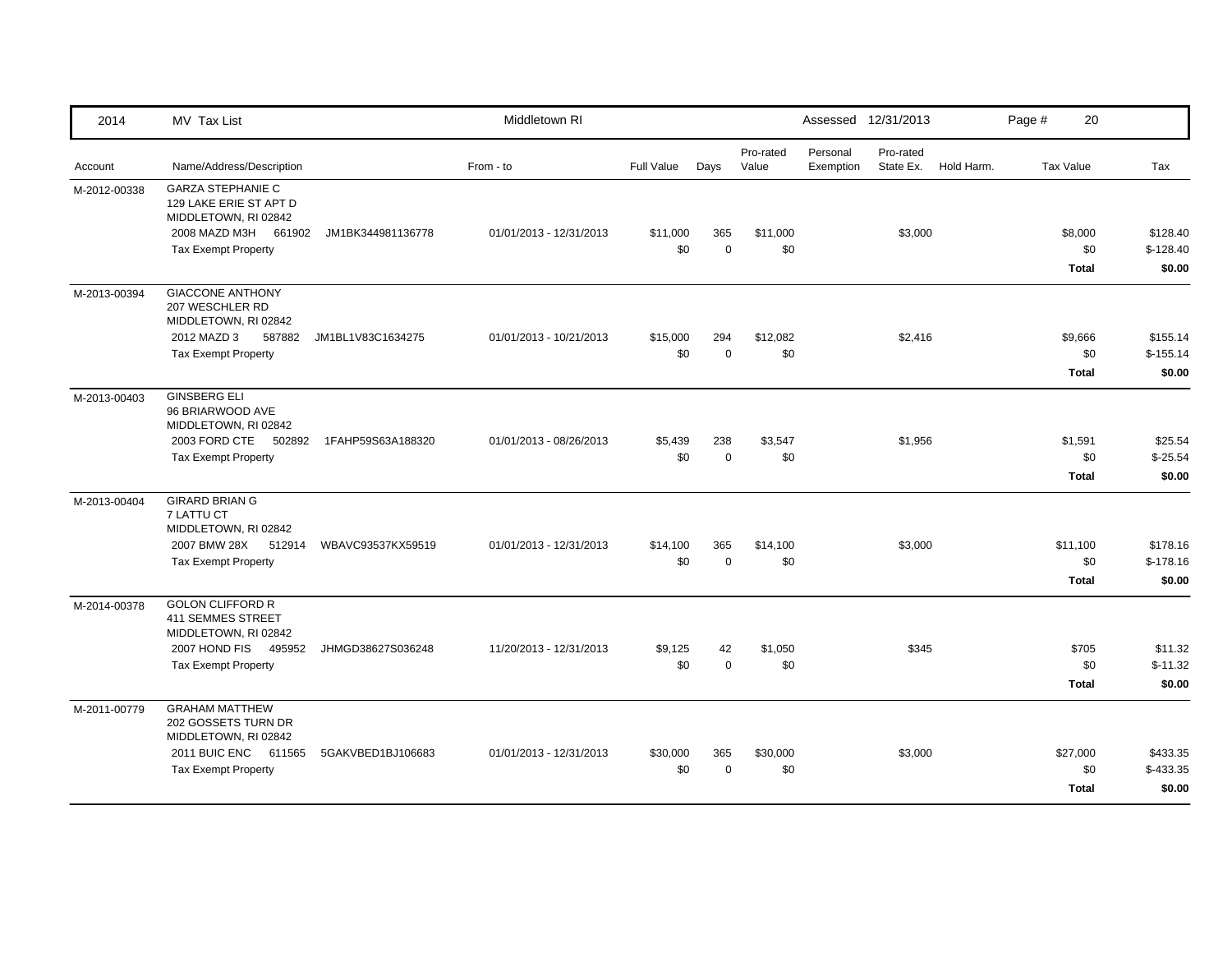| 2014 | MV Tax List | Middletown RI | | | | Assessed 12/31/2013 | | | | |
|---|---|---|---|---|---|---|---|---|---|---|

| Account | Name/Address/Description | From - to | Full Value | Days | Pro-rated Value | Personal Exemption | Pro-rated State Ex. | Hold Harm. | Tax Value | Tax |
|---|---|---|---|---|---|---|---|---|---|---|
| M-2012-00338 | GARZA STEPHANIE C<br>129 LAKE ERIE ST APT D<br>MIDDLETOWN, RI 02842 | | | | | | | | | |
| | 2008 MAZD M3H 661902 JM1BK344981136778 | 01/01/2013 - 12/31/2013 | $11,000 | 365 | $11,000 | | $3,000 | | $8,000 | $128.40 |
| | Tax Exempt Property | | $0 | 0 | $0 | | | | $0 | $-128.40 |
| | | | | | | | | | **Total** | **$0.00** |
| M-2013-00394 | GIACCONE ANTHONY<br>207 WESCHLER RD<br>MIDDLETOWN, RI 02842 | | | | | | | | | |
| | 2012 MAZD 3 587882 JM1BL1V83C1634275 | 01/01/2013 - 10/21/2013 | $15,000 | 294 | $12,082 | | $2,416 | | $9,666 | $155.14 |
| | Tax Exempt Property | | $0 | 0 | $0 | | | | $0 | $-155.14 |
| | | | | | | | | | **Total** | **$0.00** |
| M-2013-00403 | GINSBERG ELI<br>96 BRIARWOOD AVE<br>MIDDLETOWN, RI 02842 | | | | | | | | | |
| | 2003 FORD CTE 502892 1FAHP59S63A188320 | 01/01/2013 - 08/26/2013 | $5,439 | 238 | $3,547 | | $1,956 | | $1,591 | $25.54 |
| | Tax Exempt Property | | $0 | 0 | $0 | | | | $0 | $-25.54 |
| | | | | | | | | | **Total** | **$0.00** |
| M-2013-00404 | GIRARD BRIAN G<br>7 LATTU CT<br>MIDDLETOWN, RI 02842 | | | | | | | | | |
| | 2007 BMW 28X 512914 WBAVC93537KX59519 | 01/01/2013 - 12/31/2013 | $14,100 | 365 | $14,100 | | $3,000 | | $11,100 | $178.16 |
| | Tax Exempt Property | | $0 | 0 | $0 | | | | $0 | $-178.16 |
| | | | | | | | | | **Total** | **$0.00** |
| M-2014-00378 | GOLON CLIFFORD R<br>411 SEMMES STREET<br>MIDDLETOWN, RI 02842 | | | | | | | | | |
| | 2007 HOND FIS 495952 JHMGD38627S036248 | 11/20/2013 - 12/31/2013 | $9,125 | 42 | $1,050 | | $345 | | $705 | $11.32 |
| | Tax Exempt Property | | $0 | 0 | $0 | | | | $0 | $-11.32 |
| | | | | | | | | | **Total** | **$0.00** |
| M-2011-00779 | GRAHAM MATTHEW<br>202 GOSSETS TURN DR<br>MIDDLETOWN, RI 02842 | | | | | | | | | |
| | 2011 BUIC ENC 611565 5GAKVBED1BJ106683 | 01/01/2013 - 12/31/2013 | $30,000 | 365 | $30,000 | | $3,000 | | $27,000 | $433.35 |
| | Tax Exempt Property | | $0 | 0 | $0 | | | | $0 | $-433.35 |
| | | | | | | | | | **Total** | **$0.00** |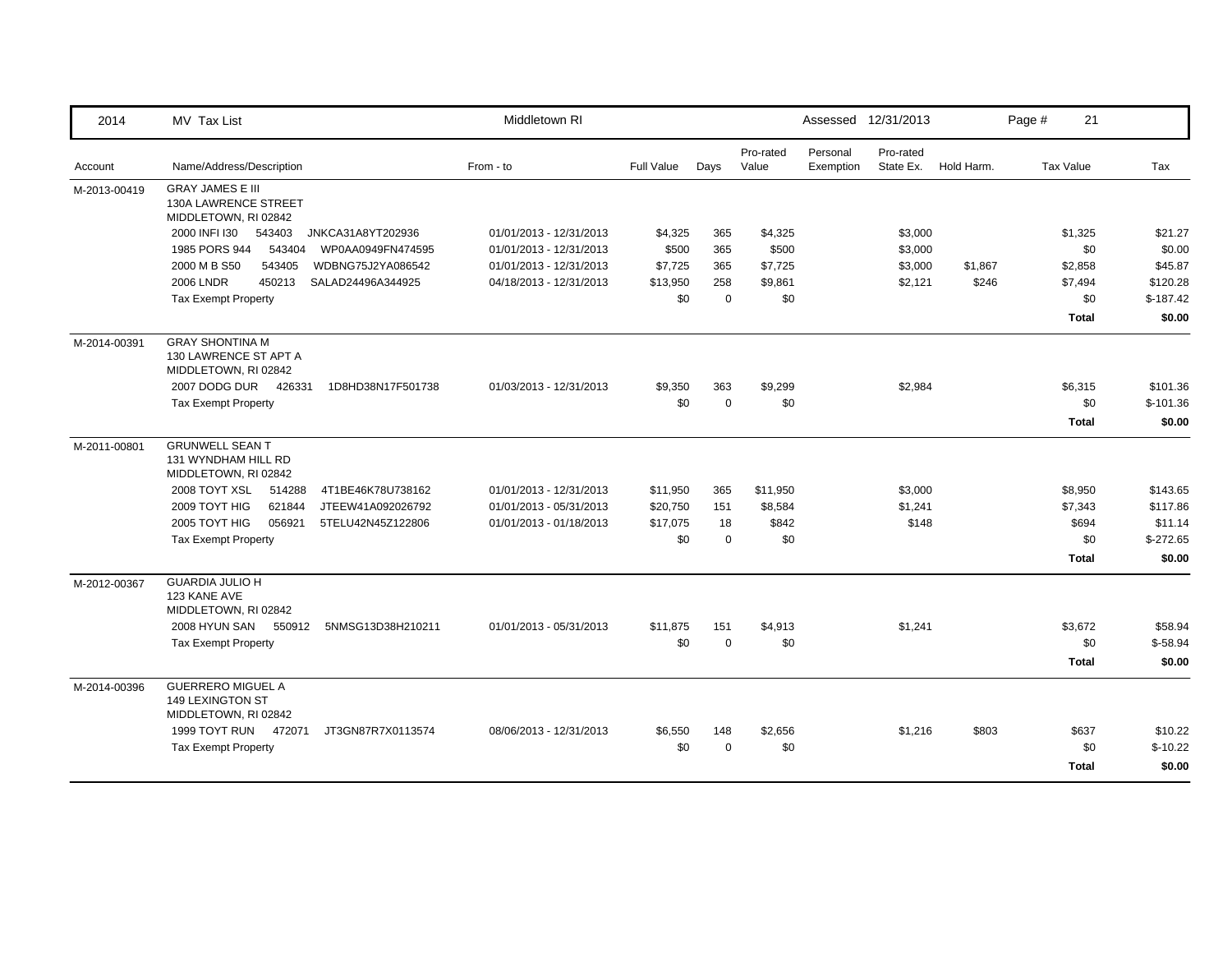| 2014 | MV Tax List | Middletown RI | | | | Assessed | 12/31/2013 | | Page # 21 | |
|---|---|---|---|---|---|---|---|---|---|---|
| Account | Name/Address/Description | From - to | Full Value | Days | Pro-rated Value | Personal Exemption | Pro-rated State Ex. | Hold Harm. | Tax Value | Tax |
| M-2013-00419 | GRAY JAMES E III<br>130A LAWRENCE STREET<br>MIDDLETOWN, RI 02842 | | | | | | | | | |
| | 2000 INFI I30 543403 JNKCA31A8YT202936 | 01/01/2013 - 12/31/2013 | $4,325 | 365 | $4,325 | | $3,000 | | $1,325 | $21.27 |
| | 1985 PORS 944 543404 WP0AA0949FN474595 | 01/01/2013 - 12/31/2013 | $500 | 365 | $500 | | $3,000 | | $0 | $0.00 |
| | 2000 M B S50 543405 WDBNG75J2YA086542 | 01/01/2013 - 12/31/2013 | $7,725 | 365 | $7,725 | | $3,000 | $1,867 | $2,858 | $45.87 |
| | 2006 LNDR 450213 SALAD24496A344925 | 04/18/2013 - 12/31/2013 | $13,950 | 258 | $9,861 | | $2,121 | $246 | $7,494 | $120.28 |
| | Tax Exempt Property | | $0 | 0 | $0 | | | | $0 | $-187.42 |
| | | | | | | | | | **Total** | **$0.00** |
| M-2014-00391 | GRAY SHONTINA M<br>130 LAWRENCE ST APT A<br>MIDDLETOWN, RI 02842 | | | | | | | | | |
| | 2007 DODG DUR 426331 1D8HD38N17F501738 | 01/03/2013 - 12/31/2013 | $9,350 | 363 | $9,299 | | $2,984 | | $6,315 | $101.36 |
| | Tax Exempt Property | | $0 | 0 | $0 | | | | $0 | $-101.36 |
| | | | | | | | | | **Total** | **$0.00** |
| M-2011-00801 | GRUNWELL SEAN T<br>131 WYNDHAM HILL RD<br>MIDDLETOWN, RI 02842 | | | | | | | | | |
| | 2008 TOYT XSL 514288 4T1BE46K78U738162 | 01/01/2013 - 12/31/2013 | $11,950 | 365 | $11,950 | | $3,000 | | $8,950 | $143.65 |
| | 2009 TOYT HIG 621844 JTEEW41A092026792 | 01/01/2013 - 05/31/2013 | $20,750 | 151 | $8,584 | | $1,241 | | $7,343 | $117.86 |
| | 2005 TOYT HIG 056921 5TELU42N45Z122806 | 01/01/2013 - 01/18/2013 | $17,075 | 18 | $842 | | $148 | | $694 | $11.14 |
| | Tax Exempt Property | | $0 | 0 | $0 | | | | $0 | $-272.65 |
| | | | | | | | | | **Total** | **$0.00** |
| M-2012-00367 | GUARDIA JULIO H<br>123 KANE AVE<br>MIDDLETOWN, RI 02842 | | | | | | | | | |
| | 2008 HYUN SAN 550912 5NMSG13D38H210211 | 01/01/2013 - 05/31/2013 | $11,875 | 151 | $4,913 | | $1,241 | | $3,672 | $58.94 |
| | Tax Exempt Property | | $0 | 0 | $0 | | | | $0 | $-58.94 |
| | | | | | | | | | **Total** | **$0.00** |
| M-2014-00396 | GUERRERO MIGUEL A<br>149 LEXINGTON ST<br>MIDDLETOWN, RI 02842 | | | | | | | | | |
| | 1999 TOYT RUN 472071 JT3GN87R7X0113574 | 08/06/2013 - 12/31/2013 | $6,550 | 148 | $2,656 | | $1,216 | $803 | $637 | $10.22 |
| | Tax Exempt Property | | $0 | 0 | $0 | | | | $0 | $-10.22 |
| | | | | | | | | | **Total** | **$0.00** |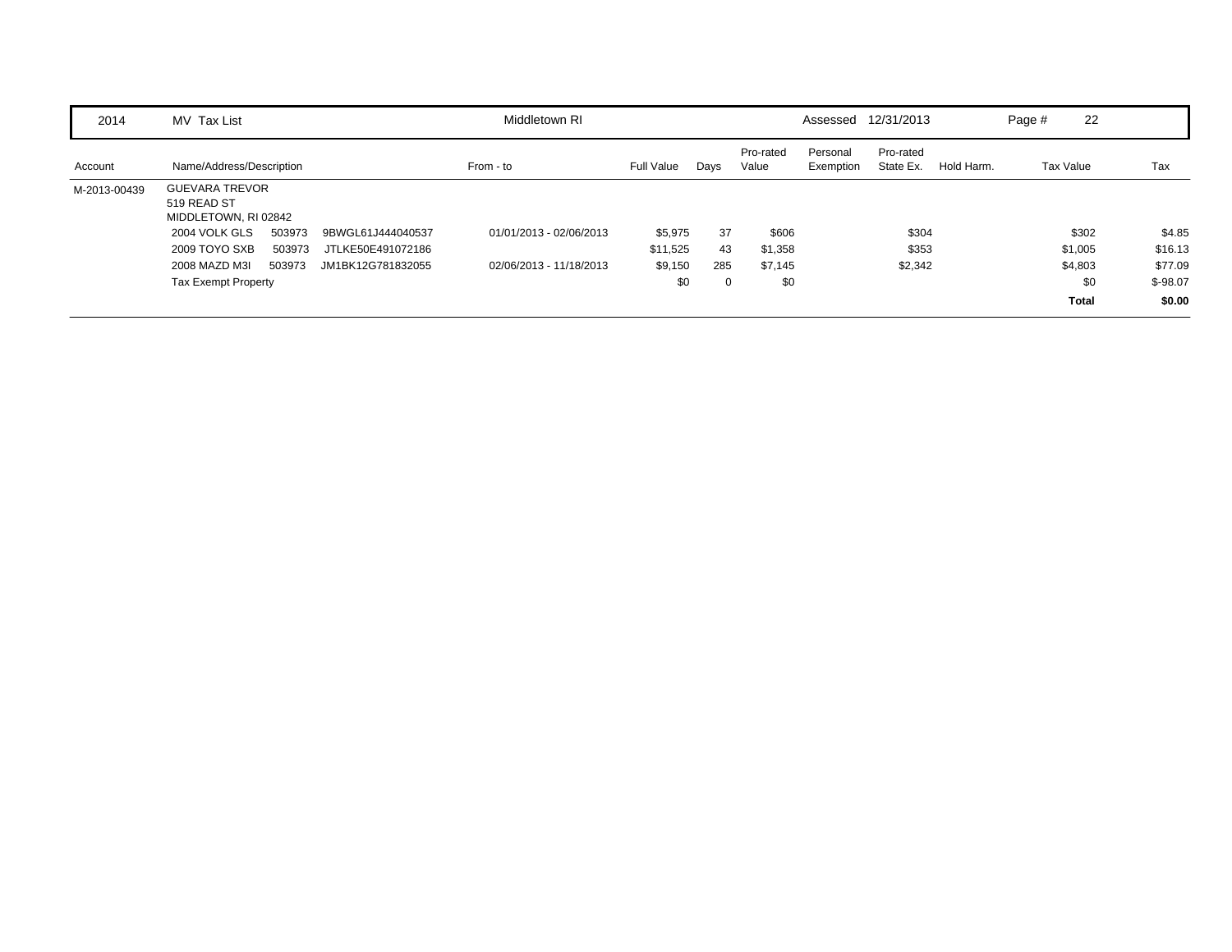| 2014 | MV Tax List | | | Middletown RI | | | | Assessed | 12/31/2013 | | Page # | 22 |
|---|---|---|---|---|---|---|---|---|---|---|---|---|
| Account | Name/Address/Description | | | From - to | Full Value | Days | Pro-rated Value | Personal Exemption | Pro-rated State Ex. | Hold Harm. | Tax Value | Tax |
| M-2013-00439 | GUEVARA TREVOR<br>519 READ ST<br>MIDDLETOWN, RI 02842 | | | | | | | | | | | |
| | 2004 VOLK GLS | 503973 | 9BWGL61J444040537 | 01/01/2013 - 02/06/2013 | $5,975 | 37 | $606 | | $304 | | $302 | $4.85 |
| | 2009 TOYO SXB | 503973 | JTLKE50E491072186 | | $11,525 | 43 | $1,358 | | $353 | | $1,005 | $16.13 |
| | 2008 MAZD M3I | 503973 | JM1BK12G781832055 | 02/06/2013 - 11/18/2013 | $9,150 | 285 | $7,145 | | $2,342 | | $4,803 | $77.09 |
| | Tax Exempt Property | | | | $0 | 0 | $0 | | | | $0 | $-98.07 |
| | | | | | | | | | | | **Total** | **$0.00** |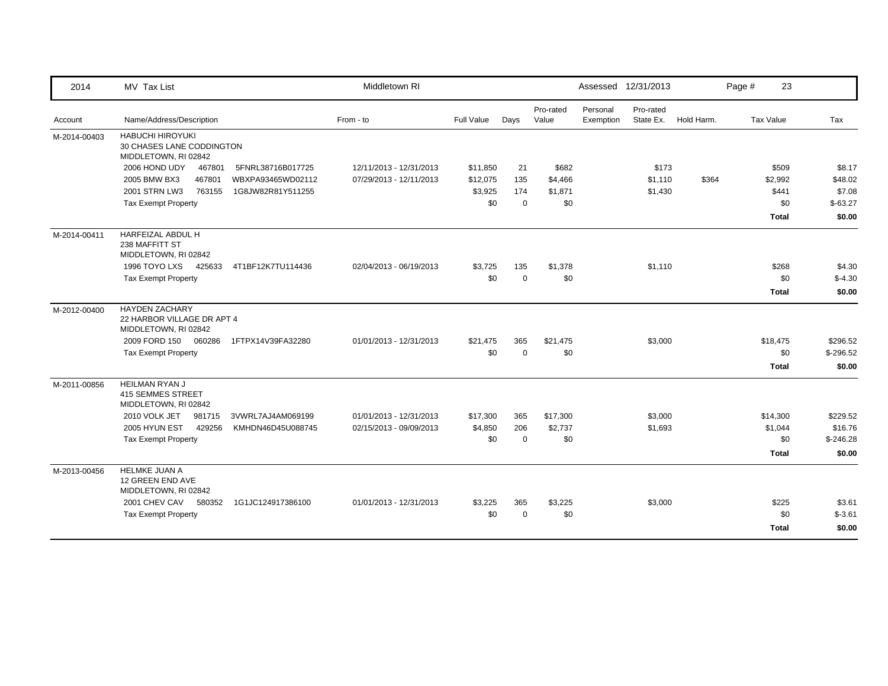| 2014 | MV Tax List | Middletown RI | | | | Assessed 12/31/2013 | | | Page # 23 | |
|---|---|---|---|---|---|---|---|---|---|---|
| Account | Name/Address/Description | From - to | Full Value | Days | Pro-rated Value | Personal Exemption | Pro-rated State Ex. | Hold Harm. | Tax Value | Tax |
| M-2014-00403 | HABUCHI HIROYUKI<br>30 CHASES LANE CODDINGTON<br>MIDDLETOWN, RI 02842 | | | | | | | | | |
| | 2006 HOND UDY 467801 5FNRL38716B017725 | 12/11/2013 - 12/31/2013 | $11,850 | 21 | $682 | | $173 | | $509 | $8.17 |
| | 2005 BMW BX3 467801 WBXPA93465WD02112 | 07/29/2013 - 12/11/2013 | $12,075 | 135 | $4,466 | | $1,110 | $364 | $2,992 | $48.02 |
| | 2001 STRN LW3 763155 1G8JW82R81Y511255 | | $3,925 | 174 | $1,871 | | $1,430 | | $441 | $7.08 |
| | Tax Exempt Property | | $0 | 0 | $0 | | | | $0 | $-63.27 |
| | | | | | | | | | **Total** | **$0.00** |
| M-2014-00411 | HARFEIZAL ABDUL H<br>238 MAFFITT ST<br>MIDDLETOWN, RI 02842 | | | | | | | | | |
| | 1996 TOYO LXS 425633 4T1BF12K7TU114436 | 02/04/2013 - 06/19/2013 | $3,725 | 135 | $1,378 | | $1,110 | | $268 | $4.30 |
| | Tax Exempt Property | | $0 | 0 | $0 | | | | $0 | $-4.30 |
| | | | | | | | | | **Total** | **$0.00** |
| M-2012-00400 | HAYDEN ZACHARY<br>22 HARBOR VILLAGE DR APT 4<br>MIDDLETOWN, RI 02842 | | | | | | | | | |
| | 2009 FORD 150 060286 1FTPX14V39FA32280 | 01/01/2013 - 12/31/2013 | $21,475 | 365 | $21,475 | | $3,000 | | $18,475 | $296.52 |
| | Tax Exempt Property | | $0 | 0 | $0 | | | | $0 | $-296.52 |
| | | | | | | | | | **Total** | **$0.00** |
| M-2011-00856 | HEILMAN RYAN J<br>415 SEMMES STREET<br>MIDDLETOWN, RI 02842 | | | | | | | | | |
| | 2010 VOLK JET 981715 3VWRL7AJ4AM069199 | 01/01/2013 - 12/31/2013 | $17,300 | 365 | $17,300 | | $3,000 | | $14,300 | $229.52 |
| | 2005 HYUN EST 429256 KMHDN46D45U088745 | 02/15/2013 - 09/09/2013 | $4,850 | 206 | $2,737 | | $1,693 | | $1,044 | $16.76 |
| | Tax Exempt Property | | $0 | 0 | $0 | | | | $0 | $-246.28 |
| | | | | | | | | | **Total** | **$0.00** |
| M-2013-00456 | HELMKE JUAN A<br>12 GREEN END AVE<br>MIDDLETOWN, RI 02842 | | | | | | | | | |
| | 2001 CHEV CAV 580352 1G1JC124917386100 | 01/01/2013 - 12/31/2013 | $3,225 | 365 | $3,225 | | $3,000 | | $225 | $3.61 |
| | Tax Exempt Property | | $0 | 0 | $0 | | | | $0 | $-3.61 |
| | | | | | | | | | **Total** | **$0.00** |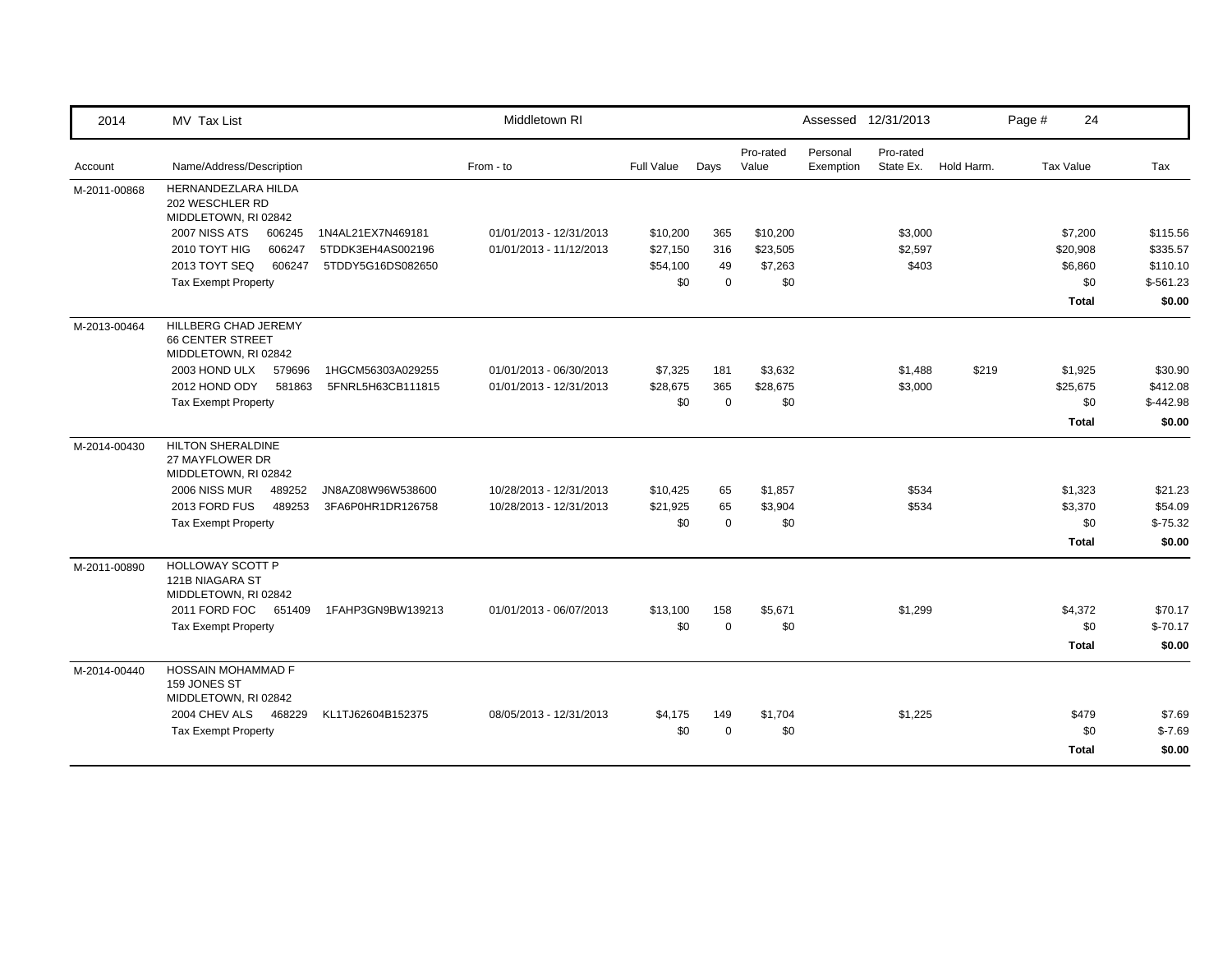| 2014 | MV Tax List | Middletown RI | | | | Assessed 12/31/2013 | | | Page # 24 | |
|---|---|---|---|---|---|---|---|---|---|---|
| Account | Name/Address/Description | From - to | Full Value | Days | Pro-rated Value | Personal Exemption | Pro-rated State Ex. | Hold Harm. | Tax Value | Tax |
| M-2011-00868 | HERNANDEZLARA HILDA<br>202 WESCHLER RD<br>MIDDLETOWN, RI 02842 | | | | | | | | | |
| | 2007 NISS ATS 606245 1N4AL21EX7N469181 | 01/01/2013 - 12/31/2013 | $10,200 | 365 | $10,200 | | $3,000 | | $7,200 | $115.56 |
| | 2010 TOYT HIG 606247 5TDDK3EH4AS002196 | 01/01/2013 - 11/12/2013 | $27,150 | 316 | $23,505 | | $2,597 | | $20,908 | $335.57 |
| | 2013 TOYT SEQ 606247 5TDDY5G16DS082650 | | $54,100 | 49 | $7,263 | | $403 | | $6,860 | $110.10 |
| | Tax Exempt Property | | $0 | 0 | $0 | | | | $0 | $-561.23 |
| | | | | | | | | | **Total** | **$0.00** |
| M-2013-00464 | HILLBERG CHAD JEREMY<br>66 CENTER STREET<br>MIDDLETOWN, RI 02842 | | | | | | | | | |
| | 2003 HOND ULX 579696 1HGCM56303A029255 | 01/01/2013 - 06/30/2013 | $7,325 | 181 | $3,632 | | $1,488 | $219 | $1,925 | $30.90 |
| | 2012 HOND ODY 581863 5FNRL5H63CB111815 | 01/01/2013 - 12/31/2013 | $28,675 | 365 | $28,675 | | $3,000 | | $25,675 | $412.08 |
| | Tax Exempt Property | | $0 | 0 | $0 | | | | $0 | $-442.98 |
| | | | | | | | | | **Total** | **$0.00** |
| M-2014-00430 | HILTON SHERALDINE<br>27 MAYFLOWER DR<br>MIDDLETOWN, RI 02842 | | | | | | | | | |
| | 2006 NISS MUR 489252 JN8AZ08W96W538600 | 10/28/2013 - 12/31/2013 | $10,425 | 65 | $1,857 | | $534 | | $1,323 | $21.23 |
| | 2013 FORD FUS 489253 3FA6P0HR1DR126758 | 10/28/2013 - 12/31/2013 | $21,925 | 65 | $3,904 | | $534 | | $3,370 | $54.09 |
| | Tax Exempt Property | | $0 | 0 | $0 | | | | $0 | $-75.32 |
| | | | | | | | | | **Total** | **$0.00** |
| M-2011-00890 | HOLLOWAY SCOTT P<br>121B NIAGARA ST<br>MIDDLETOWN, RI 02842 | | | | | | | | | |
| | 2011 FORD FOC 651409 1FAHP3GN9BW139213 | 01/01/2013 - 06/07/2013 | $13,100 | 158 | $5,671 | | $1,299 | | $4,372 | $70.17 |
| | Tax Exempt Property | | $0 | 0 | $0 | | | | $0 | $-70.17 |
| | | | | | | | | | **Total** | **$0.00** |
| M-2014-00440 | HOSSAIN MOHAMMAD F<br>159 JONES ST<br>MIDDLETOWN, RI 02842 | | | | | | | | | |
| | 2004 CHEV ALS 468229 KL1TJ62604B152375 | 08/05/2013 - 12/31/2013 | $4,175 | 149 | $1,704 | | $1,225 | | $479 | $7.69 |
| | Tax Exempt Property | | $0 | 0 | $0 | | | | $0 | $-7.69 |
| | | | | | | | | | **Total** | **$0.00** |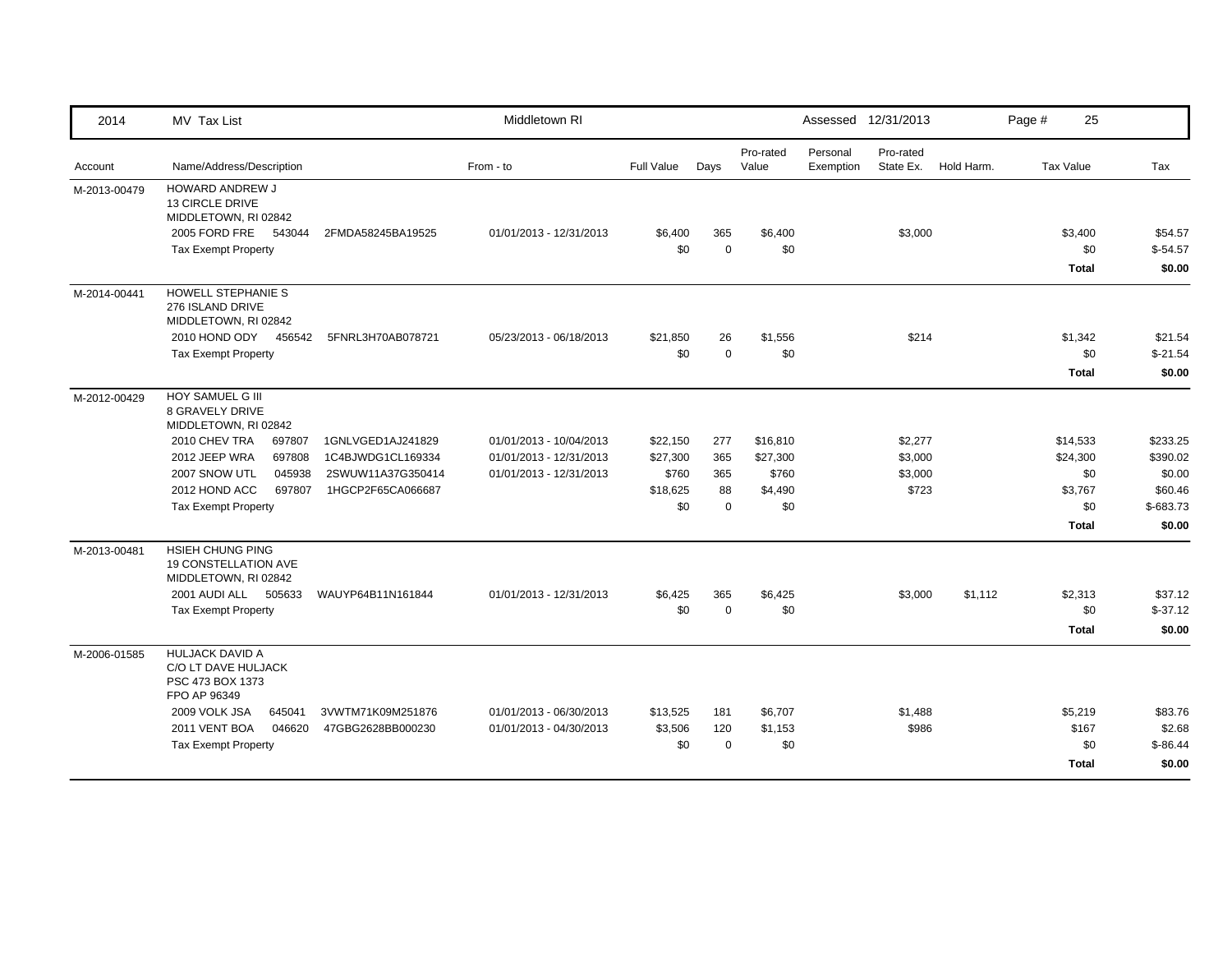| 2014 | MV Tax List | Middletown RI | | | | | Assessed 12/31/2013 | | Page # 25 | |
|---|---|---|---|---|---|---|---|---|---|---|
| Account | Name/Address/Description | From - to | Full Value | Days | Pro-rated Value | Personal Exemption | Pro-rated State Ex. | Hold Harm. | Tax Value | Tax |
| M-2013-00479 | HOWARD ANDREW J<br>13 CIRCLE DRIVE<br>MIDDLETOWN, RI 02842 | | | | | | | | | |
| | 2005 FORD FRE 543044 2FMDA58245BA19525 | 01/01/2013 - 12/31/2013 | $6,400 | 365 | $6,400 | | $3,000 | | $3,400 | $54.57 |
| | Tax Exempt Property | | $0 | 0 | $0 | | | | $0 | $-54.57 |
| | | | | | | | | | **Total** | **$0.00** |
| M-2014-00441 | HOWELL STEPHANIE S<br>276 ISLAND DRIVE<br>MIDDLETOWN, RI 02842 | | | | | | | | | |
| | 2010 HOND ODY 456542 5FNRL3H70AB078721 | 05/23/2013 - 06/18/2013 | $21,850 | 26 | $1,556 | | $214 | | $1,342 | $21.54 |
| | Tax Exempt Property | | $0 | 0 | $0 | | | | $0 | $-21.54 |
| | | | | | | | | | **Total** | **$0.00** |
| M-2012-00429 | HOY SAMUEL G III<br>8 GRAVELY DRIVE<br>MIDDLETOWN, RI 02842 | | | | | | | | | |
| | 2010 CHEV TRA 697807 1GNLVGED1AJ241829 | 01/01/2013 - 10/04/2013 | $22,150 | 277 | $16,810 | | $2,277 | | $14,533 | $233.25 |
| | 2012 JEEP WRA 697808 1C4BJWDG1CL169334 | 01/01/2013 - 12/31/2013 | $27,300 | 365 | $27,300 | | $3,000 | | $24,300 | $390.02 |
| | 2007 SNOW UTL 045938 2SWUW11A37G350414 | 01/01/2013 - 12/31/2013 | $760 | 365 | $760 | | $3,000 | | $0 | $0.00 |
| | 2012 HOND ACC 697807 1HGCP2F65CA066687 | | $18,625 | 88 | $4,490 | | $723 | | $3,767 | $60.46 |
| | Tax Exempt Property | | $0 | 0 | $0 | | | | $0 | $-683.73 |
| | | | | | | | | | **Total** | **$0.00** |
| M-2013-00481 | HSIEH CHUNG PING<br>19 CONSTELLATION AVE<br>MIDDLETOWN, RI 02842 | | | | | | | | | |
| | 2001 AUDI ALL 505633 WAUYP64B11N161844 | 01/01/2013 - 12/31/2013 | $6,425 | 365 | $6,425 | | $3,000 | $1,112 | $2,313 | $37.12 |
| | Tax Exempt Property | | $0 | 0 | $0 | | | | $0 | $-37.12 |
| | | | | | | | | | **Total** | **$0.00** |
| M-2006-01585 | HULJACK DAVID A<br>C/O LT DAVE HULJACK<br>PSC 473 BOX 1373<br>FPO AP 96349 | | | | | | | | | |
| | 2009 VOLK JSA 645041 3VWTM71K09M251876 | 01/01/2013 - 06/30/2013 | $13,525 | 181 | $6,707 | | $1,488 | | $5,219 | $83.76 |
| | 2011 VENT BOA 046620 47GBG2628BB000230 | 01/01/2013 - 04/30/2013 | $3,506 | 120 | $1,153 | | $986 | | $167 | $2.68 |
| | Tax Exempt Property | | $0 | 0 | $0 | | | | $0 | $-86.44 |
| | | | | | | | | | **Total** | **$0.00** |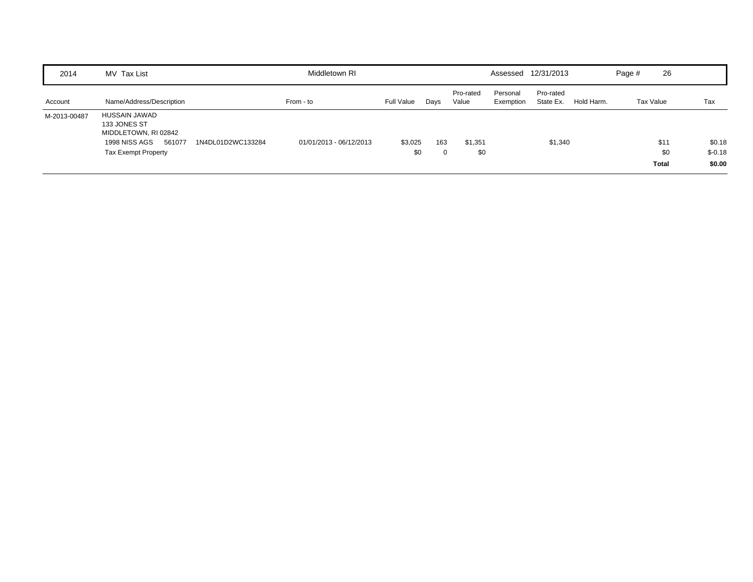| 2014 | MV Tax List | | Middletown RI | | | | Assessed | 12/31/2013 | | Page # 26 | |
|---|---|---|---|---|---|---|---|---|---|---|---|
| Account | Name/Address/Description | | From - to | Full Value | Days | Pro-rated Value | Personal Exemption | Pro-rated State Ex. | Hold Harm. | Tax Value | Tax |
| M-2013-00487 | HUSSAIN JAWAD<br>133 JONES ST<br>MIDDLETOWN, RI 02842 | | | | | | | | | | |
| | 1998 NISS AGS 561077 | 1N4DL01D2WC133284 | 01/01/2013 - 06/12/2013 | $3,025 | 163 | $1,351 | | $1,340 | | $11 | $0.18 |
| | Tax Exempt Property | | | $0 | 0 | $0 | | | | $0 | $-0.18 |
| | | | | | | | | | | **Total** | **$0.00** |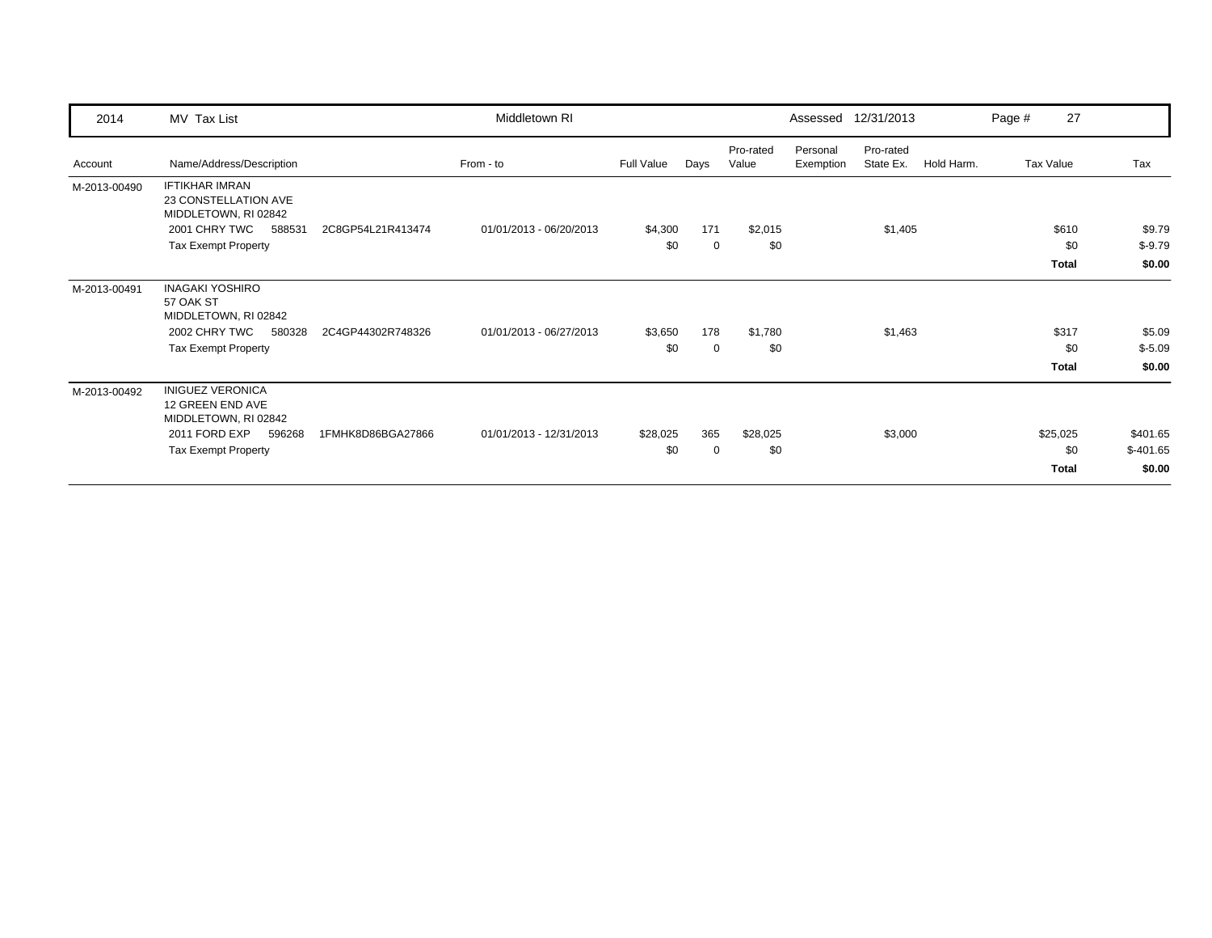| 2014 | MV Tax List | | Middletown RI | | | | Assessed | 12/31/2013 | | Page # 27 | |
|---|---|---|---|---|---|---|---|---|---|---|---|
| Account | Name/Address/Description | | From - to | Full Value | Days | Pro-rated Value | Personal Exemption | Pro-rated State Ex. | Hold Harm. | Tax Value | Tax |
| M-2013-00490 | IFTIKHAR IMRAN<br>23 CONSTELLATION AVE<br>MIDDLETOWN, RI 02842 | | | | | | | | | | |
| | 2001 CHRY TWC 588531 | 2C8GP54L21R413474 | 01/01/2013 - 06/20/2013 | $4,300 | 171 | $2,015 | | $1,405 | | $610 | $9.79 |
| | Tax Exempt Property | | | $0 | 0 | $0 | | | | $0 | $-9.79 |
| | | | | | | | | | | **Total** | **$0.00** |
| M-2013-00491 | INAGAKI YOSHIRO<br>57 OAK ST<br>MIDDLETOWN, RI 02842 | | | | | | | | | | |
| | 2002 CHRY TWC 580328 | 2C4GP44302R748326 | 01/01/2013 - 06/27/2013 | $3,650 | 178 | $1,780 | | $1,463 | | $317 | $5.09 |
| | Tax Exempt Property | | | $0 | 0 | $0 | | | | $0 | $-5.09 |
| | | | | | | | | | | **Total** | **$0.00** |
| M-2013-00492 | INIGUEZ VERONICA<br>12 GREEN END AVE<br>MIDDLETOWN, RI 02842 | | | | | | | | | | |
| | 2011 FORD EXP 596268 | 1FMHK8D86BGA27866 | 01/01/2013 - 12/31/2013 | $28,025 | 365 | $28,025 | | $3,000 | | $25,025 | $401.65 |
| | Tax Exempt Property | | | $0 | 0 | $0 | | | | $0 | $-401.65 |
| | | | | | | | | | | **Total** | **$0.00** |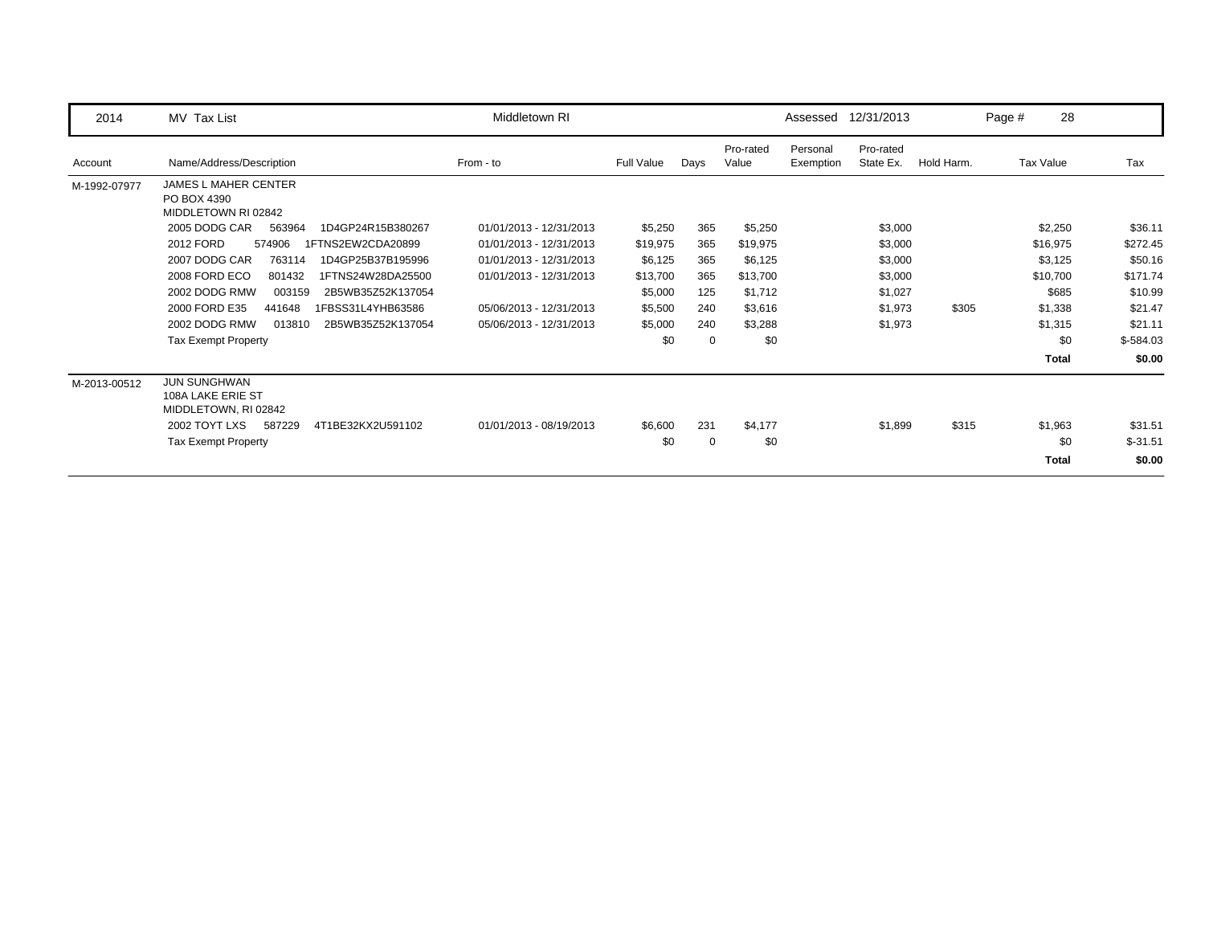| 2014 | MV Tax List | Middletown RI | | | | Assessed | 12/31/2013 | | Page # 28 | |
|---|---|---|---|---|---|---|---|---|---|---|
| Account | Name/Address/Description | From - to | Full Value | Days | Pro-rated Value | Personal Exemption | Pro-rated State Ex. | Hold Harm. | Tax Value | Tax |
| M-1992-07977 | JAMES L MAHER CENTER<br>PO BOX 4390<br>MIDDLETOWN RI 02842 | | | | | | | | | |
| | 2005 DODG CAR 563964 1D4GP24R15B380267 | 01/01/2013 - 12/31/2013 | $5,250 | 365 | $5,250 | | $3,000 | | $2,250 | $36.11 |
| | 2012 FORD 574906 1FTNS2EW2CDA20899 | 01/01/2013 - 12/31/2013 | $19,975 | 365 | $19,975 | | $3,000 | | $16,975 | $272.45 |
| | 2007 DODG CAR 763114 1D4GP25B37B195996 | 01/01/2013 - 12/31/2013 | $6,125 | 365 | $6,125 | | $3,000 | | $3,125 | $50.16 |
| | 2008 FORD ECO 801432 1FTNS24W28DA25500 | 01/01/2013 - 12/31/2013 | $13,700 | 365 | $13,700 | | $3,000 | | $10,700 | $171.74 |
| | 2002 DODG RMW 003159 2B5WB35Z52K137054 | | $5,000 | 125 | $1,712 | | $1,027 | | $685 | $10.99 |
| | 2000 FORD E35 441648 1FBSS31L4YHB63586 | 05/06/2013 - 12/31/2013 | $5,500 | 240 | $3,616 | | $1,973 | $305 | $1,338 | $21.47 |
| | 2002 DODG RMW 013810 2B5WB35Z52K137054 | 05/06/2013 - 12/31/2013 | $5,000 | 240 | $3,288 | | $1,973 | | $1,315 | $21.11 |
| | Tax Exempt Property | | $0 | 0 | $0 | | | | $0 | $-584.03 |
| | | | | | | | | | **Total** | **$0.00** |
| M-2013-00512 | JUN SUNGHWAN<br>108A LAKE ERIE ST<br>MIDDLETOWN, RI 02842 | | | | | | | | | |
| | 2002 TOYT LXS 587229 4T1BE32KX2U591102 | 01/01/2013 - 08/19/2013 | $6,600 | 231 | $4,177 | | $1,899 | $315 | $1,963 | $31.51 |
| | Tax Exempt Property | | $0 | 0 | $0 | | | | $0 | $-31.51 |
| | | | | | | | | | **Total** | **$0.00** |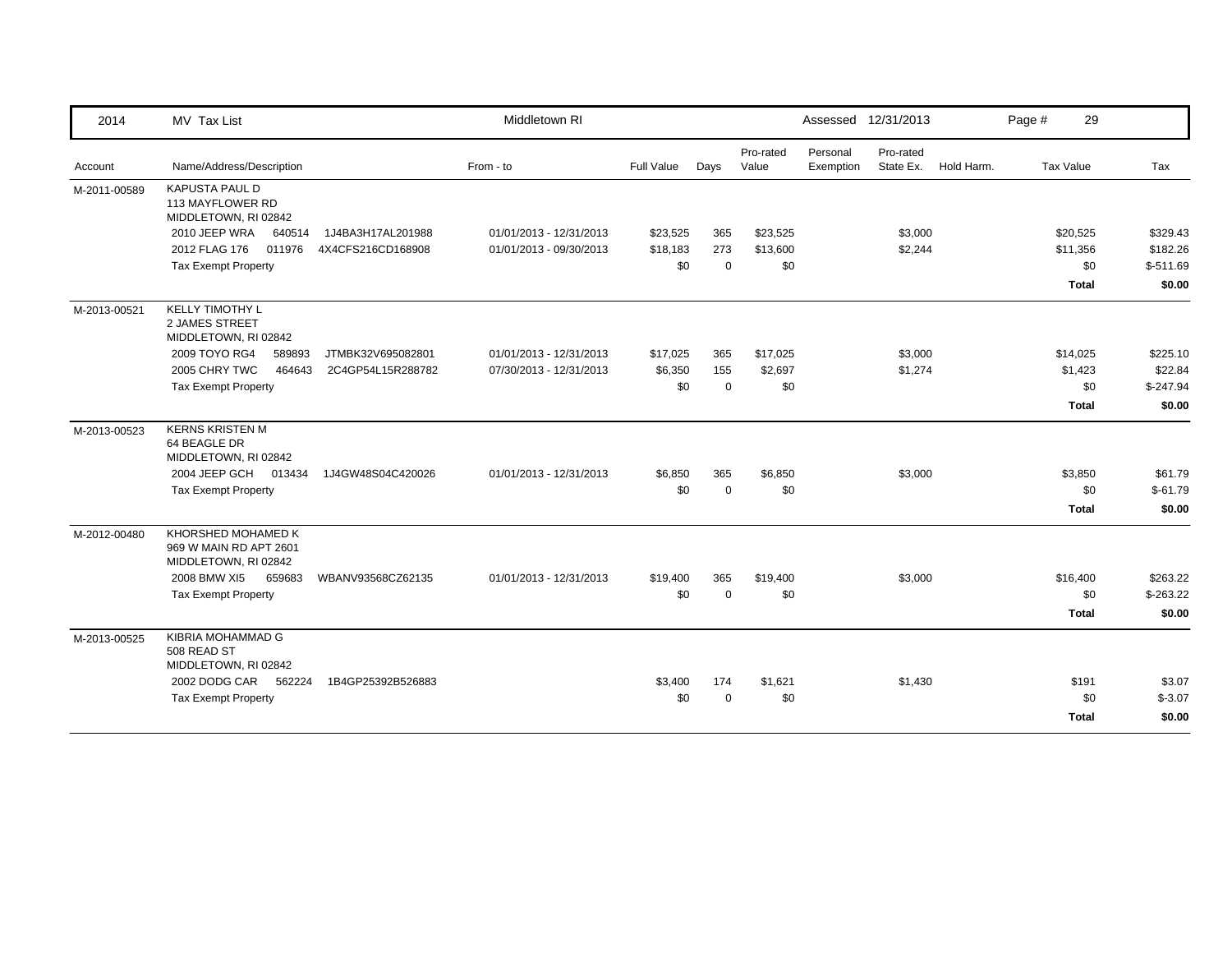| 2014 | MV Tax List | Middletown RI | | | | Assessed 12/31/2013 | | | Page # 29 | |
|---|---|---|---|---|---|---|---|---|---|---|
| Account | Name/Address/Description | From - to | Full Value | Days | Pro-rated Value | Personal Exemption | Pro-rated State Ex. | Hold Harm. | Tax Value | Tax |
| M-2011-00589 | KAPUSTA PAUL D<br>113 MAYFLOWER RD<br>MIDDLETOWN, RI 02842 | | | | | | | | | |
| | 2010 JEEP WRA 640514 1J4BA3H17AL201988 | 01/01/2013 - 12/31/2013 | $23,525 | 365 | $23,525 | | $3,000 | | $20,525 | $329.43 |
| | 2012 FLAG 176 011976 4X4CFS216CD168908 | 01/01/2013 - 09/30/2013 | $18,183 | 273 | $13,600 | | $2,244 | | $11,356 | $182.26 |
| | Tax Exempt Property | | $0 | 0 | $0 | | | | $0 | $-511.69 |
| | | | | | | | | | **Total** | **$0.00** |
| M-2013-00521 | KELLY TIMOTHY L<br>2 JAMES STREET<br>MIDDLETOWN, RI 02842 | | | | | | | | | |
| | 2009 TOYO RG4 589893 JTMBK32V695082801 | 01/01/2013 - 12/31/2013 | $17,025 | 365 | $17,025 | | $3,000 | | $14,025 | $225.10 |
| | 2005 CHRY TWC 464643 2C4GP54L15R288782 | 07/30/2013 - 12/31/2013 | $6,350 | 155 | $2,697 | | $1,274 | | $1,423 | $22.84 |
| | Tax Exempt Property | | $0 | 0 | $0 | | | | $0 | $-247.94 |
| | | | | | | | | | **Total** | **$0.00** |
| M-2013-00523 | KERNS KRISTEN M<br>64 BEAGLE DR<br>MIDDLETOWN, RI 02842 | | | | | | | | | |
| | 2004 JEEP GCH 013434 1J4GW48S04C420026 | 01/01/2013 - 12/31/2013 | $6,850 | 365 | $6,850 | | $3,000 | | $3,850 | $61.79 |
| | Tax Exempt Property | | $0 | 0 | $0 | | | | $0 | $-61.79 |
| | | | | | | | | | **Total** | **$0.00** |
| M-2012-00480 | KHORSHED MOHAMED K<br>969 W MAIN RD APT 2601<br>MIDDLETOWN, RI 02842 | | | | | | | | | |
| | 2008 BMW XI5 659683 WBANV93568CZ62135 | 01/01/2013 - 12/31/2013 | $19,400 | 365 | $19,400 | | $3,000 | | $16,400 | $263.22 |
| | Tax Exempt Property | | $0 | 0 | $0 | | | | $0 | $-263.22 |
| | | | | | | | | | **Total** | **$0.00** |
| M-2013-00525 | KIBRIA MOHAMMAD G<br>508 READ ST<br>MIDDLETOWN, RI 02842 | | | | | | | | | |
| | 2002 DODG CAR 562224 1B4GP25392B526883 | | $3,400 | 174 | $1,621 | | $1,430 | | $191 | $3.07 |
| | Tax Exempt Property | | $0 | 0 | $0 | | | | $0 | $-3.07 |
| | | | | | | | | | **Total** | **$0.00** |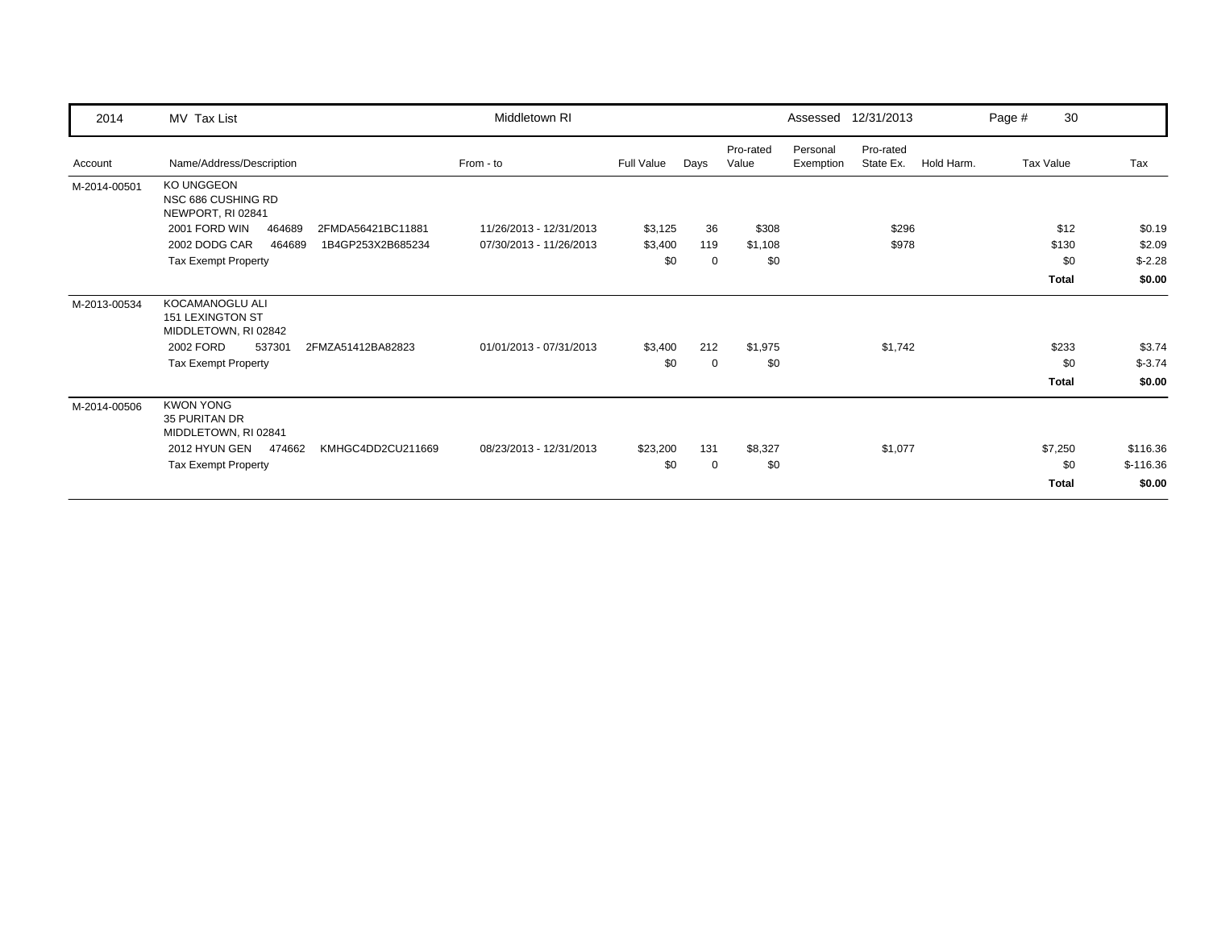| 2014 | MV Tax List | Middletown RI | | | | Assessed 12/31/2013 | | | Page # 30 | |
|---|---|---|---|---|---|---|---|---|---|---|
| Account | Name/Address/Description | From - to | Full Value | Days | Pro-rated Value | Personal Exemption | Pro-rated State Ex. | Hold Harm. | Tax Value | Tax |
| M-2014-00501 | KO UNGGEON<br>NSC 686 CUSHING RD<br>NEWPORT, RI 02841 | | | | | | | | | |
| | 2001 FORD WIN 464689 2FMDA56421BC11881 | 11/26/2013 - 12/31/2013 | $3,125 | 36 | $308 | | $296 | | $12 | $0.19 |
| | 2002 DODG CAR 464689 1B4GP253X2B685234 | 07/30/2013 - 11/26/2013 | $3,400 | 119 | $1,108 | | $978 | | $130 | $2.09 |
| | Tax Exempt Property | | $0 | 0 | $0 | | | | $0 | $-2.28 |
| | | | | | | | | | **Total** | **$0.00** |
| M-2013-00534 | KOCAMANOGLU ALI<br>151 LEXINGTON ST<br>MIDDLETOWN, RI 02842 | | | | | | | | | |
| | 2002 FORD 537301 2FMZA51412BA82823 | 01/01/2013 - 07/31/2013 | $3,400 | 212 | $1,975 | | $1,742 | | $233 | $3.74 |
| | Tax Exempt Property | | $0 | 0 | $0 | | | | $0 | $-3.74 |
| | | | | | | | | | **Total** | **$0.00** |
| M-2014-00506 | KWON YONG<br>35 PURITAN DR<br>MIDDLETOWN, RI 02841 | | | | | | | | | |
| | 2012 HYUN GEN 474662 KMHGC4DD2CU211669 | 08/23/2013 - 12/31/2013 | $23,200 | 131 | $8,327 | | $1,077 | | $7,250 | $116.36 |
| | Tax Exempt Property | | $0 | 0 | $0 | | | | $0 | $-116.36 |
| | | | | | | | | | **Total** | **$0.00** |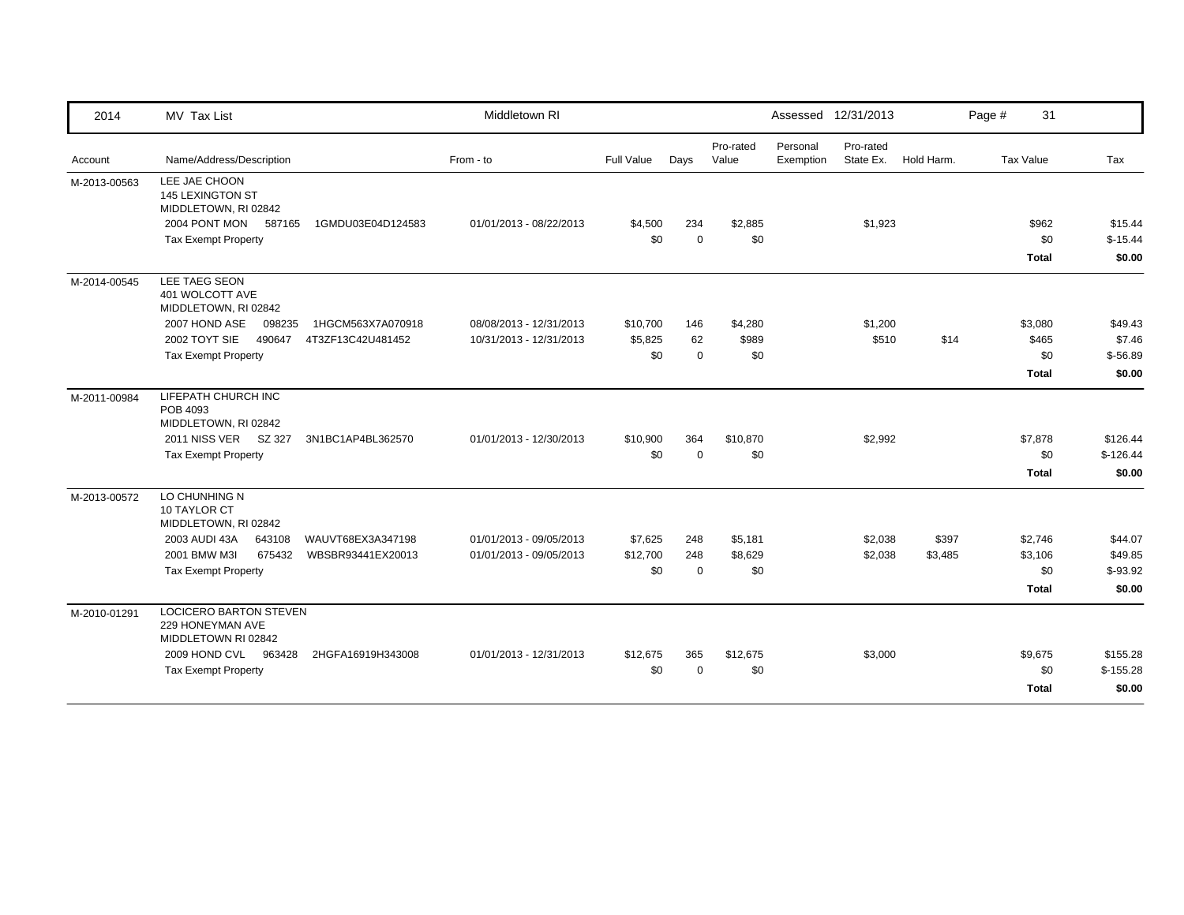| 2014 | MV Tax List | Middletown RI | | | | Assessed 12/31/2013 | | | Page # 31 | |
|---|---|---|---|---|---|---|---|---|---|---|
| Account | Name/Address/Description | From - to | Full Value | Days | Pro-rated Value | Personal Exemption | Pro-rated State Ex. | Hold Harm. | Tax Value | Tax |
| M-2013-00563 | LEE JAE CHOON<br>145 LEXINGTON ST<br>MIDDLETOWN, RI 02842 | | | | | | | | | |
| | 2004 PONT MON 587165 1GMDU03E04D124583 | 01/01/2013 - 08/22/2013 | $4,500 | 234 | $2,885 | | $1,923 | | $962 | $15.44 |
| | Tax Exempt Property | | $0 | 0 | $0 | | | | $0 | $-15.44 |
| | | | | | | | | | **Total** | **$0.00** |
| M-2014-00545 | LEE TAEG SEON<br>401 WOLCOTT AVE<br>MIDDLETOWN, RI 02842 | | | | | | | | | |
| | 2007 HOND ASE 098235 1HGCM563X7A070918 | 08/08/2013 - 12/31/2013 | $10,700 | 146 | $4,280 | | $1,200 | | $3,080 | $49.43 |
| | 2002 TOYT SIE 490647 4T3ZF13C42U481452 | 10/31/2013 - 12/31/2013 | $5,825 | 62 | $989 | | $510 | $14 | $465 | $7.46 |
| | Tax Exempt Property | | $0 | 0 | $0 | | | | $0 | $-56.89 |
| | | | | | | | | | **Total** | **$0.00** |
| M-2011-00984 | LIFEPATH CHURCH INC<br>POB 4093<br>MIDDLETOWN, RI 02842 | | | | | | | | | |
| | 2011 NISS VER SZ 327 3N1BC1AP4BL362570 | 01/01/2013 - 12/30/2013 | $10,900 | 364 | $10,870 | | $2,992 | | $7,878 | $126.44 |
| | Tax Exempt Property | | $0 | 0 | $0 | | | | $0 | $-126.44 |
| | | | | | | | | | **Total** | **$0.00** |
| M-2013-00572 | LO CHUNHING N<br>10 TAYLOR CT<br>MIDDLETOWN, RI 02842 | | | | | | | | | |
| | 2003 AUDI 43A 643108 WAUVT68EX3A347198 | 01/01/2013 - 09/05/2013 | $7,625 | 248 | $5,181 | | $2,038 | $397 | $2,746 | $44.07 |
| | 2001 BMW M3I 675432 WBSBR93441EX20013 | 01/01/2013 - 09/05/2013 | $12,700 | 248 | $8,629 | | $2,038 | $3,485 | $3,106 | $49.85 |
| | Tax Exempt Property | | $0 | 0 | $0 | | | | $0 | $-93.92 |
| | | | | | | | | | **Total** | **$0.00** |
| M-2010-01291 | LOCICERO BARTON STEVEN<br>229 HONEYMAN AVE<br>MIDDLETOWN RI 02842 | | | | | | | | | |
| | 2009 HOND CVL 963428 2HGFA16919H343008 | 01/01/2013 - 12/31/2013 | $12,675 | 365 | $12,675 | | $3,000 | | $9,675 | $155.28 |
| | Tax Exempt Property | | $0 | 0 | $0 | | | | $0 | $-155.28 |
| | | | | | | | | | **Total** | **$0.00** |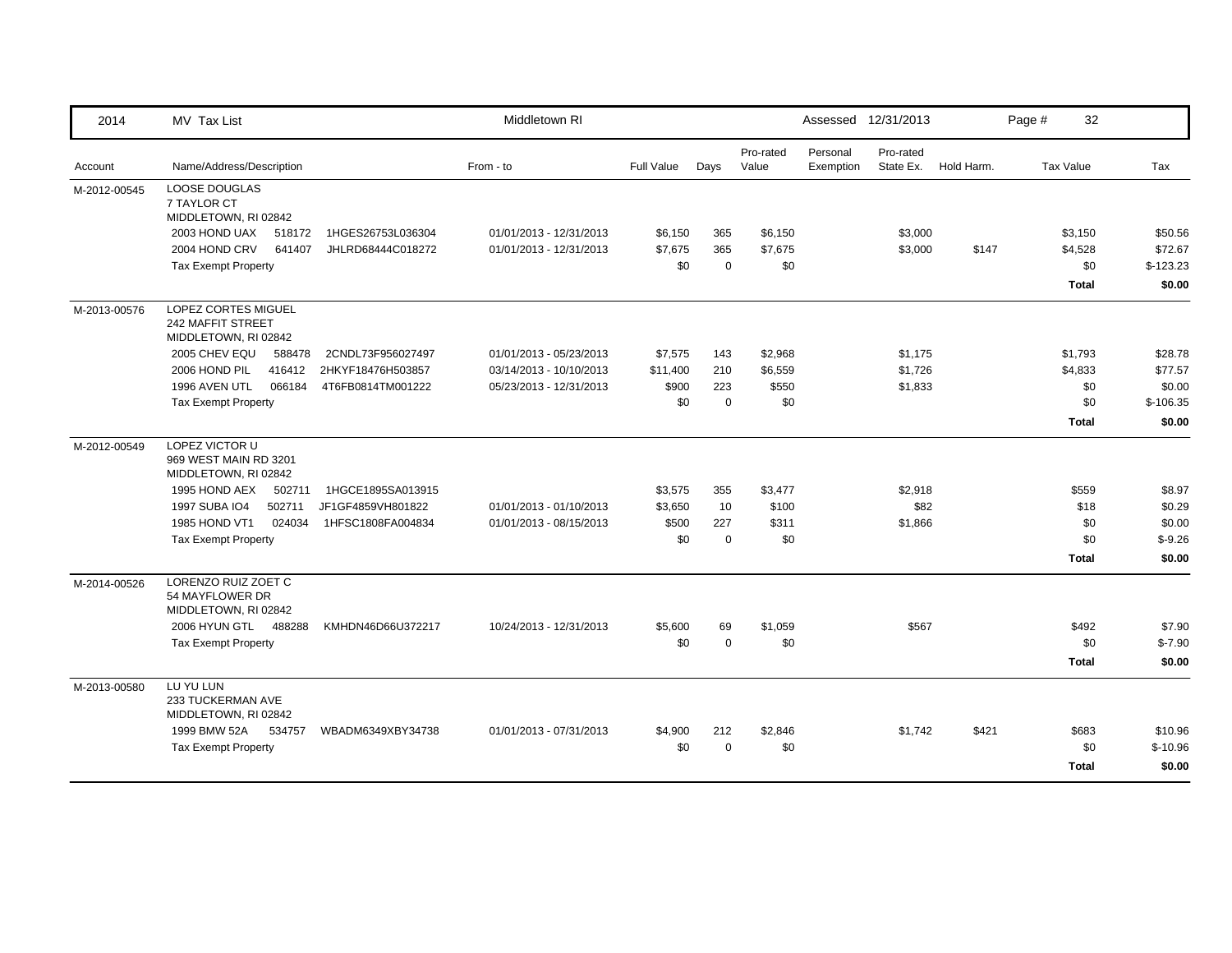| 2014 | MV Tax List | Middletown RI | | | | Assessed 12/31/2013 | | | Page # 32 | |
|---|---|---|---|---|---|---|---|---|---|---|
| Account | Name/Address/Description | From - to | Full Value | Days | Pro-rated Value | Personal Exemption | Pro-rated State Ex. | Hold Harm. | Tax Value | Tax |
| M-2012-00545 | LOOSE DOUGLAS<br>7 TAYLOR CT<br>MIDDLETOWN, RI 02842 | | | | | | | | | |
| | 2003 HOND UAX 518172 1HGES26753L036304 | 01/01/2013 - 12/31/2013 | $6,150 | 365 | $6,150 | | $3,000 | | $3,150 | $50.56 |
| | 2004 HOND CRV 641407 JHLRD68444C018272 | 01/01/2013 - 12/31/2013 | $7,675 | 365 | $7,675 | | $3,000 | $147 | $4,528 | $72.67 |
| | Tax Exempt Property | | $0 | 0 | $0 | | | | $0 | $-123.23 |
| | | | | | | | | | **Total** | **$0.00** |
| M-2013-00576 | LOPEZ CORTES MIGUEL<br>242 MAFFIT STREET<br>MIDDLETOWN, RI 02842 | | | | | | | | | |
| | 2005 CHEV EQU 588478 2CNDL73F956027497 | 01/01/2013 - 05/23/2013 | $7,575 | 143 | $2,968 | | $1,175 | | $1,793 | $28.78 |
| | 2006 HOND PIL 416412 2HKYF18476H503857 | 03/14/2013 - 10/10/2013 | $11,400 | 210 | $6,559 | | $1,726 | | $4,833 | $77.57 |
| | 1996 AVEN UTL 066184 4T6FB0814TM001222 | 05/23/2013 - 12/31/2013 | $900 | 223 | $550 | | $1,833 | | $0 | $0.00 |
| | Tax Exempt Property | | $0 | 0 | $0 | | | | $0 | $-106.35 |
| | | | | | | | | | **Total** | **$0.00** |
| M-2012-00549 | LOPEZ VICTOR U<br>969 WEST MAIN RD 3201<br>MIDDLETOWN, RI 02842 | | | | | | | | | |
| | 1995 HOND AEX 502711 1HGCE1895SA013915 | | $3,575 | 355 | $3,477 | | $2,918 | | $559 | $8.97 |
| | 1997 SUBA IO4 502711 JF1GF4859VH801822 | 01/01/2013 - 01/10/2013 | $3,650 | 10 | $100 | | $82 | | $18 | $0.29 |
| | 1985 HOND VT1 024034 1HFSC1808FA004834 | 01/01/2013 - 08/15/2013 | $500 | 227 | $311 | | $1,866 | | $0 | $0.00 |
| | Tax Exempt Property | | $0 | 0 | $0 | | | | $0 | $-9.26 |
| | | | | | | | | | **Total** | **$0.00** |
| M-2014-00526 | LORENZO RUIZ ZOET C<br>54 MAYFLOWER DR<br>MIDDLETOWN, RI 02842 | | | | | | | | | |
| | 2006 HYUN GTL 488288 KMHDN46D66U372217 | 10/24/2013 - 12/31/2013 | $5,600 | 69 | $1,059 | | $567 | | $492 | $7.90 |
| | Tax Exempt Property | | $0 | 0 | $0 | | | | $0 | $-7.90 |
| | | | | | | | | | **Total** | **$0.00** |
| M-2013-00580 | LU YU LUN<br>233 TUCKERMAN AVE<br>MIDDLETOWN, RI 02842 | | | | | | | | | |
| | 1999 BMW 52A 534757 WBADM6349XBY34738 | 01/01/2013 - 07/31/2013 | $4,900 | 212 | $2,846 | | $1,742 | $421 | $683 | $10.96 |
| | Tax Exempt Property | | $0 | 0 | $0 | | | | $0 | $-10.96 |
| | | | | | | | | | **Total** | **$0.00** |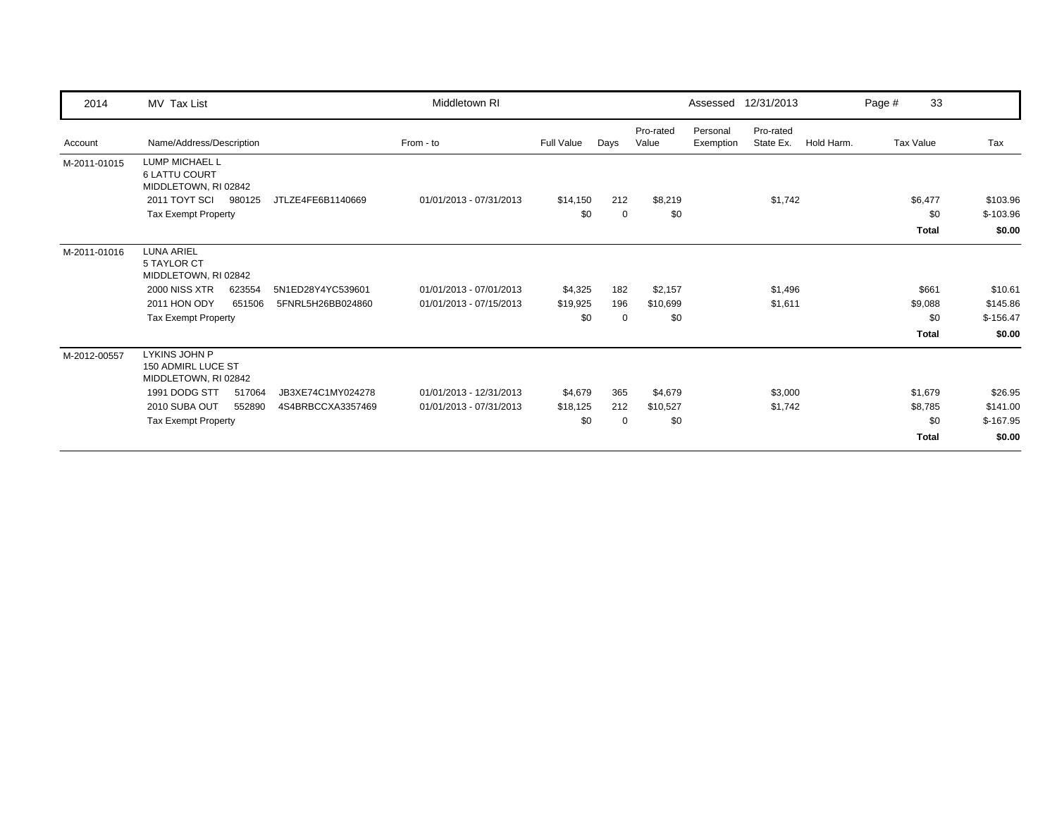| 2014 | MV Tax List | | Middletown RI | | | | Assessed | 12/31/2013 | | Page # 33 | |
|---|---|---|---|---|---|---|---|---|---|---|---|
| Account | Name/Address/Description | | From - to | Full Value | Days | Pro-rated Value | Personal Exemption | Pro-rated State Ex. | Hold Harm. | Tax Value | Tax |
| M-2011-01015 | LUMP MICHAEL L<br>6 LATTU COURT<br>MIDDLETOWN, RI 02842 | | | | | | | | | | |
| | 2011 TOYT SCI 980125 | JTLZE4FE6B1140669 | 01/01/2013 - 07/31/2013 | $14,150 | 212 | $8,219 | | $1,742 | | $6,477 | $103.96 |
| | Tax Exempt Property | | | $0 | 0 | $0 | | | | $0 | $-103.96 |
| | | | | | | | | | | **Total** | **$0.00** |
| M-2011-01016 | LUNA ARIEL<br>5 TAYLOR CT<br>MIDDLETOWN, RI 02842 | | | | | | | | | | |
| | 2000 NISS XTR 623554 | 5N1ED28Y4YC539601 | 01/01/2013 - 07/01/2013 | $4,325 | 182 | $2,157 | | $1,496 | | $661 | $10.61 |
| | 2011 HON ODY 651506 | 5FNRL5H26BB024860 | 01/01/2013 - 07/15/2013 | $19,925 | 196 | $10,699 | | $1,611 | | $9,088 | $145.86 |
| | Tax Exempt Property | | | $0 | 0 | $0 | | | | $0 | $-156.47 |
| | | | | | | | | | | **Total** | **$0.00** |
| M-2012-00557 | LYKINS JOHN P<br>150 ADMIRL LUCE ST<br>MIDDLETOWN, RI 02842 | | | | | | | | | | |
| | 1991 DODG STT 517064 | JB3XE74C1MY024278 | 01/01/2013 - 12/31/2013 | $4,679 | 365 | $4,679 | | $3,000 | | $1,679 | $26.95 |
| | 2010 SUBA OUT 552890 | 4S4BRBCCXA3357469 | 01/01/2013 - 07/31/2013 | $18,125 | 212 | $10,527 | | $1,742 | | $8,785 | $141.00 |
| | Tax Exempt Property | | | $0 | 0 | $0 | | | | $0 | $-167.95 |
| | | | | | | | | | | **Total** | **$0.00** |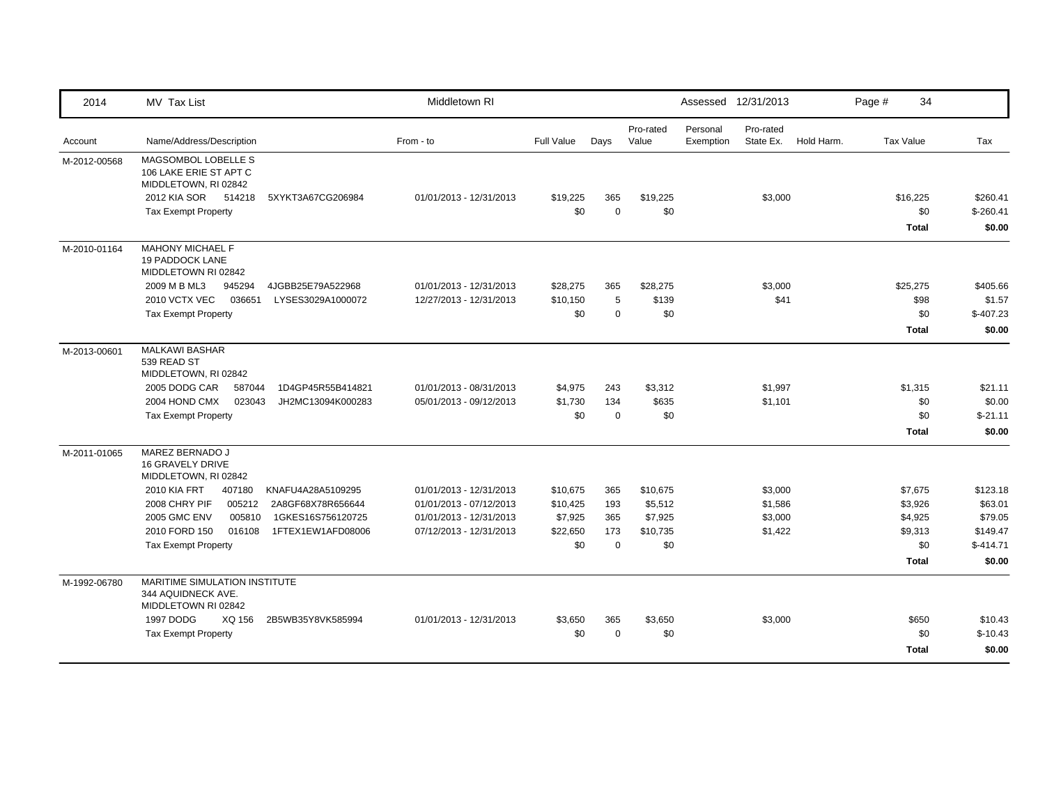| 2014 | MV Tax List | Middletown RI | | | | | Assessed 12/31/2013 | | | Page # 34 | |
|---|---|---|---|---|---|---|---|---|---|---|---|
| Account | Name/Address/Description | From - to | Full Value | Days | Pro-rated Value | Personal Exemption | Pro-rated State Ex. | Hold Harm. | Tax Value | Tax |
| M-2012-00568 | MAGSOMBOL LOBELLE S<br>106 LAKE ERIE ST APT C<br>MIDDLETOWN, RI 02842 | | | | | | | | | |
| | 2012 KIA SOR 514218 5XYKT3A67CG206984 | 01/01/2013 - 12/31/2013 | $19,225 | 365 | $19,225 | | $3,000 | | $16,225 | $260.41 |
| | Tax Exempt Property | | $0 | 0 | $0 | | | | $0 | $-260.41 |
| | | | | | | | | | **Total** | **$0.00** |
| M-2010-01164 | MAHONY MICHAEL F<br>19 PADDOCK LANE<br>MIDDLETOWN RI 02842 | | | | | | | | | |
| | 2009 M B ML3 945294 4JGBB25E79A522968 | 01/01/2013 - 12/31/2013 | $28,275 | 365 | $28,275 | | $3,000 | | $25,275 | $405.66 |
| | 2010 VCTX VEC 036651 LYSES3029A1000072 | 12/27/2013 - 12/31/2013 | $10,150 | 5 | $139 | | $41 | | $98 | $1.57 |
| | Tax Exempt Property | | $0 | 0 | $0 | | | | $0 | $-407.23 |
| | | | | | | | | | **Total** | **$0.00** |
| M-2013-00601 | MALKAWI BASHAR<br>539 READ ST<br>MIDDLETOWN, RI 02842 | | | | | | | | | |
| | 2005 DODG CAR 587044 1D4GP45R55B414821 | 01/01/2013 - 08/31/2013 | $4,975 | 243 | $3,312 | | $1,997 | | $1,315 | $21.11 |
| | 2004 HOND CMX 023043 JH2MC13094K000283 | 05/01/2013 - 09/12/2013 | $1,730 | 134 | $635 | | $1,101 | | $0 | $0.00 |
| | Tax Exempt Property | | $0 | 0 | $0 | | | | $0 | $-21.11 |
| | | | | | | | | | **Total** | **$0.00** |
| M-2011-01065 | MAREZ BERNADO J<br>16 GRAVELY DRIVE<br>MIDDLETOWN, RI 02842 | | | | | | | | | |
| | 2010 KIA FRT 407180 KNAFU4A28A5109295 | 01/01/2013 - 12/31/2013 | $10,675 | 365 | $10,675 | | $3,000 | | $7,675 | $123.18 |
| | 2008 CHRY PIF 005212 2A8GF68X78R656644 | 01/01/2013 - 07/12/2013 | $10,425 | 193 | $5,512 | | $1,586 | | $3,926 | $63.01 |
| | 2005 GMC ENV 005810 1GKES16S756120725 | 01/01/2013 - 12/31/2013 | $7,925 | 365 | $7,925 | | $3,000 | | $4,925 | $79.05 |
| | 2010 FORD 150 016108 1FTEX1EW1AFD08006 | 07/12/2013 - 12/31/2013 | $22,650 | 173 | $10,735 | | $1,422 | | $9,313 | $149.47 |
| | Tax Exempt Property | | $0 | 0 | $0 | | | | $0 | $-414.71 |
| | | | | | | | | | **Total** | **$0.00** |
| M-1992-06780 | MARITIME SIMULATION INSTITUTE<br>344 AQUIDNECK AVE.<br>MIDDLETOWN RI 02842 | | | | | | | | | |
| | 1997 DODG XQ 156 2B5WB35Y8VK585994 | 01/01/2013 - 12/31/2013 | $3,650 | 365 | $3,650 | | $3,000 | | $650 | $10.43 |
| | Tax Exempt Property | | $0 | 0 | $0 | | | | $0 | $-10.43 |
| | | | | | | | | | **Total** | **$0.00** |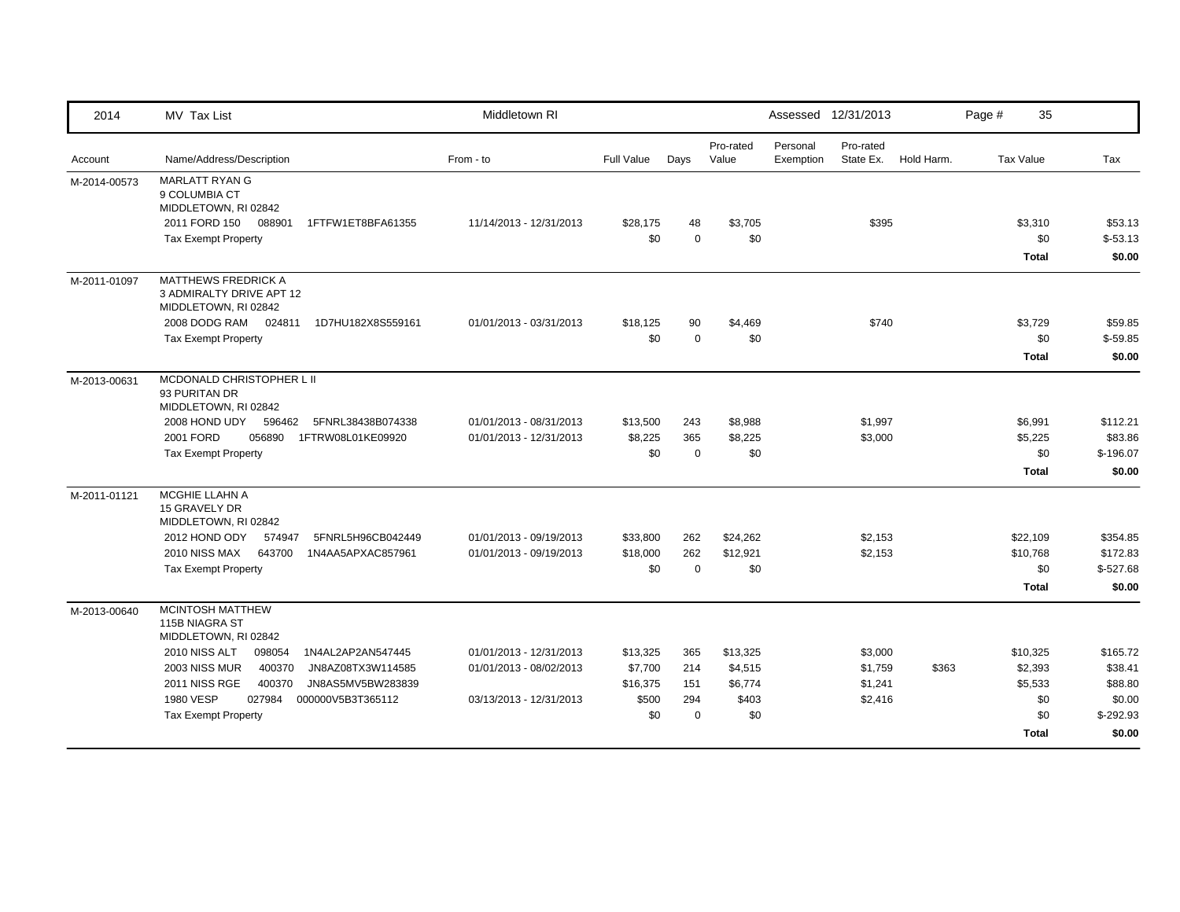| 2014 | MV Tax List | Middletown RI | | | | Assessed 12/31/2013 | | | | |
|---|---|---|---|---|---|---|---|---|---|---|
| Account | Name/Address/Description | From - to | Full Value | Days | Pro-rated Value | Personal Exemption | Pro-rated State Ex. | Hold Harm. | Tax Value | Tax |
| M-2014-00573 | MARLATT RYAN G<br>9 COLUMBIA CT<br>MIDDLETOWN, RI 02842 | | | | | | | | | |
| | 2011 FORD 150 088901 1FTFW1ET8BFA61355 | 11/14/2013 - 12/31/2013 | $28,175 | 48 | $3,705 | | $395 | | $3,310 | $53.13 |
| | Tax Exempt Property | | $0 | 0 | $0 | | | | $0 | $-53.13 |
| | | | | | | | | | **Total** | **$0.00** |
| M-2011-01097 | MATTHEWS FREDRICK A<br>3 ADMIRALTY DRIVE APT 12<br>MIDDLETOWN, RI 02842 | | | | | | | | | |
| | 2008 DODG RAM 024811 1D7HU182X8S559161 | 01/01/2013 - 03/31/2013 | $18,125 | 90 | $4,469 | | $740 | | $3,729 | $59.85 |
| | Tax Exempt Property | | $0 | 0 | $0 | | | | $0 | $-59.85 |
| | | | | | | | | | **Total** | **$0.00** |
| M-2013-00631 | MCDONALD CHRISTOPHER L II<br>93 PURITAN DR<br>MIDDLETOWN, RI 02842 | | | | | | | | | |
| | 2008 HOND UDY 596462 5FNRL38438B074338 | 01/01/2013 - 08/31/2013 | $13,500 | 243 | $8,988 | | $1,997 | | $6,991 | $112.21 |
| | 2001 FORD 056890 1FTRW08L01KE09920 | 01/01/2013 - 12/31/2013 | $8,225 | 365 | $8,225 | | $3,000 | | $5,225 | $83.86 |
| | Tax Exempt Property | | $0 | 0 | $0 | | | | $0 | $-196.07 |
| | | | | | | | | | **Total** | **$0.00** |
| M-2011-01121 | MCGHIE LLAHN A<br>15 GRAVELY DR<br>MIDDLETOWN, RI 02842 | | | | | | | | | |
| | 2012 HOND ODY 574947 5FNRL5H96CB042449 | 01/01/2013 - 09/19/2013 | $33,800 | 262 | $24,262 | | $2,153 | | $22,109 | $354.85 |
| | 2010 NISS MAX 643700 1N4AA5APXAC857961 | 01/01/2013 - 09/19/2013 | $18,000 | 262 | $12,921 | | $2,153 | | $10,768 | $172.83 |
| | Tax Exempt Property | | $0 | 0 | $0 | | | | $0 | $-527.68 |
| | | | | | | | | | **Total** | **$0.00** |
| M-2013-00640 | MCINTOSH MATTHEW<br>115B NIAGRA ST<br>MIDDLETOWN, RI 02842 | | | | | | | | | |
| | 2010 NISS ALT 098054 1N4AL2AP2AN547445 | 01/01/2013 - 12/31/2013 | $13,325 | 365 | $13,325 | | $3,000 | | $10,325 | $165.72 |
| | 2003 NISS MUR 400370 JN8AZ08TX3W114585 | 01/01/2013 - 08/02/2013 | $7,700 | 214 | $4,515 | | $1,759 | $363 | $2,393 | $38.41 |
| | 2011 NISS RGE 400370 JN8AS5MV5BW283839 | | $16,375 | 151 | $6,774 | | $1,241 | | $5,533 | $88.80 |
| | 1980 VESP 027984 000000V5B3T365112 | 03/13/2013 - 12/31/2013 | $500 | 294 | $403 | | $2,416 | | $0 | $0.00 |
| | Tax Exempt Property | | $0 | 0 | $0 | | | | $0 | $-292.93 |
| | | | | | | | | | **Total** | **$0.00** |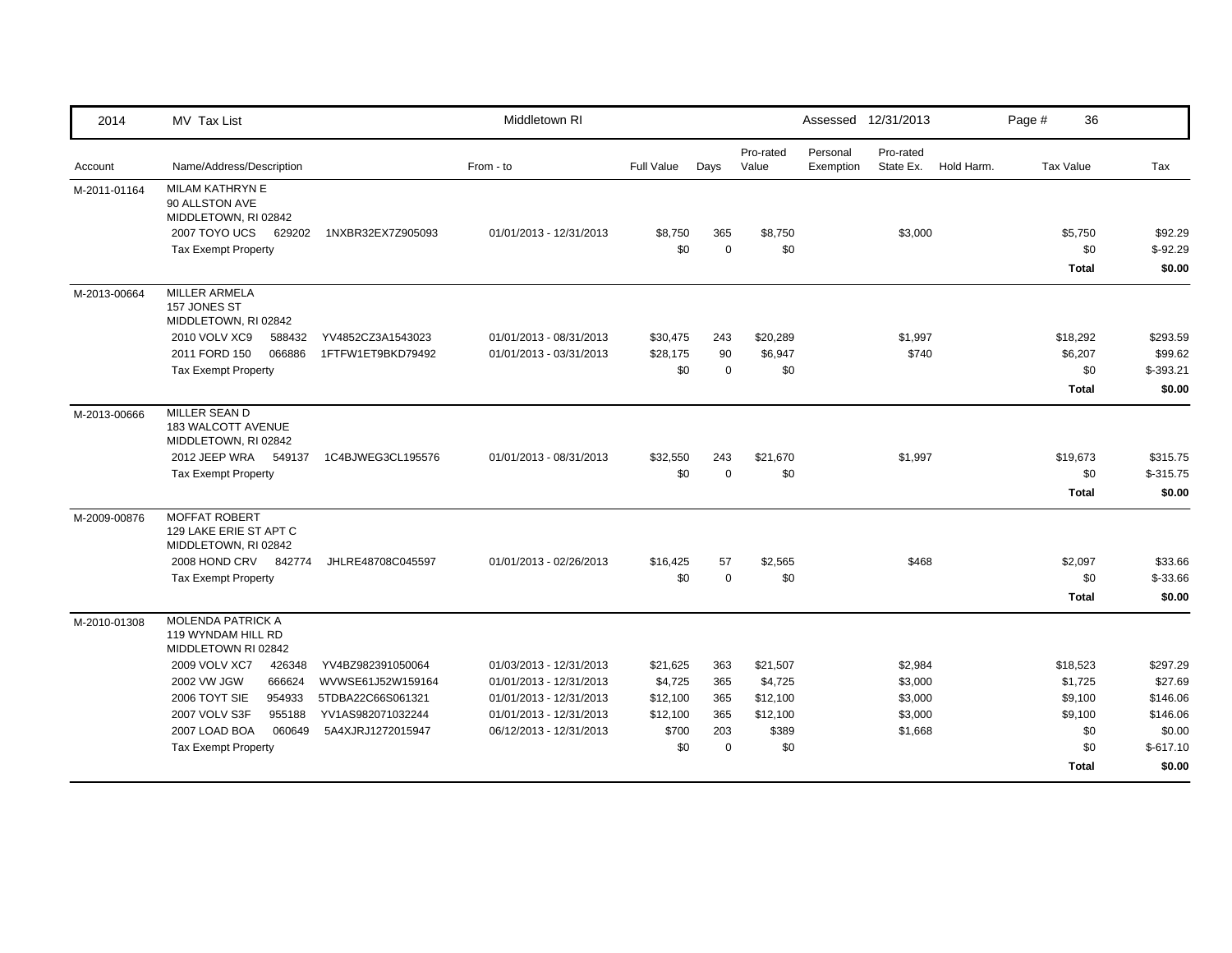| 2014 | MV Tax List | | Middletown RI | | | | Assessed 12/31/2013 | | | | |
|---|---|---|---|---|---|---|---|---|---|---|---|
| Account | Name/Address/Description | | From - to | Full Value | Days | Pro-rated Value | Personal Exemption | Pro-rated State Ex. | Hold Harm. | Tax Value | Tax |
| M-2011-01164 | MILAM KATHRYN E<br>90 ALLSTON AVE<br>MIDDLETOWN, RI 02842 | | | | | | | | | | |
| | 2007 TOYO UCS 629202 | 1NXBR32EX7Z905093 | 01/01/2013 - 12/31/2013 | $8,750 | 365 | $8,750 | | $3,000 | | $5,750 | $92.29 |
| | Tax Exempt Property | | | $0 | 0 | $0 | | | | $0 | $-92.29 |
| | | | | | | | | | | **Total** | **$0.00** |
| M-2013-00664 | MILLER ARMELA<br>157 JONES ST<br>MIDDLETOWN, RI 02842 | | | | | | | | | | |
| | 2010 VOLV XC9 588432 | YV4852CZ3A1543023 | 01/01/2013 - 08/31/2013 | $30,475 | 243 | $20,289 | | $1,997 | | $18,292 | $293.59 |
| | 2011 FORD 150 066886 | 1FTFW1ET9BKD79492 | 01/01/2013 - 03/31/2013 | $28,175 | 90 | $6,947 | | $740 | | $6,207 | $99.62 |
| | Tax Exempt Property | | | $0 | 0 | $0 | | | | $0 | $-393.21 |
| | | | | | | | | | | **Total** | **$0.00** |
| M-2013-00666 | MILLER SEAN D<br>183 WALCOTT AVENUE<br>MIDDLETOWN, RI 02842 | | | | | | | | | | |
| | 2012 JEEP WRA 549137 | 1C4BJWEG3CL195576 | 01/01/2013 - 08/31/2013 | $32,550 | 243 | $21,670 | | $1,997 | | $19,673 | $315.75 |
| | Tax Exempt Property | | | $0 | 0 | $0 | | | | $0 | $-315.75 |
| | | | | | | | | | | **Total** | **$0.00** |
| M-2009-00876 | MOFFAT ROBERT<br>129 LAKE ERIE ST APT C<br>MIDDLETOWN, RI 02842 | | | | | | | | | | |
| | 2008 HOND CRV 842774 | JHLRE48708C045597 | 01/01/2013 - 02/26/2013 | $16,425 | 57 | $2,565 | | $468 | | $2,097 | $33.66 |
| | Tax Exempt Property | | | $0 | 0 | $0 | | | | $0 | $-33.66 |
| | | | | | | | | | | **Total** | **$0.00** |
| M-2010-01308 | MOLENDA PATRICK A<br>119 WYNDAM HILL RD<br>MIDDLETOWN RI 02842 | | | | | | | | | | |
| | 2009 VOLV XC7 426348 | YV4BZ982391050064 | 01/03/2013 - 12/31/2013 | $21,625 | 363 | $21,507 | | $2,984 | | $18,523 | $297.29 |
| | 2002 VW JGW 666624 | WVWSE61J52W159164 | 01/01/2013 - 12/31/2013 | $4,725 | 365 | $4,725 | | $3,000 | | $1,725 | $27.69 |
| | 2006 TOYT SIE 954933 | 5TDBA22C66S061321 | 01/01/2013 - 12/31/2013 | $12,100 | 365 | $12,100 | | $3,000 | | $9,100 | $146.06 |
| | 2007 VOLV S3F 955188 | YV1AS982071032244 | 01/01/2013 - 12/31/2013 | $12,100 | 365 | $12,100 | | $3,000 | | $9,100 | $146.06 |
| | 2007 LOAD BOA 060649 | 5A4XJRJ1272015947 | 06/12/2013 - 12/31/2013 | $700 | 203 | $389 | | $1,668 | | $0 | $0.00 |
| | Tax Exempt Property | | | $0 | 0 | $0 | | | | $0 | $-617.10 |
| | | | | | | | | | | **Total** | **$0.00** |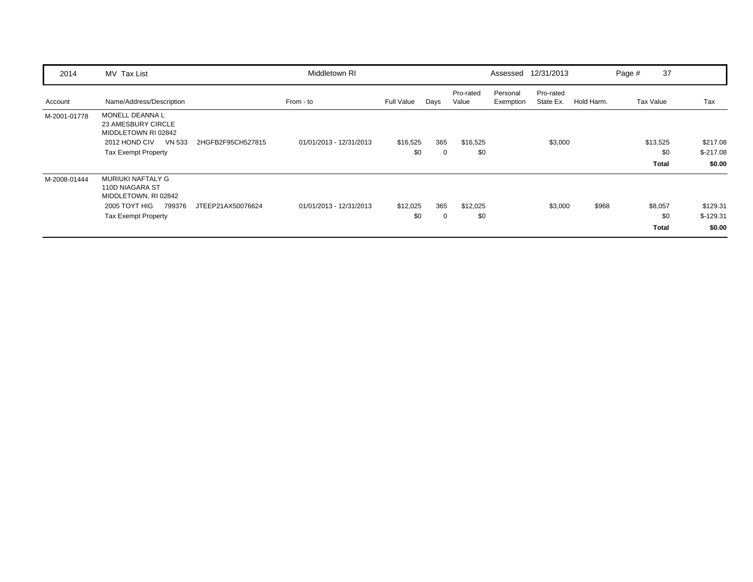| 2014 | MV Tax List | | Middletown RI | | | | Assessed | 12/31/2013 | | Page # 37 | |
|---|---|---|---|---|---|---|---|---|---|---|---|
| Account | Name/Address/Description | | From - to | Full Value | Days | Pro-rated Value | Personal Exemption | Pro-rated State Ex. | Hold Harm. | Tax Value | Tax |
| M-2001-01778 | MONELL DEANNA L<br>23 AMESBURY CIRCLE<br>MIDDLETOWN RI 02842 | | | | | | | | | | |
| | 2012 HOND CIV VN 533 | 2HGFB2F95CH527815 | 01/01/2013 - 12/31/2013 | $16,525 | 365 | $16,525 | | $3,000 | | $13,525 | $217.08 |
| | Tax Exempt Property | | | $0 | 0 | $0 | | | | $0 | $-217.08 |
| | | | | | | | | | | **Total** | **$0.00** |
| M-2008-01444 | MURIUKI NAFTALY G<br>110D NIAGARA ST<br>MIDDLETOWN, RI 02842 | | | | | | | | | | |
| | 2005 TOYT HIG 799376 | JTEEP21AX50076624 | 01/01/2013 - 12/31/2013 | $12,025 | 365 | $12,025 | | $3,000 | $968 | $8,057 | $129.31 |
| | Tax Exempt Property | | | $0 | 0 | $0 | | | | $0 | $-129.31 |
| | | | | | | | | | | **Total** | **$0.00** |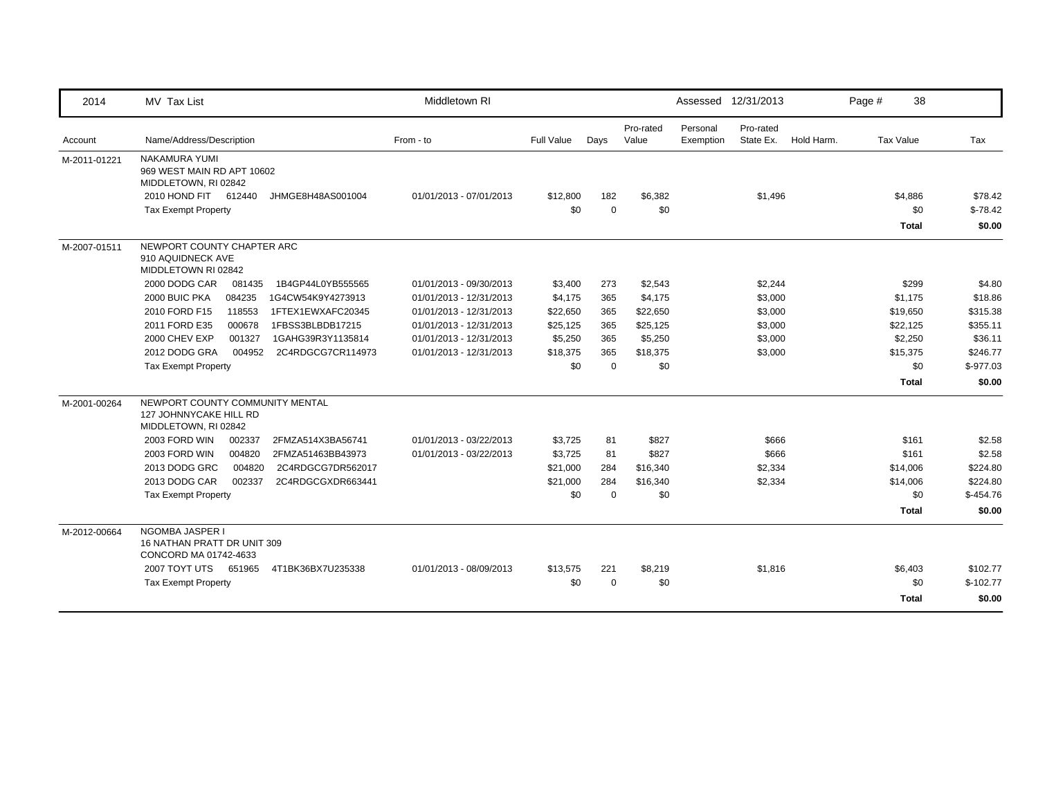| 2014 | MV Tax List | Middletown RI | | | | Assessed 12/31/2013 | | | | Page # 38 |
|---|---|---|---|---|---|---|---|---|---|---|
| Account | Name/Address/Description | From - to | Full Value | Days | Pro-rated Value | Personal Exemption | Pro-rated State Ex. | Hold Harm. | Tax Value | Tax |
| M-2011-01221 | NAKAMURA YUMI<br>969 WEST MAIN RD APT 10602<br>MIDDLETOWN, RI 02842 | | | | | | | | | |
| | 2010 HOND FIT 612440 JHMGE8H48AS001004 | 01/01/2013 - 07/01/2013 | $12,800 | 182 | $6,382 | | $1,496 | | $4,886 | $78.42 |
| | Tax Exempt Property | | $0 | 0 | $0 | | | | $0 | $-78.42 |
| | | | | | | | | | **Total** | **$0.00** |
| M-2007-01511 | NEWPORT COUNTY CHAPTER ARC<br>910 AQUIDNECK AVE<br>MIDDLETOWN RI 02842 | | | | | | | | | |
| | 2000 DODG CAR 081435 1B4GP44L0YB555565 | 01/01/2013 - 09/30/2013 | $3,400 | 273 | $2,543 | | $2,244 | | $299 | $4.80 |
| | 2000 BUIC PKA 084235 1G4CW54K9Y4273913 | 01/01/2013 - 12/31/2013 | $4,175 | 365 | $4,175 | | $3,000 | | $1,175 | $18.86 |
| | 2010 FORD F15 118553 1FTEX1EWXAFC20345 | 01/01/2013 - 12/31/2013 | $22,650 | 365 | $22,650 | | $3,000 | | $19,650 | $315.38 |
| | 2011 FORD E35 000678 1FBSS3BLBDB17215 | 01/01/2013 - 12/31/2013 | $25,125 | 365 | $25,125 | | $3,000 | | $22,125 | $355.11 |
| | 2000 CHEV EXP 001327 1GAHG39R3Y1135814 | 01/01/2013 - 12/31/2013 | $5,250 | 365 | $5,250 | | $3,000 | | $2,250 | $36.11 |
| | 2012 DODG GRA 004952 2C4RDGCG7CR114973 | 01/01/2013 - 12/31/2013 | $18,375 | 365 | $18,375 | | $3,000 | | $15,375 | $246.77 |
| | Tax Exempt Property | | $0 | 0 | $0 | | | | $0 | $-977.03 |
| | | | | | | | | | **Total** | **$0.00** |
| M-2001-00264 | NEWPORT COUNTY COMMUNITY MENTAL<br>127 JOHNNYCAKE HILL RD<br>MIDDLETOWN, RI 02842 | | | | | | | | | |
| | 2003 FORD WIN 002337 2FMZA514X3BA56741 | 01/01/2013 - 03/22/2013 | $3,725 | 81 | $827 | | $666 | | $161 | $2.58 |
| | 2003 FORD WIN 004820 2FMZA51463BB43973 | 01/01/2013 - 03/22/2013 | $3,725 | 81 | $827 | | $666 | | $161 | $2.58 |
| | 2013 DODG GRC 004820 2C4RDGCG7DR562017 | | $21,000 | 284 | $16,340 | | $2,334 | | $14,006 | $224.80 |
| | 2013 DODG CAR 002337 2C4RDGCGXDR663441 | | $21,000 | 284 | $16,340 | | $2,334 | | $14,006 | $224.80 |
| | Tax Exempt Property | | $0 | 0 | $0 | | | | $0 | $-454.76 |
| | | | | | | | | | **Total** | **$0.00** |
| M-2012-00664 | NGOMBA JASPER I<br>16 NATHAN PRATT DR UNIT 309<br>CONCORD MA 01742-4633 | | | | | | | | | |
| | 2007 TOYT UTS 651965 4T1BK36BX7U235338 | 01/01/2013 - 08/09/2013 | $13,575 | 221 | $8,219 | | $1,816 | | $6,403 | $102.77 |
| | Tax Exempt Property | | $0 | 0 | $0 | | | | $0 | $-102.77 |
| | | | | | | | | | **Total** | **$0.00** |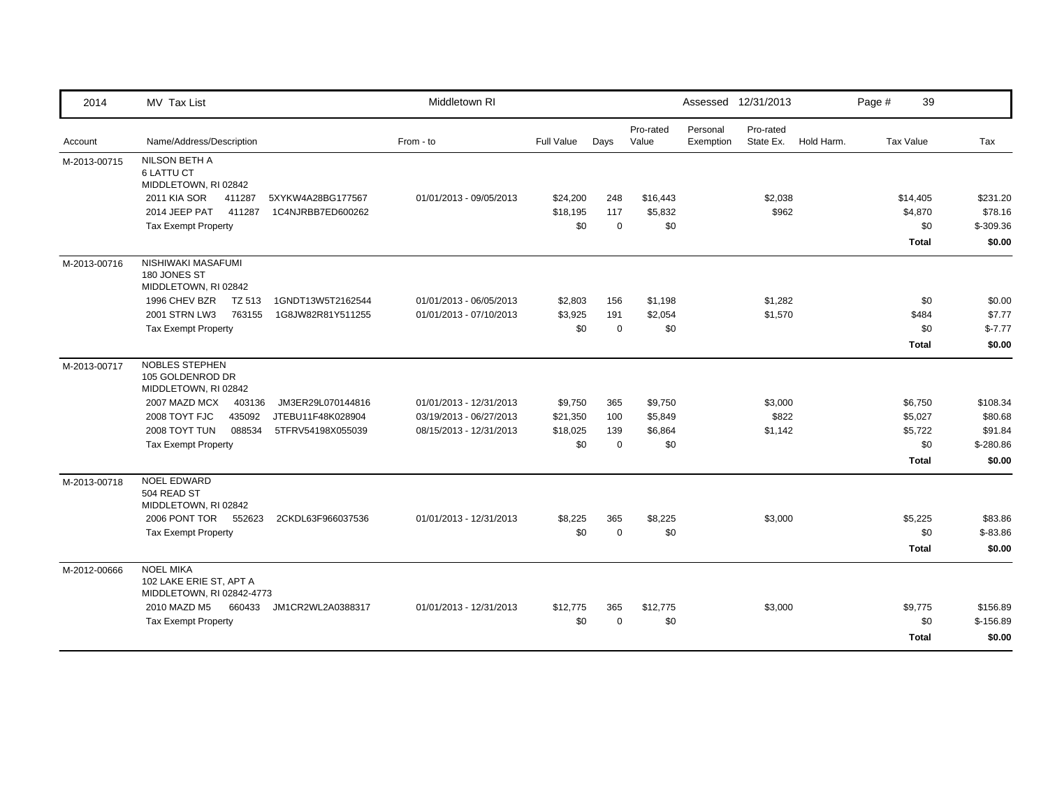| 2014 | MV Tax List | Middletown RI | | | | Assessed 12/31/2013 | | | | |
|---|---|---|---|---|---|---|---|---|---|---|
| Account | Name/Address/Description | From - to | Full Value | Days | Pro-rated Value | Personal Exemption | Pro-rated State Ex. | Hold Harm. | Tax Value | Tax |
| M-2013-00715 | NILSON BETH A<br>6 LATTU CT<br>MIDDLETOWN, RI 02842 | | | | | | | | | |
| | 2011 KIA SOR 411287 5XYKW4A28BG177567 | 01/01/2013 - 09/05/2013 | $24,200 | 248 | $16,443 | | $2,038 | | $14,405 | $231.20 |
| | 2014 JEEP PAT 411287 1C4NJRBB7ED600262 | | $18,195 | 117 | $5,832 | | $962 | | $4,870 | $78.16 |
| | Tax Exempt Property | | $0 | 0 | $0 | | | | $0 | $-309.36 |
| | | | | | | | | | **Total** | **$0.00** |
| M-2013-00716 | NISHIWAKI MASAFUMI<br>180 JONES ST<br>MIDDLETOWN, RI 02842 | | | | | | | | | |
| | 1996 CHEV BZR TZ 513 1GNDT13W5T2162544 | 01/01/2013 - 06/05/2013 | $2,803 | 156 | $1,198 | | $1,282 | | $0 | $0.00 |
| | 2001 STRN LW3 763155 1G8JW82R81Y511255 | 01/01/2013 - 07/10/2013 | $3,925 | 191 | $2,054 | | $1,570 | | $484 | $7.77 |
| | Tax Exempt Property | | $0 | 0 | $0 | | | | $0 | $-7.77 |
| | | | | | | | | | **Total** | **$0.00** |
| M-2013-00717 | NOBLES STEPHEN<br>105 GOLDENROD DR<br>MIDDLETOWN, RI 02842 | | | | | | | | | |
| | 2007 MAZD MCX 403136 JM3ER29L070144816 | 01/01/2013 - 12/31/2013 | $9,750 | 365 | $9,750 | | $3,000 | | $6,750 | $108.34 |
| | 2008 TOYT FJC 435092 JTEBU11F48K028904 | 03/19/2013 - 06/27/2013 | $21,350 | 100 | $5,849 | | $822 | | $5,027 | $80.68 |
| | 2008 TOYT TUN 088534 5TFRV54198X055039 | 08/15/2013 - 12/31/2013 | $18,025 | 139 | $6,864 | | $1,142 | | $5,722 | $91.84 |
| | Tax Exempt Property | | $0 | 0 | $0 | | | | $0 | $-280.86 |
| | | | | | | | | | **Total** | **$0.00** |
| M-2013-00718 | NOEL EDWARD<br>504 READ ST<br>MIDDLETOWN, RI 02842 | | | | | | | | | |
| | 2006 PONT TOR 552623 2CKDL63F966037536 | 01/01/2013 - 12/31/2013 | $8,225 | 365 | $8,225 | | $3,000 | | $5,225 | $83.86 |
| | Tax Exempt Property | | $0 | 0 | $0 | | | | $0 | $-83.86 |
| | | | | | | | | | **Total** | **$0.00** |
| M-2012-00666 | NOEL MIKA<br>102 LAKE ERIE ST, APT A<br>MIDDLETOWN, RI 02842-4773 | | | | | | | | | |
| | 2010 MAZD M5 660433 JM1CR2WL2A0388317 | 01/01/2013 - 12/31/2013 | $12,775 | 365 | $12,775 | | $3,000 | | $9,775 | $156.89 |
| | Tax Exempt Property | | $0 | 0 | $0 | | | | $0 | $-156.89 |
| | | | | | | | | | **Total** | **$0.00** |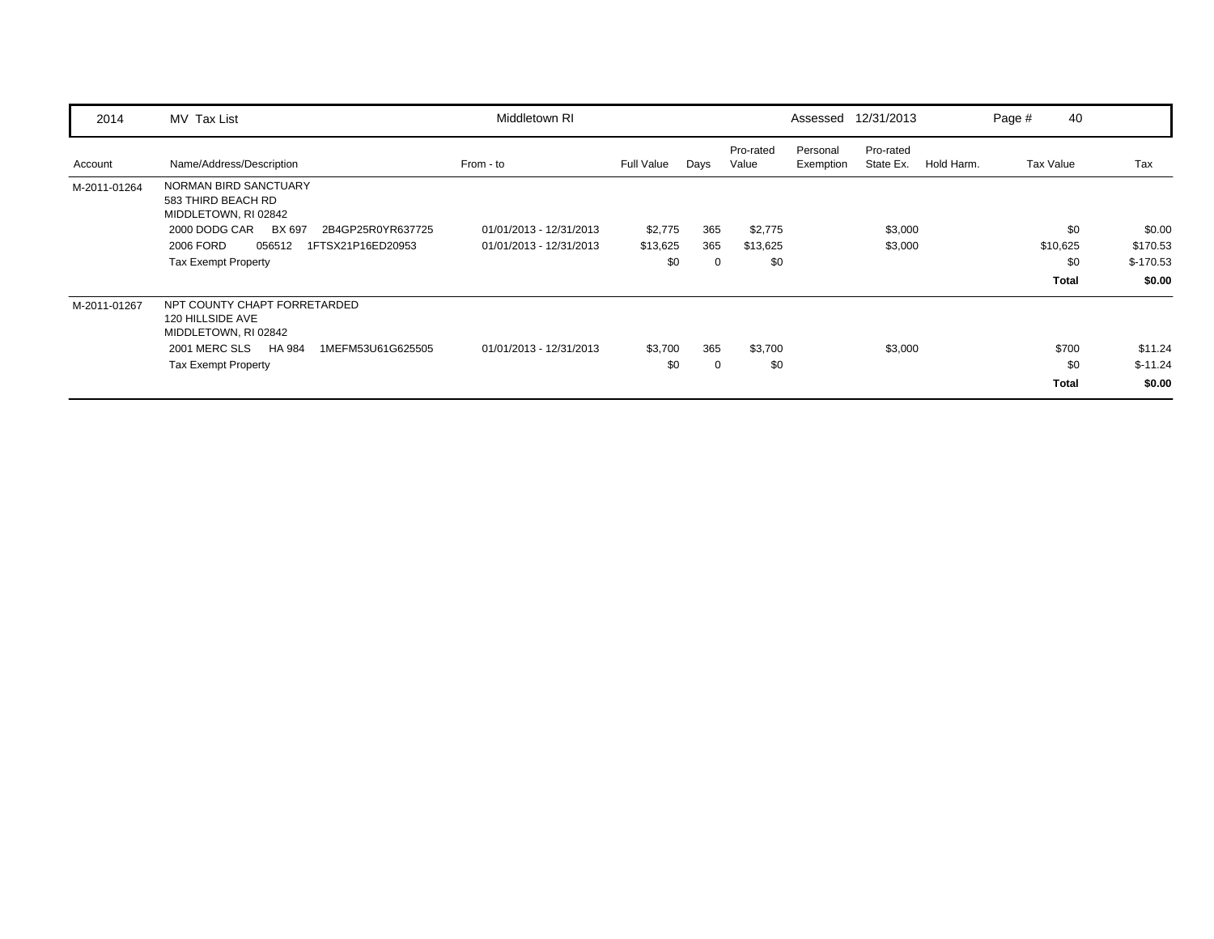| 2014 | MV Tax List | Middletown RI | | | | Assessed | 12/31/2013 | | Page # 40 | |
|---|---|---|---|---|---|---|---|---|---|---|
| Account | Name/Address/Description | From - to | Full Value | Days | Pro-rated Value | Personal Exemption | Pro-rated State Ex. | Hold Harm. | Tax Value | Tax |
| M-2011-01264 | NORMAN BIRD SANCTUARY<br>583 THIRD BEACH RD<br>MIDDLETOWN, RI 02842 | | | | | | | | | |
| | 2000 DODG CAR BX 697 2B4GP25R0YR637725 | 01/01/2013 - 12/31/2013 | $2,775 | 365 | $2,775 | | $3,000 | | $0 | $0.00 |
| | 2006 FORD 056512 1FTSX21P16ED20953 | 01/01/2013 - 12/31/2013 | $13,625 | 365 | $13,625 | | $3,000 | | $10,625 | $170.53 |
| | Tax Exempt Property | | $0 | 0 | $0 | | | | $0 | $-170.53 |
| | | | | | | | | | **Total** | **$0.00** |
| M-2011-01267 | NPT COUNTY CHAPT FORRETARDED<br>120 HILLSIDE AVE<br>MIDDLETOWN, RI 02842 | | | | | | | | | |
| | 2001 MERC SLS HA 984 1MEFM53U61G625505 | 01/01/2013 - 12/31/2013 | $3,700 | 365 | $3,700 | | $3,000 | | $700 | $11.24 |
| | Tax Exempt Property | | $0 | 0 | $0 | | | | $0 | $-11.24 |
| | | | | | | | | | **Total** | **$0.00** |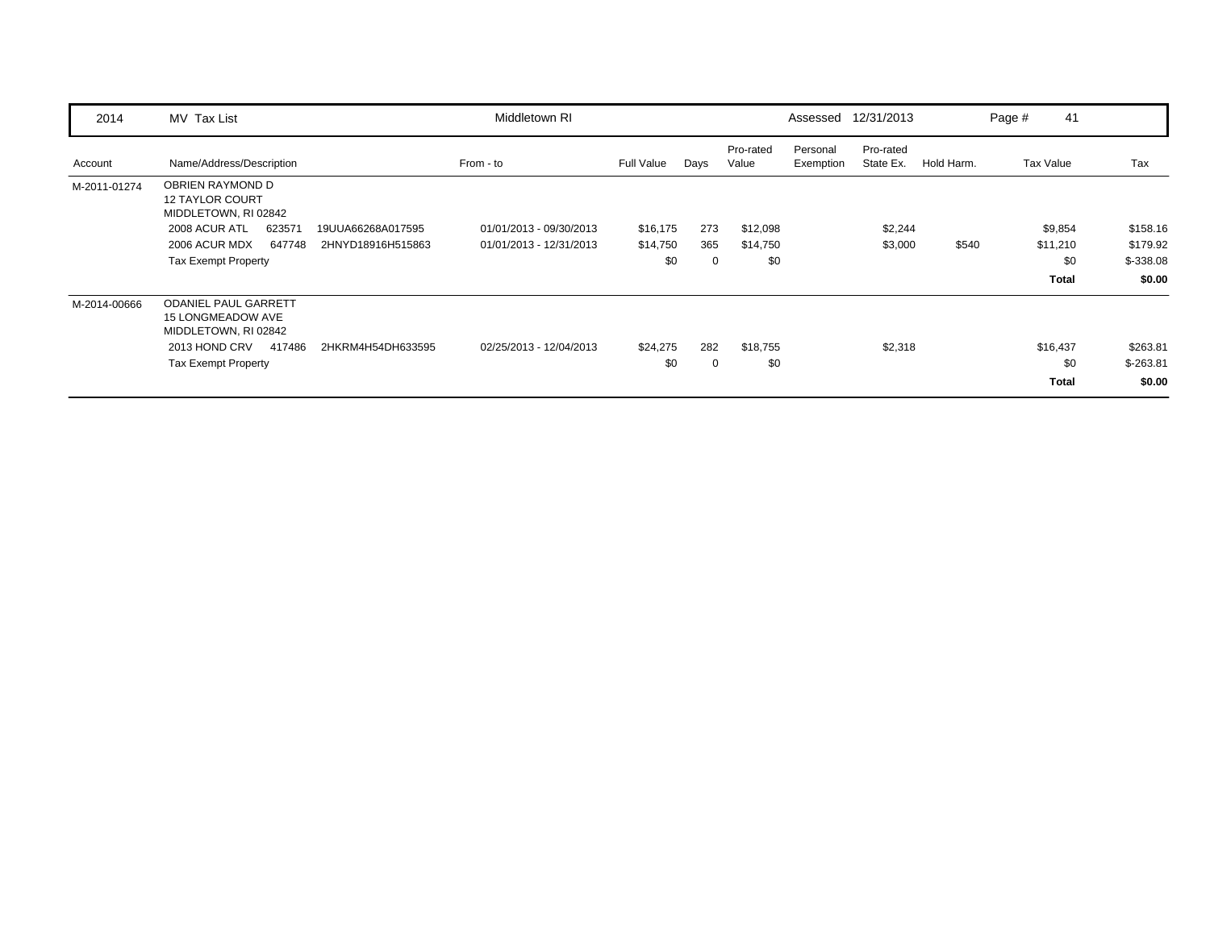| 2014 | MV Tax List | Middletown RI | | | | Assessed 12/31/2013 | | | Page # 41 | |
|---|---|---|---|---|---|---|---|---|---|---|
| Account | Name/Address/Description | From - to | Full Value | Days | Pro-rated Value | Personal Exemption | Pro-rated State Ex. | Hold Harm. | Tax Value | Tax |
| M-2011-01274 | OBRIEN RAYMOND D<br>12 TAYLOR COURT<br>MIDDLETOWN, RI 02842 | | | | | | | | | |
| | 2008 ACUR ATL 623571 19UUA66268A017595 | 01/01/2013 - 09/30/2013 | $16,175 | 273 | $12,098 | | $2,244 | | $9,854 | $158.16 |
| | 2006 ACUR MDX 647748 2HNYD18916H515863 | 01/01/2013 - 12/31/2013 | $14,750 | 365 | $14,750 | | $3,000 | $540 | $11,210 | $179.92 |
| | Tax Exempt Property | | $0 | 0 | $0 | | | | $0 | $-338.08 |
| | | | | | | | | | **Total** | **$0.00** |
| M-2014-00666 | ODANIEL PAUL GARRETT<br>15 LONGMEADOW AVE<br>MIDDLETOWN, RI 02842 | | | | | | | | | |
| | 2013 HOND CRV 417486 2HKRM4H54DH633595 | 02/25/2013 - 12/04/2013 | $24,275 | 282 | $18,755 | | $2,318 | | $16,437 | $263.81 |
| | Tax Exempt Property | | $0 | 0 | $0 | | | | $0 | $-263.81 |
| | | | | | | | | | **Total** | **$0.00** |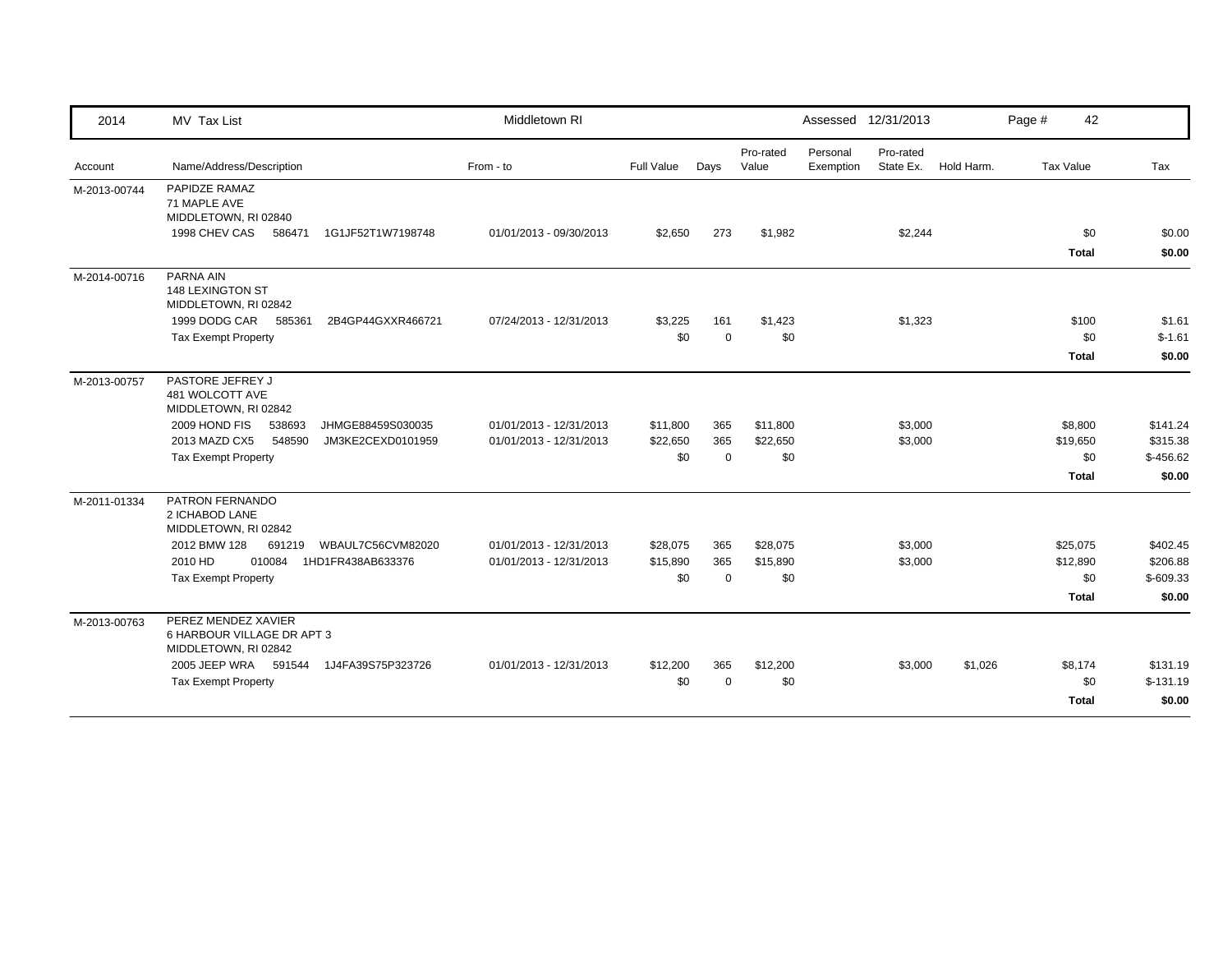| 2014 | MV Tax List | Middletown RI | | | | Assessed 12/31/2013 | | | Page # 42 | |
|---|---|---|---|---|---|---|---|---|---|---|
| Account | Name/Address/Description | From - to | Full Value | Days | Pro-rated Value | Personal Exemption | Pro-rated State Ex. | Hold Harm. | Tax Value | Tax |
| M-2013-00744 | PAPIDZE RAMAZ<br>71 MAPLE AVE<br>MIDDLETOWN, RI 02840 | | | | | | | | | |
| | 1998 CHEV CAS 586471 1G1JF52T1W7198748 | 01/01/2013 - 09/30/2013 | $2,650 | 273 | $1,982 | | $2,244 | | $0 | $0.00 |
| | | | | | | | | | **Total** | **$0.00** |
| M-2014-00716 | PARNA AIN<br>148 LEXINGTON ST<br>MIDDLETOWN, RI 02842 | | | | | | | | | |
| | 1999 DODG CAR 585361 2B4GP44GXXR466721 | 07/24/2013 - 12/31/2013 | $3,225 | 161 | $1,423 | | $1,323 | | $100 | $1.61 |
| | Tax Exempt Property | | $0 | 0 | $0 | | | | $0 | $-1.61 |
| | | | | | | | | | **Total** | **$0.00** |
| M-2013-00757 | PASTORE JEFREY J<br>481 WOLCOTT AVE<br>MIDDLETOWN, RI 02842 | | | | | | | | | |
| | 2009 HOND FIS 538693 JHMGE88459S030035 | 01/01/2013 - 12/31/2013 | $11,800 | 365 | $11,800 | | $3,000 | | $8,800 | $141.24 |
| | 2013 MAZD CX5 548590 JM3KE2CEXD0101959 | 01/01/2013 - 12/31/2013 | $22,650 | 365 | $22,650 | | $3,000 | | $19,650 | $315.38 |
| | Tax Exempt Property | | $0 | 0 | $0 | | | | $0 | $-456.62 |
| | | | | | | | | | **Total** | **$0.00** |
| M-2011-01334 | PATRON FERNANDO<br>2 ICHABOD LANE<br>MIDDLETOWN, RI 02842 | | | | | | | | | |
| | 2012 BMW 128 691219 WBAUL7C56CVM82020 | 01/01/2013 - 12/31/2013 | $28,075 | 365 | $28,075 | | $3,000 | | $25,075 | $402.45 |
| | 2010 HD 010084 1HD1FR438AB633376 | 01/01/2013 - 12/31/2013 | $15,890 | 365 | $15,890 | | $3,000 | | $12,890 | $206.88 |
| | Tax Exempt Property | | $0 | 0 | $0 | | | | $0 | $-609.33 |
| | | | | | | | | | **Total** | **$0.00** |
| M-2013-00763 | PEREZ MENDEZ XAVIER<br>6 HARBOUR VILLAGE DR APT 3<br>MIDDLETOWN, RI 02842 | | | | | | | | | |
| | 2005 JEEP WRA 591544 1J4FA39S75P323726 | 01/01/2013 - 12/31/2013 | $12,200 | 365 | $12,200 | | $3,000 | $1,026 | $8,174 | $131.19 |
| | Tax Exempt Property | | $0 | 0 | $0 | | | | $0 | $-131.19 |
| | | | | | | | | | **Total** | **$0.00** |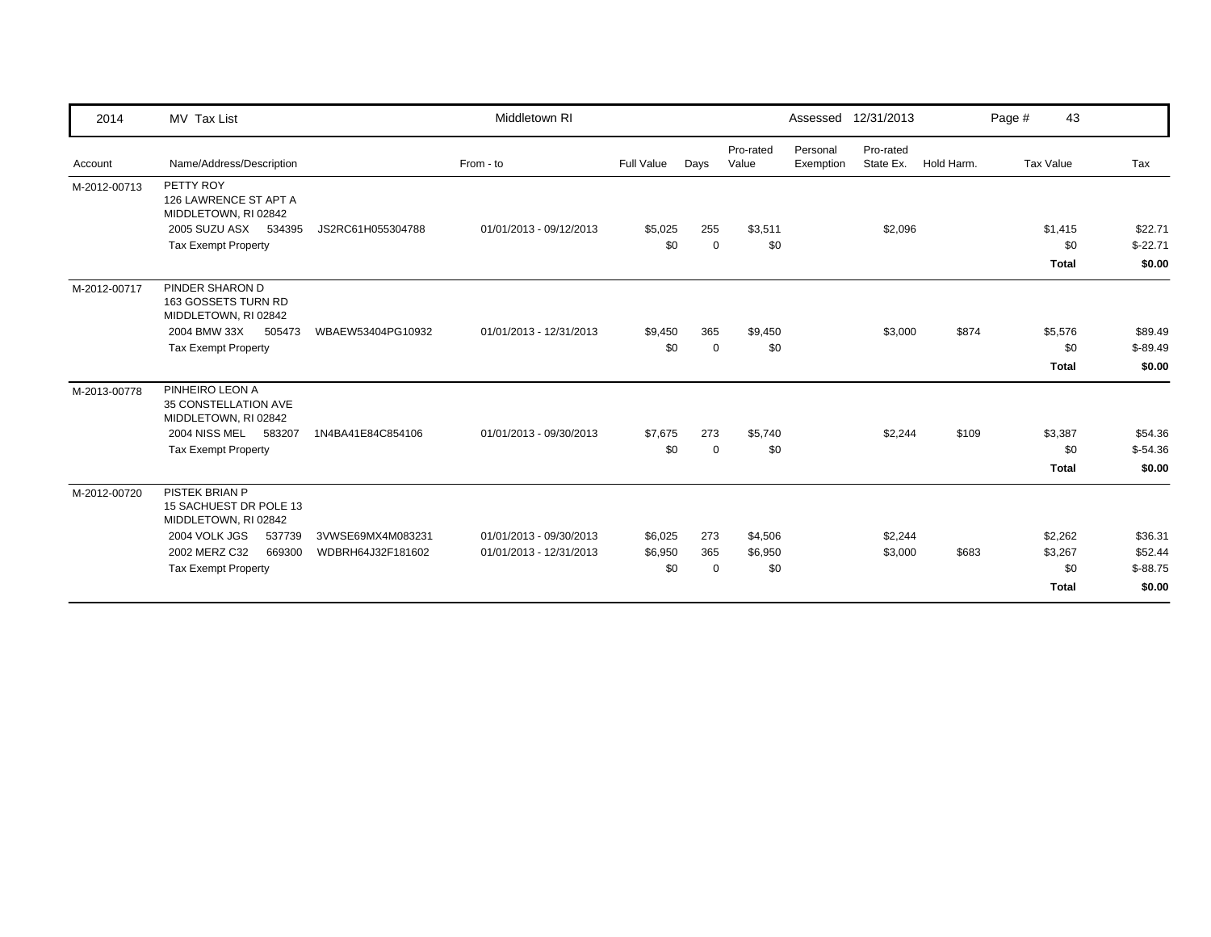| 2014 | MV Tax List | | Middletown RI | | | | Assessed | 12/31/2013 | | Page # 43 | |
|---|---|---|---|---|---|---|---|---|---|---|---|
| Account | Name/Address/Description | | From - to | Full Value | Days | Pro-rated Value | Personal Exemption | Pro-rated State Ex. | Hold Harm. | Tax Value | Tax |
| M-2012-00713 | PETTY ROY<br>126 LAWRENCE ST APT A<br>MIDDLETOWN, RI 02842 | | | | | | | | | | |
| | 2005 SUZU ASX 534395 | JS2RC61H055304788 | 01/01/2013 - 09/12/2013 | $5,025 | 255 | $3,511 | | $2,096 | | $1,415 | $22.71 |
| | Tax Exempt Property | | | $0 | 0 | $0 | | | | $0 | $-22.71 |
| | | | | | | | | | | **Total** | **$0.00** |
| M-2012-00717 | PINDER SHARON D<br>163 GOSSETS TURN RD<br>MIDDLETOWN, RI 02842 | | | | | | | | | | |
| | 2004 BMW 33X 505473 | WBAEW53404PG10932 | 01/01/2013 - 12/31/2013 | $9,450 | 365 | $9,450 | | $3,000 | $874 | $5,576 | $89.49 |
| | Tax Exempt Property | | | $0 | 0 | $0 | | | | $0 | $-89.49 |
| | | | | | | | | | | **Total** | **$0.00** |
| M-2013-00778 | PINHEIRO LEON A<br>35 CONSTELLATION AVE<br>MIDDLETOWN, RI 02842 | | | | | | | | | | |
| | 2004 NISS MEL 583207 | 1N4BA41E84C854106 | 01/01/2013 - 09/30/2013 | $7,675 | 273 | $5,740 | | $2,244 | $109 | $3,387 | $54.36 |
| | Tax Exempt Property | | | $0 | 0 | $0 | | | | $0 | $-54.36 |
| | | | | | | | | | | **Total** | **$0.00** |
| M-2012-00720 | PISTEK BRIAN P<br>15 SACHUEST DR POLE 13<br>MIDDLETOWN, RI 02842 | | | | | | | | | | |
| | 2004 VOLK JGS 537739 | 3VWSE69MX4M083231 | 01/01/2013 - 09/30/2013 | $6,025 | 273 | $4,506 | | $2,244 | | $2,262 | $36.31 |
| | 2002 MERZ C32 669300 | WDBRH64J32F181602 | 01/01/2013 - 12/31/2013 | $6,950 | 365 | $6,950 | | $3,000 | $683 | $3,267 | $52.44 |
| | Tax Exempt Property | | | $0 | 0 | $0 | | | | $0 | $-88.75 |
| | | | | | | | | | | **Total** | **$0.00** |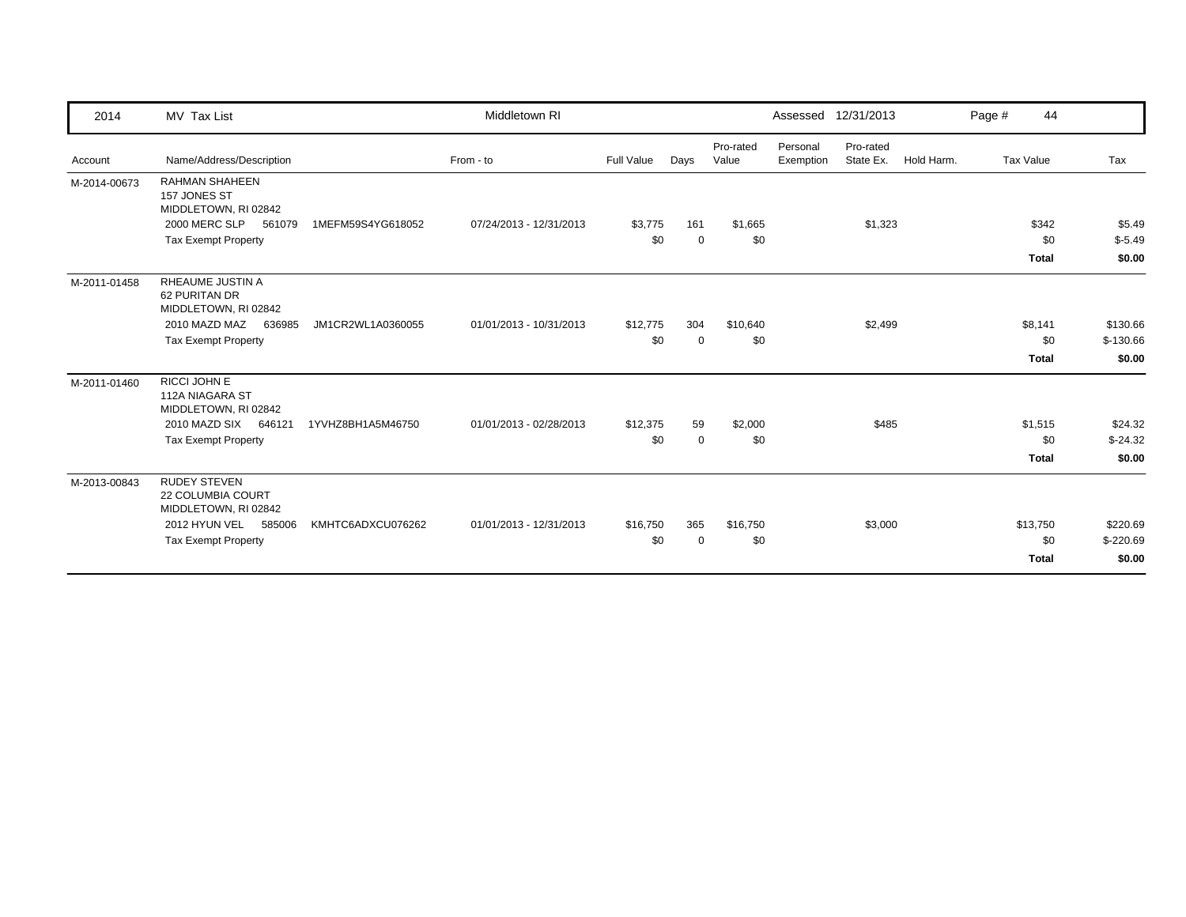| 2014 | MV Tax List | | Middletown RI | | | | Assessed | 12/31/2013 | | | |
|---|---|---|---|---|---|---|---|---|---|---|---|
| Account | Name/Address/Description | | From - to | Full Value | Days | Pro-rated Value | Personal Exemption | Pro-rated State Ex. | Hold Harm. | Tax Value | Tax |
| M-2014-00673 | RAHMAN SHAHEEN<br>157 JONES ST<br>MIDDLETOWN, RI 02842 | | | | | | | | | | |
| | 2000 MERC SLP 561079 | 1MEFM59S4YG618052 | 07/24/2013 - 12/31/2013 | $3,775 | 161 | $1,665 | | $1,323 | | $342 | $5.49 |
| | Tax Exempt Property | | | $0 | 0 | $0 | | | | $0 | $-5.49 |
| | | | | | | | | | | **Total** | **$0.00** |
| M-2011-01458 | RHEAUME JUSTIN A<br>62 PURITAN DR<br>MIDDLETOWN, RI 02842 | | | | | | | | | | |
| | 2010 MAZD MAZ 636985 | JM1CR2WL1A0360055 | 01/01/2013 - 10/31/2013 | $12,775 | 304 | $10,640 | | $2,499 | | $8,141 | $130.66 |
| | Tax Exempt Property | | | $0 | 0 | $0 | | | | $0 | $-130.66 |
| | | | | | | | | | | **Total** | **$0.00** |
| M-2011-01460 | RICCI JOHN E<br>112A NIAGARA ST<br>MIDDLETOWN, RI 02842 | | | | | | | | | | |
| | 2010 MAZD SIX 646121 | 1YVHZ8BH1A5M46750 | 01/01/2013 - 02/28/2013 | $12,375 | 59 | $2,000 | | $485 | | $1,515 | $24.32 |
| | Tax Exempt Property | | | $0 | 0 | $0 | | | | $0 | $-24.32 |
| | | | | | | | | | | **Total** | **$0.00** |
| M-2013-00843 | RUDEY STEVEN<br>22 COLUMBIA COURT<br>MIDDLETOWN, RI 02842 | | | | | | | | | | |
| | 2012 HYUN VEL 585006 | KMHTC6ADXCU076262 | 01/01/2013 - 12/31/2013 | $16,750 | 365 | $16,750 | | $3,000 | | $13,750 | $220.69 |
| | Tax Exempt Property | | | $0 | 0 | $0 | | | | $0 | $-220.69 |
| | | | | | | | | | | **Total** | **$0.00** |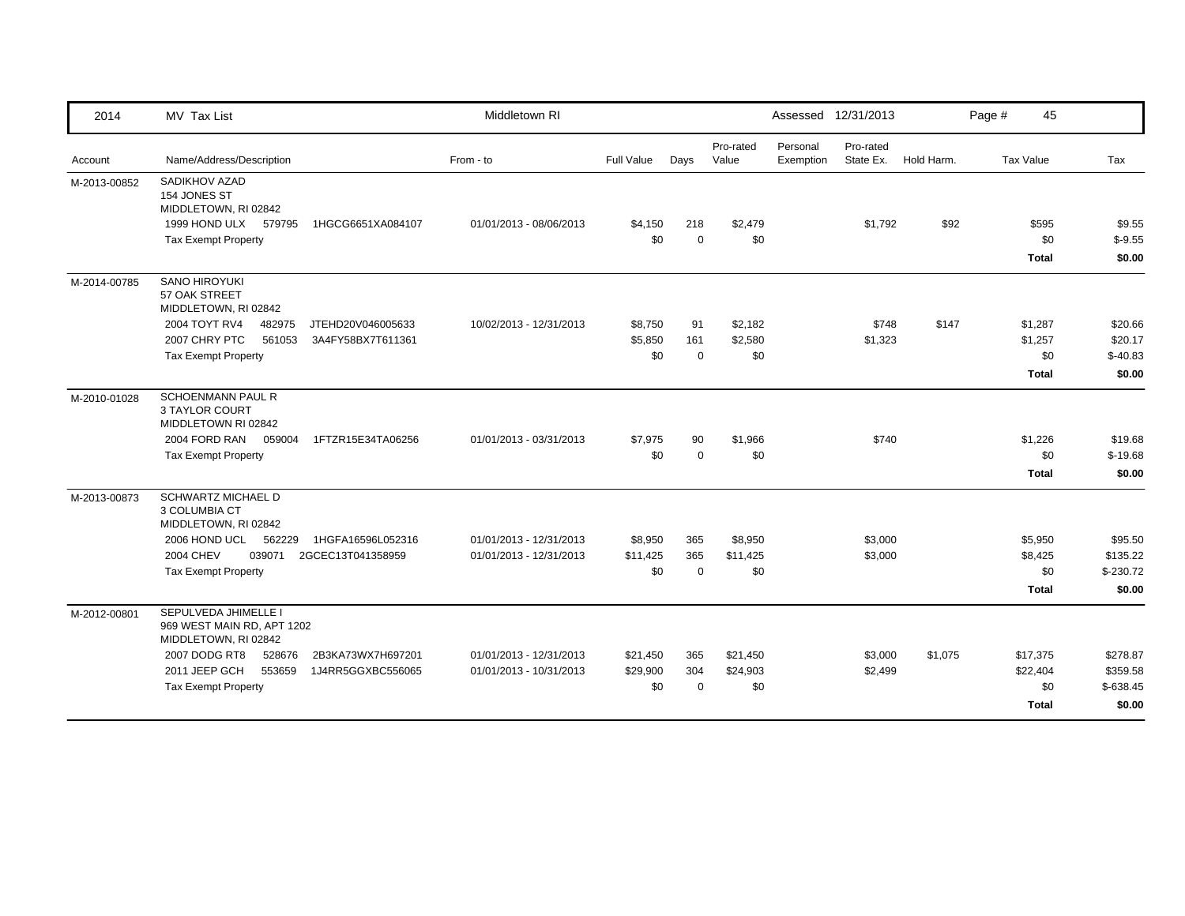| 2014 | MV Tax List | Middletown RI | | | | Assessed | 12/31/2013 | | Page # 45 | |
|---|---|---|---|---|---|---|---|---|---|---|
| Account | Name/Address/Description | From - to | Full Value | Days | Pro-rated Value | Personal Exemption | Pro-rated State Ex. | Hold Harm. | Tax Value | Tax |
| M-2013-00852 | SADIKHOV AZAD<br>154 JONES ST<br>MIDDLETOWN, RI 02842 | | | | | | | | | |
| | 1999 HOND ULX 579795 1HGCG6651XA084107 | 01/01/2013 - 08/06/2013 | $4,150 | 218 | $2,479 | | $1,792 | $92 | $595 | $9.55 |
| | Tax Exempt Property | | $0 | 0 | $0 | | | | $0 | $-9.55 |
| | | | | | | | | | **Total** | **$0.00** |
| M-2014-00785 | SANO HIROYUKI<br>57 OAK STREET<br>MIDDLETOWN, RI 02842 | | | | | | | | | |
| | 2004 TOYT RV4 482975 JTEHD20V046005633 | 10/02/2013 - 12/31/2013 | $8,750 | 91 | $2,182 | | $748 | $147 | $1,287 | $20.66 |
| | 2007 CHRY PTC 561053 3A4FY58BX7T611361 | | $5,850 | 161 | $2,580 | | $1,323 | | $1,257 | $20.17 |
| | Tax Exempt Property | | $0 | 0 | $0 | | | | $0 | $-40.83 |
| | | | | | | | | | **Total** | **$0.00** |
| M-2010-01028 | SCHOENMANN PAUL R<br>3 TAYLOR COURT<br>MIDDLETOWN RI 02842 | | | | | | | | | |
| | 2004 FORD RAN 059004 1FTZR15E34TA06256 | 01/01/2013 - 03/31/2013 | $7,975 | 90 | $1,966 | | $740 | | $1,226 | $19.68 |
| | Tax Exempt Property | | $0 | 0 | $0 | | | | $0 | $-19.68 |
| | | | | | | | | | **Total** | **$0.00** |
| M-2013-00873 | SCHWARTZ MICHAEL D<br>3 COLUMBIA CT<br>MIDDLETOWN, RI 02842 | | | | | | | | | |
| | 2006 HOND UCL 562229 1HGFA16596L052316 | 01/01/2013 - 12/31/2013 | $8,950 | 365 | $8,950 | | $3,000 | | $5,950 | $95.50 |
| | 2004 CHEV 039071 2GCEC13T041358959 | 01/01/2013 - 12/31/2013 | $11,425 | 365 | $11,425 | | $3,000 | | $8,425 | $135.22 |
| | Tax Exempt Property | | $0 | 0 | $0 | | | | $0 | $-230.72 |
| | | | | | | | | | **Total** | **$0.00** |
| M-2012-00801 | SEPULVEDA JHIMELLE I<br>969 WEST MAIN RD, APT 1202<br>MIDDLETOWN, RI 02842 | | | | | | | | | |
| | 2007 DODG RT8 528676 2B3KA73WX7H697201 | 01/01/2013 - 12/31/2013 | $21,450 | 365 | $21,450 | | $3,000 | $1,075 | $17,375 | $278.87 |
| | 2011 JEEP GCH 553659 1J4RR5GGXBC556065 | 01/01/2013 - 10/31/2013 | $29,900 | 304 | $24,903 | | $2,499 | | $22,404 | $359.58 |
| | Tax Exempt Property | | $0 | 0 | $0 | | | | $0 | $-638.45 |
| | | | | | | | | | **Total** | **$0.00** |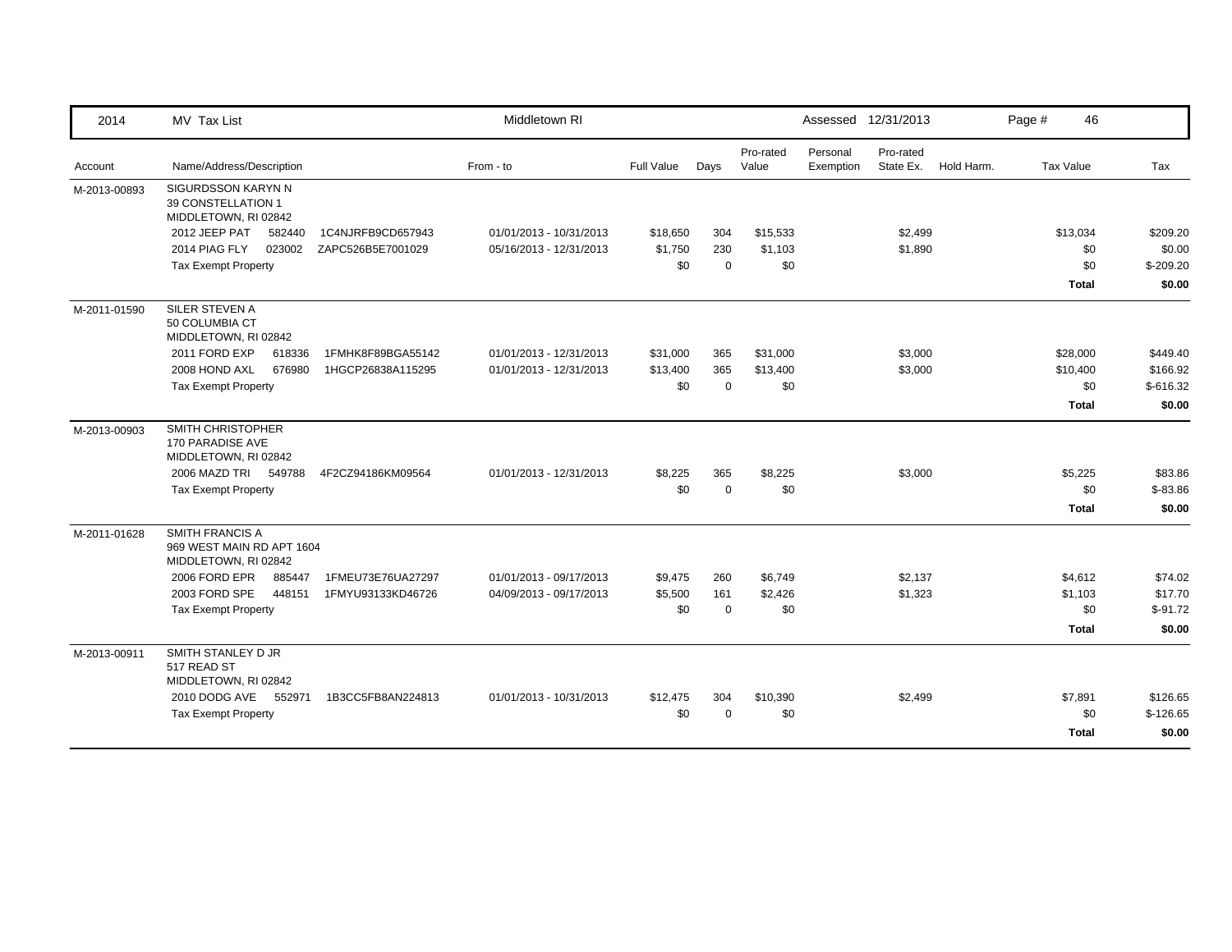| 2014 | MV Tax List | Middletown RI | | | | Assessed 12/31/2013 | | | | |
|---|---|---|---|---|---|---|---|---|---|---|
| Account | Name/Address/Description | From - to | Full Value | Days | Pro-rated Value | Personal Exemption | Pro-rated State Ex. | Hold Harm. | Tax Value | Tax |
| M-2013-00893 | SIGURDSSON KARYN N<br>39 CONSTELLATION 1<br>MIDDLETOWN, RI 02842 | | | | | | | | | |
| | 2012 JEEP PAT 582440 1C4NJRFB9CD657943 | 01/01/2013 - 10/31/2013 | $18,650 | 304 | $15,533 | | $2,499 | | $13,034 | $209.20 |
| | 2014 PIAG FLY 023002 ZAPC526B5E7001029 | 05/16/2013 - 12/31/2013 | $1,750 | 230 | $1,103 | | $1,890 | | $0 | $0.00 |
| | Tax Exempt Property | | $0 | 0 | $0 | | | | $0 | $-209.20 |
| | | | | | | | | | **Total** | **$0.00** |
| M-2011-01590 | SILER STEVEN A<br>50 COLUMBIA CT<br>MIDDLETOWN, RI 02842 | | | | | | | | | |
| | 2011 FORD EXP 618336 1FMHK8F89BGA55142 | 01/01/2013 - 12/31/2013 | $31,000 | 365 | $31,000 | | $3,000 | | $28,000 | $449.40 |
| | 2008 HOND AXL 676980 1HGCP26838A115295 | 01/01/2013 - 12/31/2013 | $13,400 | 365 | $13,400 | | $3,000 | | $10,400 | $166.92 |
| | Tax Exempt Property | | $0 | 0 | $0 | | | | $0 | $-616.32 |
| | | | | | | | | | **Total** | **$0.00** |
| M-2013-00903 | SMITH CHRISTOPHER<br>170 PARADISE AVE<br>MIDDLETOWN, RI 02842 | | | | | | | | | |
| | 2006 MAZD TRI 549788 4F2CZ94186KM09564 | 01/01/2013 - 12/31/2013 | $8,225 | 365 | $8,225 | | $3,000 | | $5,225 | $83.86 |
| | Tax Exempt Property | | $0 | 0 | $0 | | | | $0 | $-83.86 |
| | | | | | | | | | **Total** | **$0.00** |
| M-2011-01628 | SMITH FRANCIS A<br>969 WEST MAIN RD APT 1604<br>MIDDLETOWN, RI 02842 | | | | | | | | | |
| | 2006 FORD EPR 885447 1FMEU73E76UA27297 | 01/01/2013 - 09/17/2013 | $9,475 | 260 | $6,749 | | $2,137 | | $4,612 | $74.02 |
| | 2003 FORD SPE 448151 1FMYU93133KD46726 | 04/09/2013 - 09/17/2013 | $5,500 | 161 | $2,426 | | $1,323 | | $1,103 | $17.70 |
| | Tax Exempt Property | | $0 | 0 | $0 | | | | $0 | $-91.72 |
| | | | | | | | | | **Total** | **$0.00** |
| M-2013-00911 | SMITH STANLEY D JR<br>517 READ ST<br>MIDDLETOWN, RI 02842 | | | | | | | | | |
| | 2010 DODG AVE 552971 1B3CC5FB8AN224813 | 01/01/2013 - 10/31/2013 | $12,475 | 304 | $10,390 | | $2,499 | | $7,891 | $126.65 |
| | Tax Exempt Property | | $0 | 0 | $0 | | | | $0 | $-126.65 |
| | | | | | | | | | **Total** | **$0.00** |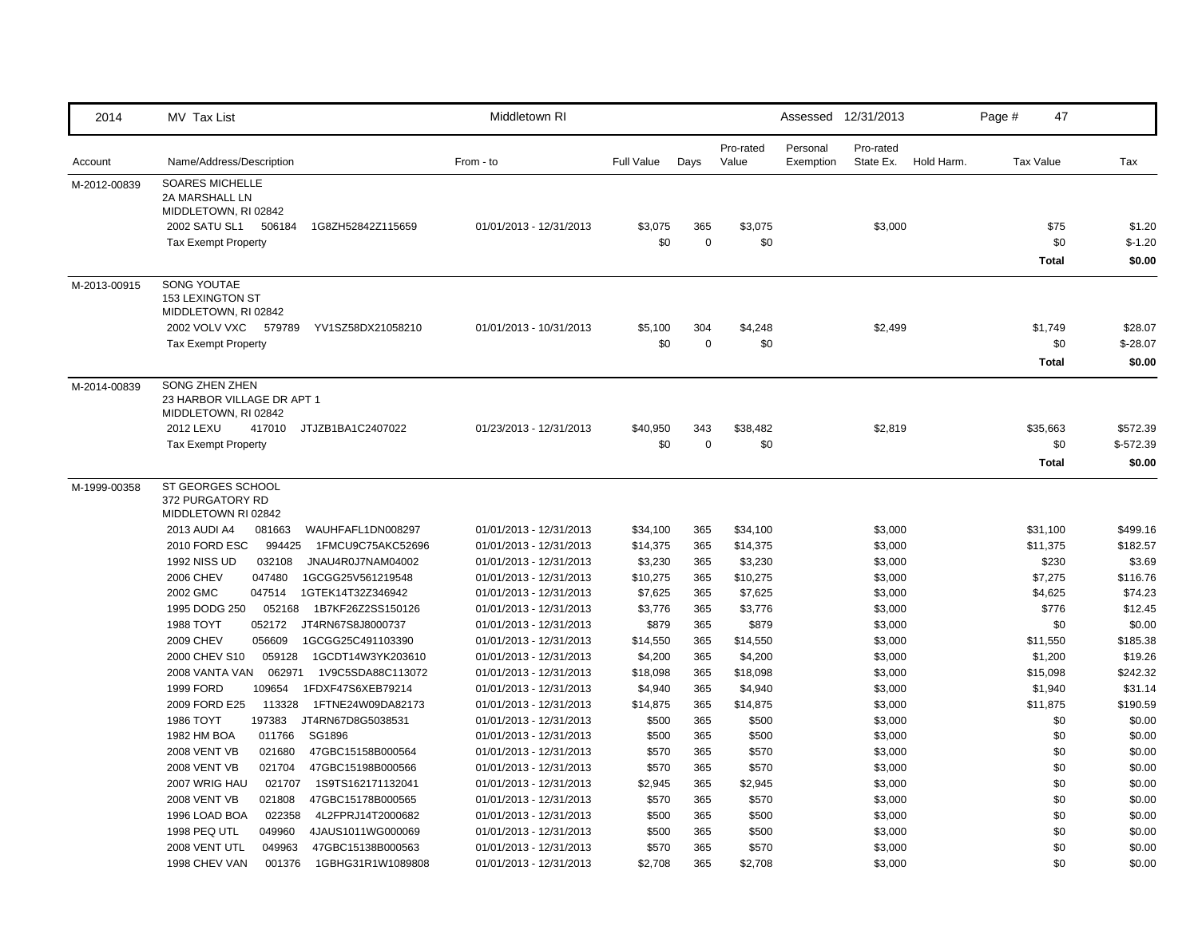| 2014 | MV Tax List | Middletown RI | | | | | Assessed 12/31/2013 | | | |
|---|---|---|---|---|---|---|---|---|---|---|
| Account | Name/Address/Description | From - to | Full Value | Days | Pro-rated Value | Personal Exemption | Pro-rated State Ex. | Hold Harm. | Tax Value | Tax |
| M-2012-00839 | SOARES MICHELLE<br>2A MARSHALL LN<br>MIDDLETOWN, RI 02842 | | | | | | | | | |
| | 2002 SATU SL1 506184 1G8ZH52842Z115659 | 01/01/2013 - 12/31/2013 | $3,075 | 365 | $3,075 | | $3,000 | | $75 | $1.20 |
| | Tax Exempt Property | | $0 | 0 | $0 | | | | $0 | $-1.20 |
| | | | | | | | | | **Total** | **$0.00** |
| M-2013-00915 | SONG YOUTAE<br>153 LEXINGTON ST<br>MIDDLETOWN, RI 02842 | | | | | | | | | |
| | 2002 VOLV VXC 579789 YV1SZ58DX21058210 | 01/01/2013 - 10/31/2013 | $5,100 | 304 | $4,248 | | $2,499 | | $1,749 | $28.07 |
| | Tax Exempt Property | | $0 | 0 | $0 | | | | $0 | $-28.07 |
| | | | | | | | | | **Total** | **$0.00** |
| M-2014-00839 | SONG ZHEN ZHEN<br>23 HARBOR VILLAGE DR APT 1<br>MIDDLETOWN, RI 02842 | | | | | | | | | |
| | 2012 LEXU 417010 JTJZB1BA1C2407022 | 01/23/2013 - 12/31/2013 | $40,950 | 343 | $38,482 | | $2,819 | | $35,663 | $572.39 |
| | Tax Exempt Property | | $0 | 0 | $0 | | | | $0 | $-572.39 |
| | | | | | | | | | **Total** | **$0.00** |
| M-1999-00358 | ST GEORGES SCHOOL<br>372 PURGATORY RD<br>MIDDLETOWN RI 02842 | | | | | | | | | |
| | 2013 AUDI A4 081663 WAUHFAFL1DN008297 | 01/01/2013 - 12/31/2013 | $34,100 | 365 | $34,100 | | $3,000 | | $31,100 | $499.16 |
| | 2010 FORD ESC 994425 1FMCU9C75AKC52696 | 01/01/2013 - 12/31/2013 | $14,375 | 365 | $14,375 | | $3,000 | | $11,375 | $182.57 |
| | 1992 NISS UD 032108 JNAU4R0J7NAM04002 | 01/01/2013 - 12/31/2013 | $3,230 | 365 | $3,230 | | $3,000 | | $230 | $3.69 |
| | 2006 CHEV 047480 1GCGG25V561219548 | 01/01/2013 - 12/31/2013 | $10,275 | 365 | $10,275 | | $3,000 | | $7,275 | $116.76 |
| | 2002 GMC 047514 1GTEK14T32Z346942 | 01/01/2013 - 12/31/2013 | $7,625 | 365 | $7,625 | | $3,000 | | $4,625 | $74.23 |
| | 1995 DODG 250 052168 1B7KF26Z2SS150126 | 01/01/2013 - 12/31/2013 | $3,776 | 365 | $3,776 | | $3,000 | | $776 | $12.45 |
| | 1988 TOYT 052172 JT4RN67S8J8000737 | 01/01/2013 - 12/31/2013 | $879 | 365 | $879 | | $3,000 | | $0 | $0.00 |
| | 2009 CHEV 056609 1GCGG25C491103390 | 01/01/2013 - 12/31/2013 | $14,550 | 365 | $14,550 | | $3,000 | | $11,550 | $185.38 |
| | 2000 CHEV S10 059128 1GCDT14W3YK203610 | 01/01/2013 - 12/31/2013 | $4,200 | 365 | $4,200 | | $3,000 | | $1,200 | $19.26 |
| | 2008 VANTA VAN 062971 1V9C5SDA88C113072 | 01/01/2013 - 12/31/2013 | $18,098 | 365 | $18,098 | | $3,000 | | $15,098 | $242.32 |
| | 1999 FORD 109654 1FDXF47S6XEB79214 | 01/01/2013 - 12/31/2013 | $4,940 | 365 | $4,940 | | $3,000 | | $1,940 | $31.14 |
| | 2009 FORD E25 113328 1FTNE24W09DA82173 | 01/01/2013 - 12/31/2013 | $14,875 | 365 | $14,875 | | $3,000 | | $11,875 | $190.59 |
| | 1986 TOYT 197383 JT4RN67D8G5038531 | 01/01/2013 - 12/31/2013 | $500 | 365 | $500 | | $3,000 | | $0 | $0.00 |
| | 1982 HM BOA 011766 SG1896 | 01/01/2013 - 12/31/2013 | $500 | 365 | $500 | | $3,000 | | $0 | $0.00 |
| | 2008 VENT VB 021680 47GBC15158B000564 | 01/01/2013 - 12/31/2013 | $570 | 365 | $570 | | $3,000 | | $0 | $0.00 |
| | 2008 VENT VB 021704 47GBC15198B000566 | 01/01/2013 - 12/31/2013 | $570 | 365 | $570 | | $3,000 | | $0 | $0.00 |
| | 2007 WRIG HAU 021707 1S9TS162171132041 | 01/01/2013 - 12/31/2013 | $2,945 | 365 | $2,945 | | $3,000 | | $0 | $0.00 |
| | 2008 VENT VB 021808 47GBC15178B000565 | 01/01/2013 - 12/31/2013 | $570 | 365 | $570 | | $3,000 | | $0 | $0.00 |
| | 1996 LOAD BOA 022358 4L2FPRJ14T2000682 | 01/01/2013 - 12/31/2013 | $500 | 365 | $500 | | $3,000 | | $0 | $0.00 |
| | 1998 PEQ UTL 049960 4JAUS1011WG000069 | 01/01/2013 - 12/31/2013 | $500 | 365 | $500 | | $3,000 | | $0 | $0.00 |
| | 2008 VENT UTL 049963 47GBC15138B000563 | 01/01/2013 - 12/31/2013 | $570 | 365 | $570 | | $3,000 | | $0 | $0.00 |
| | 1998 CHEV VAN 001376 1GBHG31R1W1089808 | 01/01/2013 - 12/31/2013 | $2,708 | 365 | $2,708 | | $3,000 | | $0 | $0.00 |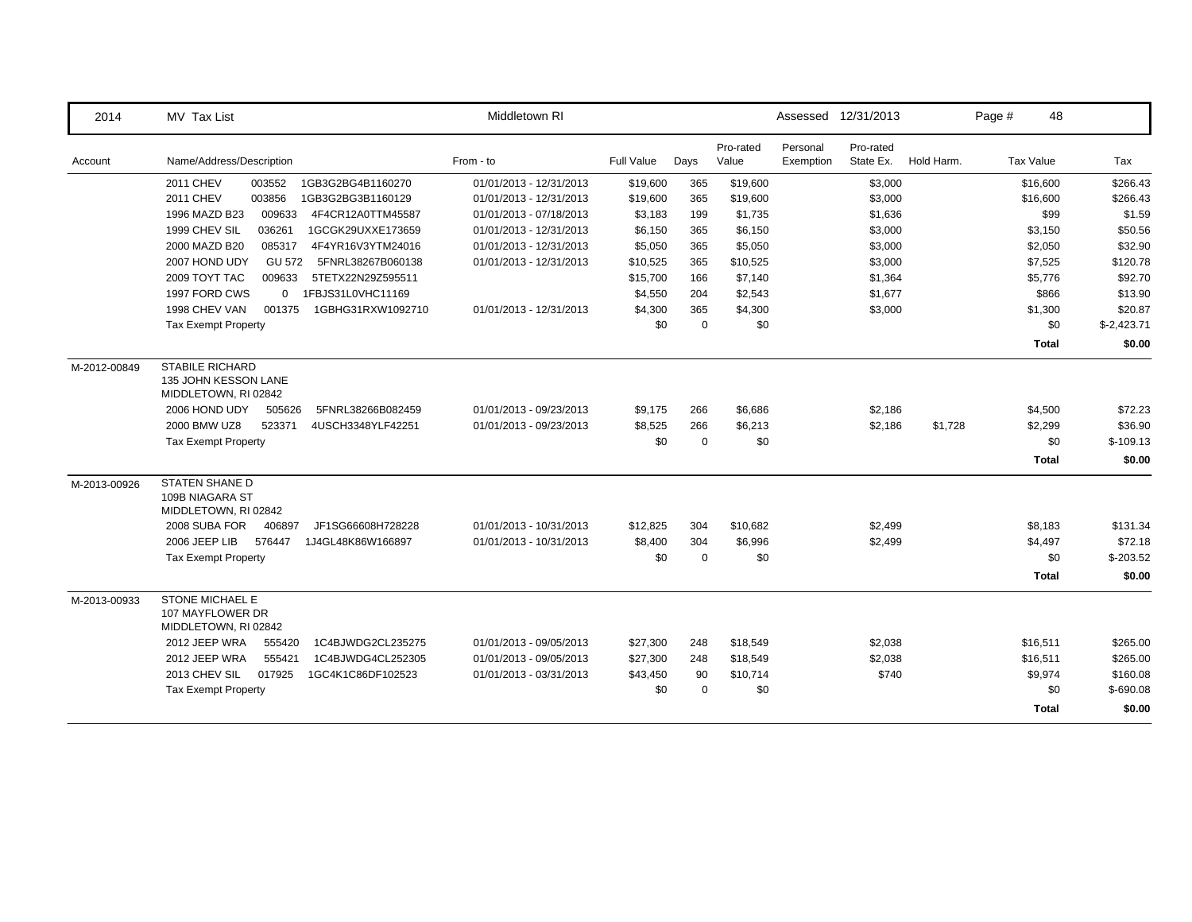| 2014 | MV Tax List | Middletown RI | | | | Assessed 12/31/2013 | | | Page # 48 | |
|---|---|---|---|---|---|---|---|---|---|---|
| **Account** | **Name/Address/Description** | **From - to** | **Full Value** | **Days** | **Pro-rated Value** | **Personal Exemption** | **Pro-rated State Ex.** | **Hold Harm.** | **Tax Value** | **Tax** |
| | 2011 CHEV 003552 1GB3G2BG4B1160270 | 01/01/2013 - 12/31/2013 | $19,600 | 365 | $19,600 | | $3,000 | | $16,600 | $266.43 |
| | 2011 CHEV 003856 1GB3G2BG3B1160129 | 01/01/2013 - 12/31/2013 | $19,600 | 365 | $19,600 | | $3,000 | | $16,600 | $266.43 |
| | 1996 MAZD B23 009633 4F4CR12A0TTM45587 | 01/01/2013 - 07/18/2013 | $3,183 | 199 | $1,735 | | $1,636 | | $99 | $1.59 |
| | 1999 CHEV SIL 036261 1GCGK29UXXE173659 | 01/01/2013 - 12/31/2013 | $6,150 | 365 | $6,150 | | $3,000 | | $3,150 | $50.56 |
| | 2000 MAZD B20 085317 4F4YR16V3YTM24016 | 01/01/2013 - 12/31/2013 | $5,050 | 365 | $5,050 | | $3,000 | | $2,050 | $32.90 |
| | 2007 HOND UDY GU 572 5FNRL38267B060138 | 01/01/2013 - 12/31/2013 | $10,525 | 365 | $10,525 | | $3,000 | | $7,525 | $120.78 |
| | 2009 TOYT TAC 009633 5TETX22N29Z595511 | | $15,700 | 166 | $7,140 | | $1,364 | | $5,776 | $92.70 |
| | 1997 FORD CWS 0 1FBJS31L0VHC11169 | | $4,550 | 204 | $2,543 | | $1,677 | | $866 | $13.90 |
| | 1998 CHEV VAN 001375 1GBHG31RXW1092710 | 01/01/2013 - 12/31/2013 | $4,300 | 365 | $4,300 | | $3,000 | | $1,300 | $20.87 |
| | Tax Exempt Property | | $0 | 0 | $0 | | | | $0 | $-2,423.71 |
| | | | | | | | | | **Total** | **$0.00** |
| M-2012-00849 | STABILE RICHARD<br>135 JOHN KESSON LANE<br>MIDDLETOWN, RI 02842 | | | | | | | | | |
| | 2006 HOND UDY 505626 5FNRL38266B082459 | 01/01/2013 - 09/23/2013 | $9,175 | 266 | $6,686 | | $2,186 | | $4,500 | $72.23 |
| | 2000 BMW UZ8 523371 4USCH3348YLF42251 | 01/01/2013 - 09/23/2013 | $8,525 | 266 | $6,213 | | $2,186 | $1,728 | $2,299 | $36.90 |
| | Tax Exempt Property | | $0 | 0 | $0 | | | | $0 | $-109.13 |
| | | | | | | | | | **Total** | **$0.00** |
| M-2013-00926 | STATEN SHANE D<br>109B NIAGARA ST<br>MIDDLETOWN, RI 02842 | | | | | | | | | |
| | 2008 SUBA FOR 406897 JF1SG66608H728228 | 01/01/2013 - 10/31/2013 | $12,825 | 304 | $10,682 | | $2,499 | | $8,183 | $131.34 |
| | 2006 JEEP LIB 576447 1J4GL48K86W166897 | 01/01/2013 - 10/31/2013 | $8,400 | 304 | $6,996 | | $2,499 | | $4,497 | $72.18 |
| | Tax Exempt Property | | $0 | 0 | $0 | | | | $0 | $-203.52 |
| | | | | | | | | | **Total** | **$0.00** |
| M-2013-00933 | STONE MICHAEL E<br>107 MAYFLOWER DR<br>MIDDLETOWN, RI 02842 | | | | | | | | | |
| | 2012 JEEP WRA 555420 1C4BJWDG2CL235275 | 01/01/2013 - 09/05/2013 | $27,300 | 248 | $18,549 | | $2,038 | | $16,511 | $265.00 |
| | 2012 JEEP WRA 555421 1C4BJWDG4CL252305 | 01/01/2013 - 09/05/2013 | $27,300 | 248 | $18,549 | | $2,038 | | $16,511 | $265.00 |
| | 2013 CHEV SIL 017925 1GC4K1C86DF102523 | 01/01/2013 - 03/31/2013 | $43,450 | 90 | $10,714 | | $740 | | $9,974 | $160.08 |
| | Tax Exempt Property | | $0 | 0 | $0 | | | | $0 | $-690.08 |
| | | | | | | | | | **Total** | **$0.00** |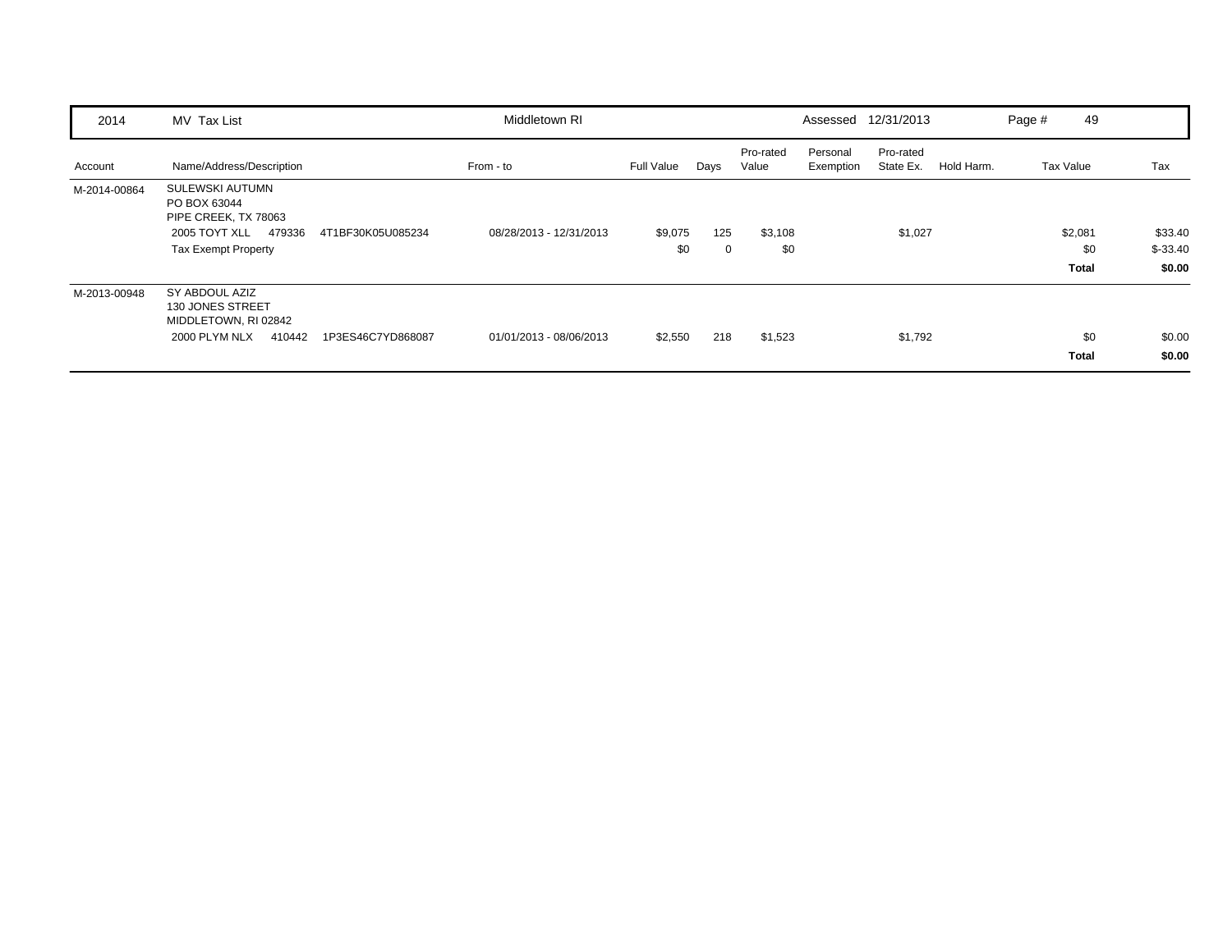| 2014 | MV Tax List | | Middletown RI | | | | Assessed | 12/31/2013 | | Page # 49 | |
|---|---|---|---|---|---|---|---|---|---|---|---|
| Account | Name/Address/Description | | From - to | Full Value | Days | Pro-rated Value | Personal Exemption | Pro-rated State Ex. | Hold Harm. | Tax Value | Tax |
| M-2014-00864 | SULEWSKI AUTUMN<br>PO BOX 63044<br>PIPE CREEK, TX 78063 | | | | | | | | | | |
| | 2005 TOYT XLL 479336 | 4T1BF30K05U085234 | 08/28/2013 - 12/31/2013 | $9,075 | 125 | $3,108 | | $1,027 | | $2,081 | $33.40 |
| | Tax Exempt Property | | | $0 | 0 | $0 | | | | $0 | $-33.40 |
| | | | | | | | | | | **Total** | **$0.00** |
| M-2013-00948 | SY ABDOUL AZIZ<br>130 JONES STREET<br>MIDDLETOWN, RI 02842 | | | | | | | | | | |
| | 2000 PLYM NLX 410442 | 1P3ES46C7YD868087 | 01/01/2013 - 08/06/2013 | $2,550 | 218 | $1,523 | | $1,792 | | $0 | $0.00 |
| | | | | | | | | | | **Total** | **$0.00** |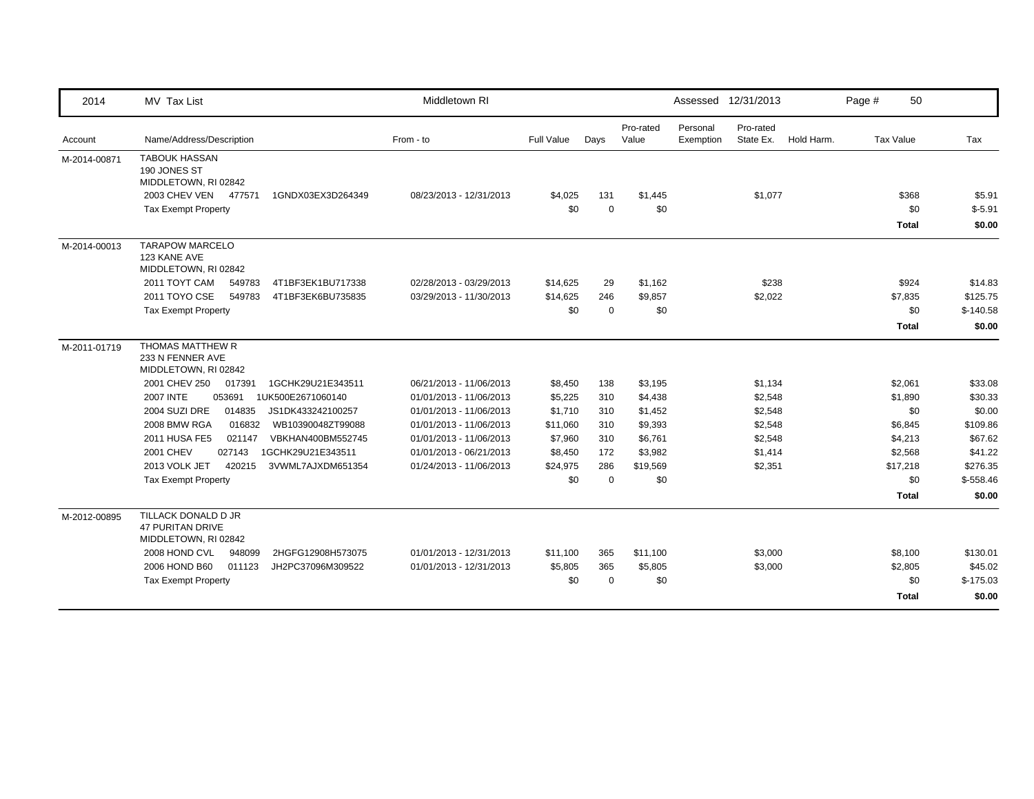| 2014 | MV Tax List | Middletown RI | | | | Assessed | 12/31/2013 | | | |
|---|---|---|---|---|---|---|---|---|---|---|
| Account | Name/Address/Description | From - to | Full Value | Days | Pro-rated Value | Personal Exemption | Pro-rated State Ex. | Hold Harm. | Tax Value | Tax |
| M-2014-00871 | TABOUK HASSAN<br>190 JONES ST<br>MIDDLETOWN, RI 02842 | | | | | | | | | |
| | 2003 CHEV VEN 477571 1GNDX03EX3D264349 | 08/23/2013 - 12/31/2013 | $4,025 | 131 | $1,445 | | $1,077 | | $368 | $5.91 |
| | Tax Exempt Property | | $0 | 0 | $0 | | | | $0 | $-5.91 |
| | | | | | | | | | **Total** | **$0.00** |
| M-2014-00013 | TARAPOW MARCELO<br>123 KANE AVE<br>MIDDLETOWN, RI 02842 | | | | | | | | | |
| | 2011 TOYT CAM 549783 4T1BF3EK1BU717338 | 02/28/2013 - 03/29/2013 | $14,625 | 29 | $1,162 | | $238 | | $924 | $14.83 |
| | 2011 TOYO CSE 549783 4T1BF3EK6BU735835 | 03/29/2013 - 11/30/2013 | $14,625 | 246 | $9,857 | | $2,022 | | $7,835 | $125.75 |
| | Tax Exempt Property | | $0 | 0 | $0 | | | | $0 | $-140.58 |
| | | | | | | | | | **Total** | **$0.00** |
| M-2011-01719 | THOMAS MATTHEW R<br>233 N FENNER AVE<br>MIDDLETOWN, RI 02842 | | | | | | | | | |
| | 2001 CHEV 250 017391 1GCHK29U21E343511 | 06/21/2013 - 11/06/2013 | $8,450 | 138 | $3,195 | | $1,134 | | $2,061 | $33.08 |
| | 2007 INTE 053691 1UK500E2671060140 | 01/01/2013 - 11/06/2013 | $5,225 | 310 | $4,438 | | $2,548 | | $1,890 | $30.33 |
| | 2004 SUZI DRE 014835 JS1DK433242100257 | 01/01/2013 - 11/06/2013 | $1,710 | 310 | $1,452 | | $2,548 | | $0 | $0.00 |
| | 2008 BMW RGA 016832 WB10390048ZT99088 | 01/01/2013 - 11/06/2013 | $11,060 | 310 | $9,393 | | $2,548 | | $6,845 | $109.86 |
| | 2011 HUSA FE5 021147 VBKHAN400BM552745 | 01/01/2013 - 11/06/2013 | $7,960 | 310 | $6,761 | | $2,548 | | $4,213 | $67.62 |
| | 2001 CHEV 027143 1GCHK29U21E343511 | 01/01/2013 - 06/21/2013 | $8,450 | 172 | $3,982 | | $1,414 | | $2,568 | $41.22 |
| | 2013 VOLK JET 420215 3VWML7AJXDM651354 | 01/24/2013 - 11/06/2013 | $24,975 | 286 | $19,569 | | $2,351 | | $17,218 | $276.35 |
| | Tax Exempt Property | | $0 | 0 | $0 | | | | $0 | $-558.46 |
| | | | | | | | | | **Total** | **$0.00** |
| M-2012-00895 | TILLACK DONALD D JR<br>47 PURITAN DRIVE<br>MIDDLETOWN, RI 02842 | | | | | | | | | |
| | 2008 HOND CVL 948099 2HGFG12908H573075 | 01/01/2013 - 12/31/2013 | $11,100 | 365 | $11,100 | | $3,000 | | $8,100 | $130.01 |
| | 2006 HOND B60 011123 JH2PC37096M309522 | 01/01/2013 - 12/31/2013 | $5,805 | 365 | $5,805 | | $3,000 | | $2,805 | $45.02 |
| | Tax Exempt Property | | $0 | 0 | $0 | | | | $0 | $-175.03 |
| | | | | | | | | | **Total** | **$0.00** |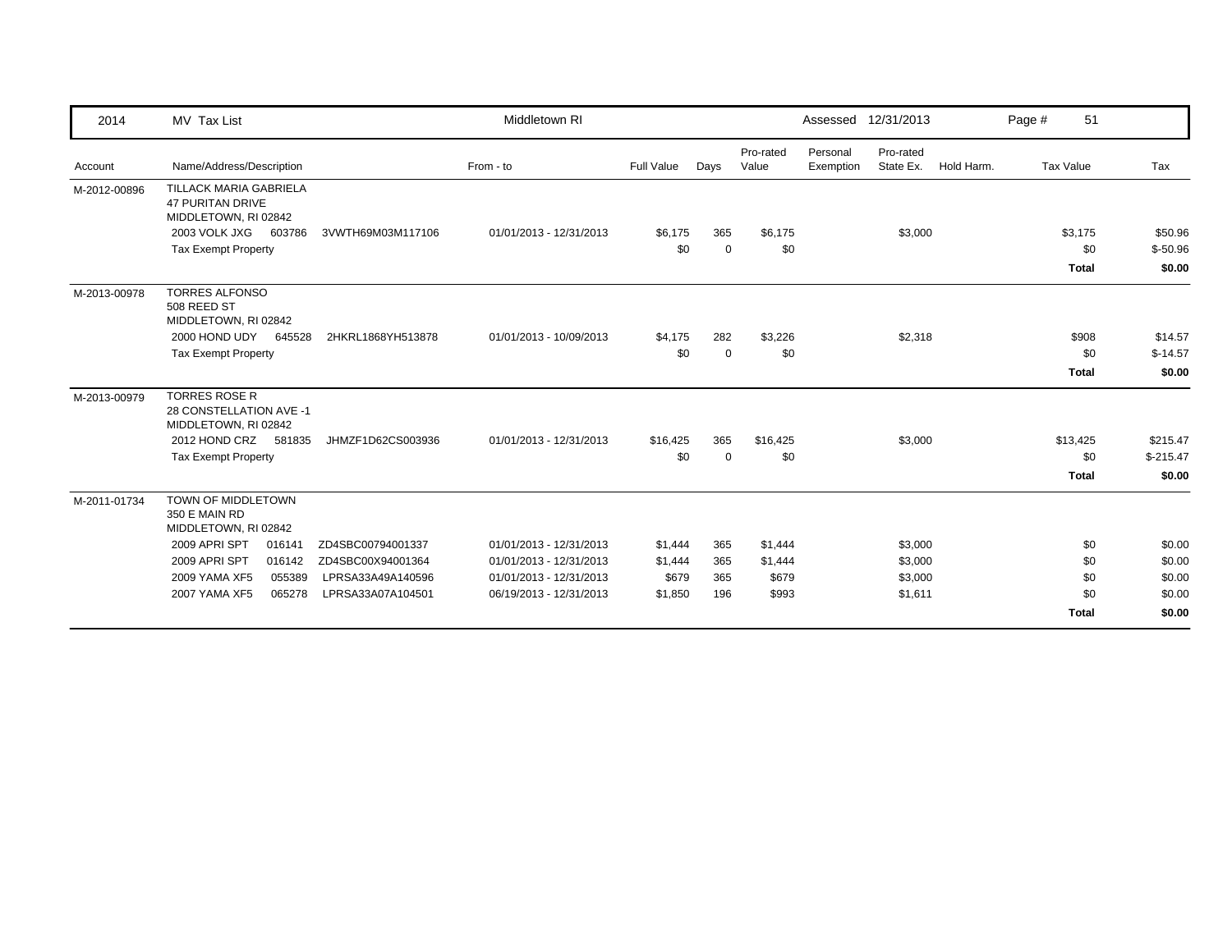| 2014 | MV Tax List | | Middletown RI | | | | Assessed | 12/31/2013 | | Page # 51 | |
|---|---|---|---|---|---|---|---|---|---|---|---|
| Account | Name/Address/Description | | From - to | Full Value | Days | Pro-rated Value | Personal Exemption | Pro-rated State Ex. | Hold Harm. | Tax Value | Tax |
| M-2012-00896 | TILLACK MARIA GABRIELA<br>47 PURITAN DRIVE<br>MIDDLETOWN, RI 02842 | | | | | | | | | | |
| | 2003 VOLK JXG 603786 | 3VWTH69M03M117106 | 01/01/2013 - 12/31/2013 | $6,175 | 365 | $6,175 | | $3,000 | | $3,175 | $50.96 |
| | Tax Exempt Property | | | $0 | 0 | $0 | | | | $0 | $-50.96 |
| | | | | | | | | | | **Total** | **$0.00** |
| M-2013-00978 | TORRES ALFONSO<br>508 REED ST<br>MIDDLETOWN, RI 02842 | | | | | | | | | | |
| | 2000 HOND UDY 645528 | 2HKRL1868YH513878 | 01/01/2013 - 10/09/2013 | $4,175 | 282 | $3,226 | | $2,318 | | $908 | $14.57 |
| | Tax Exempt Property | | | $0 | 0 | $0 | | | | $0 | $-14.57 |
| | | | | | | | | | | **Total** | **$0.00** |
| M-2013-00979 | TORRES ROSE R<br>28 CONSTELLATION AVE -1<br>MIDDLETOWN, RI 02842 | | | | | | | | | | |
| | 2012 HOND CRZ 581835 | JHMZF1D62CS003936 | 01/01/2013 - 12/31/2013 | $16,425 | 365 | $16,425 | | $3,000 | | $13,425 | $215.47 |
| | Tax Exempt Property | | | $0 | 0 | $0 | | | | $0 | $-215.47 |
| | | | | | | | | | | **Total** | **$0.00** |
| M-2011-01734 | TOWN OF MIDDLETOWN<br>350 E MAIN RD<br>MIDDLETOWN, RI 02842 | | | | | | | | | | |
| | 2009 APRI SPT 016141 | ZD4SBC00794001337 | 01/01/2013 - 12/31/2013 | $1,444 | 365 | $1,444 | | $3,000 | | $0 | $0.00 |
| | 2009 APRI SPT 016142 | ZD4SBC00X94001364 | 01/01/2013 - 12/31/2013 | $1,444 | 365 | $1,444 | | $3,000 | | $0 | $0.00 |
| | 2009 YAMA XF5 055389 | LPRSA33A49A140596 | 01/01/2013 - 12/31/2013 | $679 | 365 | $679 | | $3,000 | | $0 | $0.00 |
| | 2007 YAMA XF5 065278 | LPRSA33A07A104501 | 06/19/2013 - 12/31/2013 | $1,850 | 196 | $993 | | $1,611 | | $0 | $0.00 |
| | | | | | | | | | | **Total** | **$0.00** |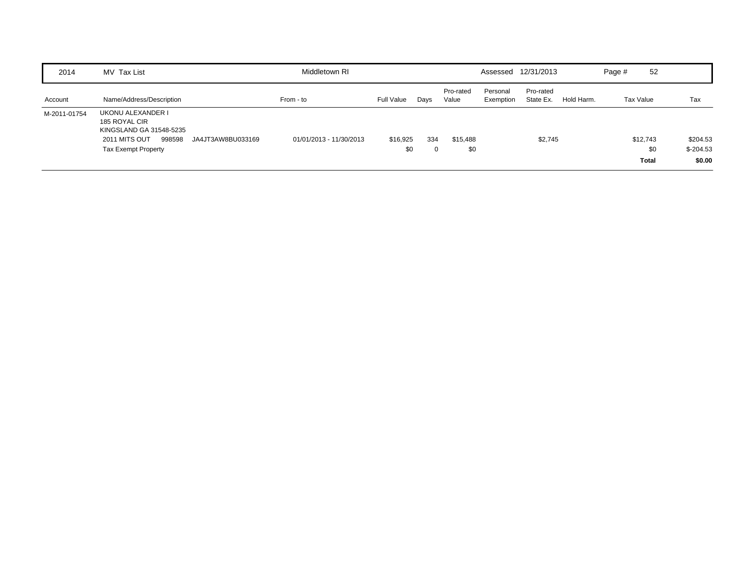| 2014 | MV Tax List | Middletown RI | | | | Assessed | 12/31/2013 | | Page # 52 | |
|---|---|---|---|---|---|---|---|---|---|---|
| Account | Name/Address/Description | From - to | Full Value | Days | Pro-rated Value | Personal Exemption | Pro-rated State Ex. | Hold Harm. | Tax Value | Tax |
| M-2011-01754 | UKONU ALEXANDER I<br>185 ROYAL CIR<br>KINGSLAND GA 31548-5235 | | | | | | | | | |
| | 2011 MITS OUT 998598 JA4JT3AW8BU033169 | 01/01/2013 - 11/30/2013 | $16,925 | 334 | $15,488 | | $2,745 | | $12,743 | $204.53 |
| | Tax Exempt Property | | $0 | 0 | $0 | | | | $0 | $-204.53 |
| | | | | | | | | | **Total** | **$0.00** |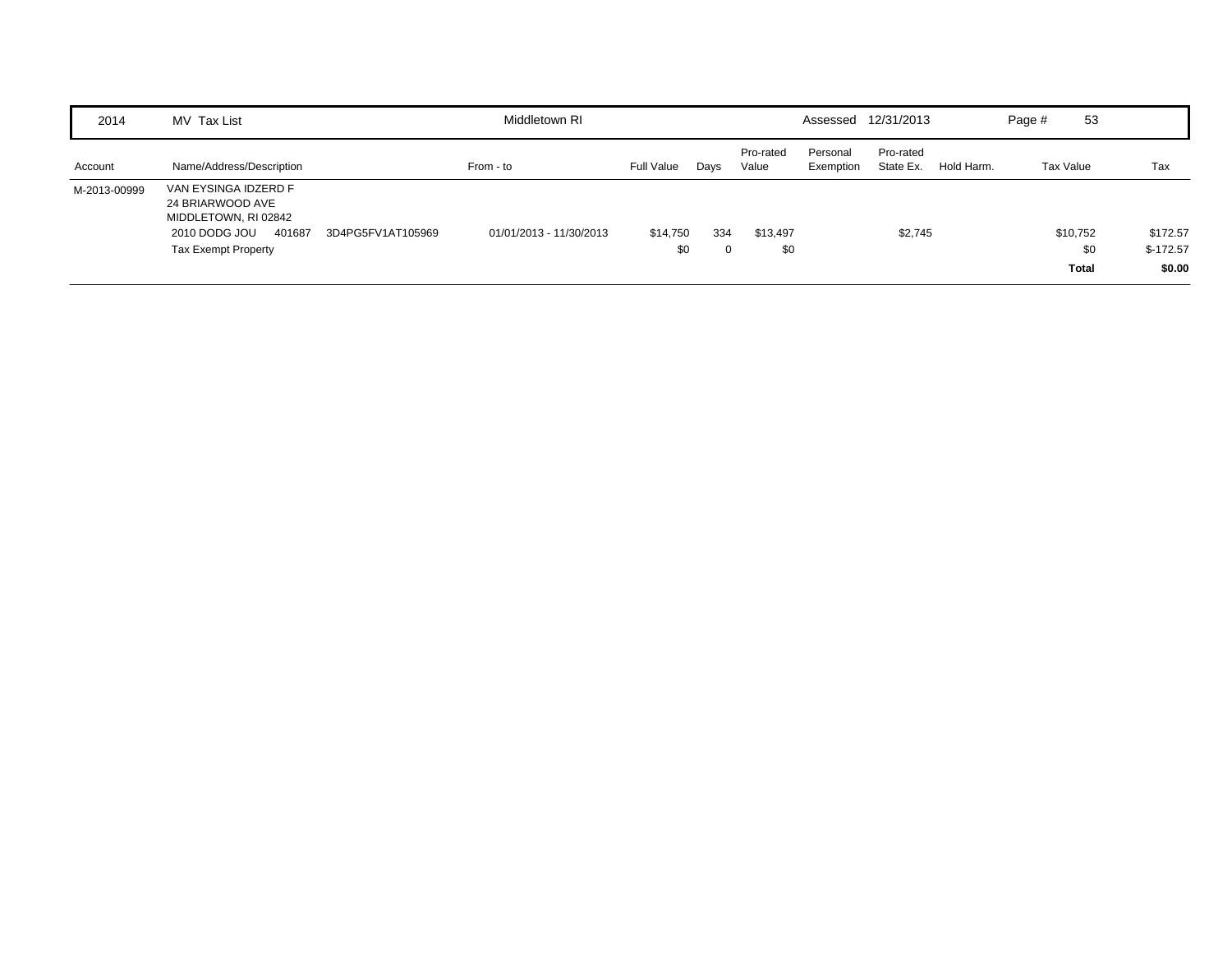| 2014 | MV Tax List | | Middletown RI | | | | Assessed | 12/31/2013 | | Page # 53 | |
|---|---|---|---|---|---|---|---|---|---|---|---|
| Account | Name/Address/Description | | From - to | Full Value | Days | Pro-rated Value | Personal Exemption | Pro-rated State Ex. | Hold Harm. | Tax Value | Tax |
| M-2013-00999 | VAN EYSINGA IDZERD F<br>24 BRIARWOOD AVE<br>MIDDLETOWN, RI 02842 | | | | | | | | | | |
| | 2010 DODG JOU 401687 | 3D4PG5FV1AT105969 | 01/01/2013 - 11/30/2013 | $14,750 | 334 | $13,497 | | $2,745 | | $10,752 | $172.57 |
| | Tax Exempt Property | | | $0 | 0 | $0 | | | | $0 | $-172.57 |
| | | | | | | | | | | **Total** | **$0.00** |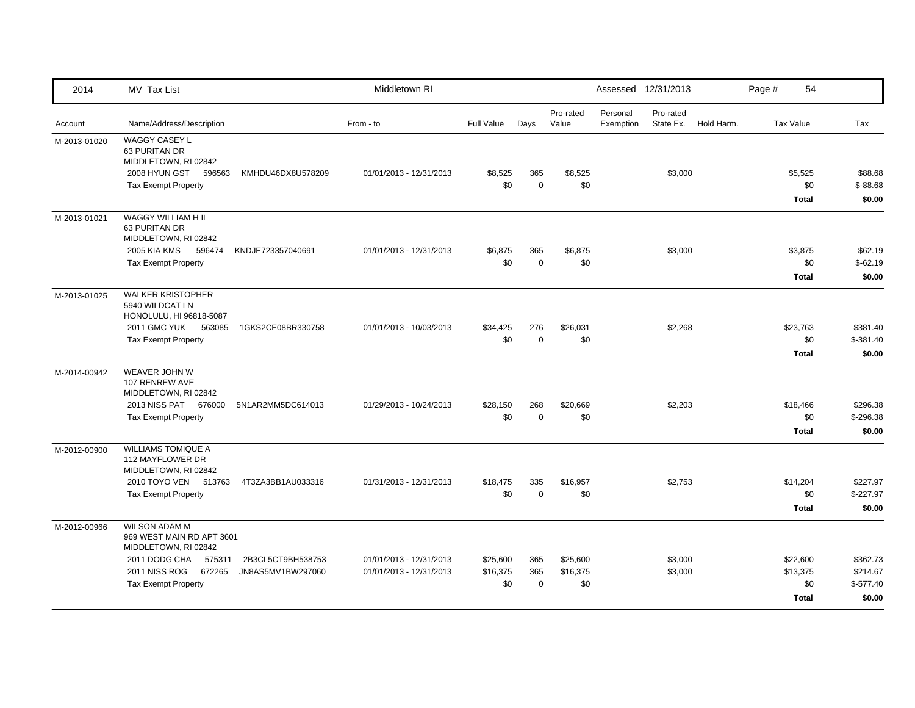| 2014 | MV Tax List | Middletown RI | | | | Assessed 12/31/2013 | | | | Page # 54 |
|---|---|---|---|---|---|---|---|---|---|---|

| Account | Name/Address/Description | From - to | Full Value | Days | Pro-rated Value | Personal Exemption | Pro-rated State Ex. | Hold Harm. | Tax Value | Tax |
|---|---|---|---|---|---|---|---|---|---|---|
| M-2013-01020 | WAGGY CASEY L<br>63 PURITAN DR<br>MIDDLETOWN, RI 02842 | | | | | | | | | |
| | 2008 HYUN GST 596563 KMHDU46DX8U578209 | 01/01/2013 - 12/31/2013 | $8,525 | 365 | $8,525 | | $3,000 | | $5,525 | $88.68 |
| | Tax Exempt Property | | $0 | 0 | $0 | | | | $0 | $-88.68 |
| | | | | | | | | | **Total** | **$0.00** |
| M-2013-01021 | WAGGY WILLIAM H II<br>63 PURITAN DR<br>MIDDLETOWN, RI 02842 | | | | | | | | | |
| | 2005 KIA KMS 596474 KNDJE723357040691 | 01/01/2013 - 12/31/2013 | $6,875 | 365 | $6,875 | | $3,000 | | $3,875 | $62.19 |
| | Tax Exempt Property | | $0 | 0 | $0 | | | | $0 | $-62.19 |
| | | | | | | | | | **Total** | **$0.00** |
| M-2013-01025 | WALKER KRISTOPHER<br>5940 WILDCAT LN<br>HONOLULU, HI 96818-5087 | | | | | | | | | |
| | 2011 GMC YUK 563085 1GKS2CE08BR330758 | 01/01/2013 - 10/03/2013 | $34,425 | 276 | $26,031 | | $2,268 | | $23,763 | $381.40 |
| | Tax Exempt Property | | $0 | 0 | $0 | | | | $0 | $-381.40 |
| | | | | | | | | | **Total** | **$0.00** |
| M-2014-00942 | WEAVER JOHN W<br>107 RENREW AVE<br>MIDDLETOWN, RI 02842 | | | | | | | | | |
| | 2013 NISS PAT 676000 5N1AR2MM5DC614013 | 01/29/2013 - 10/24/2013 | $28,150 | 268 | $20,669 | | $2,203 | | $18,466 | $296.38 |
| | Tax Exempt Property | | $0 | 0 | $0 | | | | $0 | $-296.38 |
| | | | | | | | | | **Total** | **$0.00** |
| M-2012-00900 | WILLIAMS TOMIQUE A<br>112 MAYFLOWER DR<br>MIDDLETOWN, RI 02842 | | | | | | | | | |
| | 2010 TOYO VEN 513763 4T3ZA3BB1AU033316 | 01/31/2013 - 12/31/2013 | $18,475 | 335 | $16,957 | | $2,753 | | $14,204 | $227.97 |
| | Tax Exempt Property | | $0 | 0 | $0 | | | | $0 | $-227.97 |
| | | | | | | | | | **Total** | **$0.00** |
| M-2012-00966 | WILSON ADAM M<br>969 WEST MAIN RD APT 3601<br>MIDDLETOWN, RI 02842 | | | | | | | | | |
| | 2011 DODG CHA 575311 2B3CL5CT9BH538753 | 01/01/2013 - 12/31/2013 | $25,600 | 365 | $25,600 | | $3,000 | | $22,600 | $362.73 |
| | 2011 NISS ROG 672265 JN8AS5MV1BW297060 | 01/01/2013 - 12/31/2013 | $16,375 | 365 | $16,375 | | $3,000 | | $13,375 | $214.67 |
| | Tax Exempt Property | | $0 | 0 | $0 | | | | $0 | $-577.40 |
| | | | | | | | | | **Total** | **$0.00** |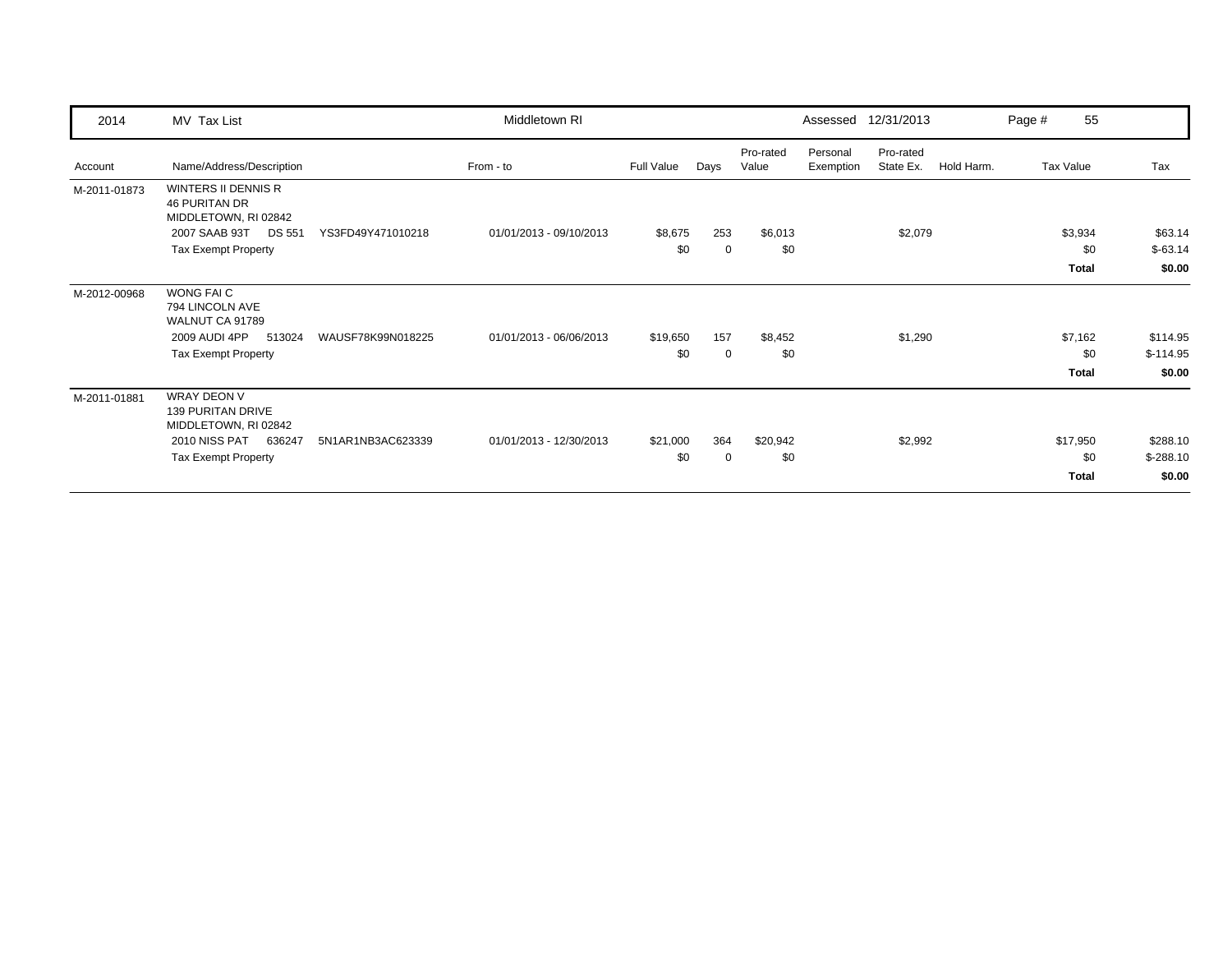| 2014 | MV Tax List | | Middletown RI | | | | Assessed | 12/31/2013 | | Page # | 55 |
|---|---|---|---|---|---|---|---|---|---|---|---|
| Account | Name/Address/Description | | From - to | Full Value | Days | Pro-rated Value | Personal Exemption | Pro-rated State Ex. | Hold Harm. | Tax Value | Tax |
| M-2011-01873 | WINTERS II DENNIS R<br>46 PURITAN DR<br>MIDDLETOWN, RI 02842 | | | | | | | | | | |
| | 2007 SAAB 93T DS 551 | YS3FD49Y471010218 | 01/01/2013 - 09/10/2013 | $8,675 | 253 | $6,013 | | $2,079 | | $3,934 | $63.14 |
| | Tax Exempt Property | | | $0 | 0 | $0 | | | | $0 | $-63.14 |
| | | | | | | | | | | **Total** | **$0.00** |
| M-2012-00968 | WONG FAI C<br>794 LINCOLN AVE<br>WALNUT CA 91789 | | | | | | | | | | |
| | 2009 AUDI 4PP 513024 | WAUSF78K99N018225 | 01/01/2013 - 06/06/2013 | $19,650 | 157 | $8,452 | | $1,290 | | $7,162 | $114.95 |
| | Tax Exempt Property | | | $0 | 0 | $0 | | | | $0 | $-114.95 |
| | | | | | | | | | | **Total** | **$0.00** |
| M-2011-01881 | WRAY DEON V<br>139 PURITAN DRIVE<br>MIDDLETOWN, RI 02842 | | | | | | | | | | |
| | 2010 NISS PAT 636247 | 5N1AR1NB3AC623339 | 01/01/2013 - 12/30/2013 | $21,000 | 364 | $20,942 | | $2,992 | | $17,950 | $288.10 |
| | Tax Exempt Property | | | $0 | 0 | $0 | | | | $0 | $-288.10 |
| | | | | | | | | | | **Total** | **$0.00** |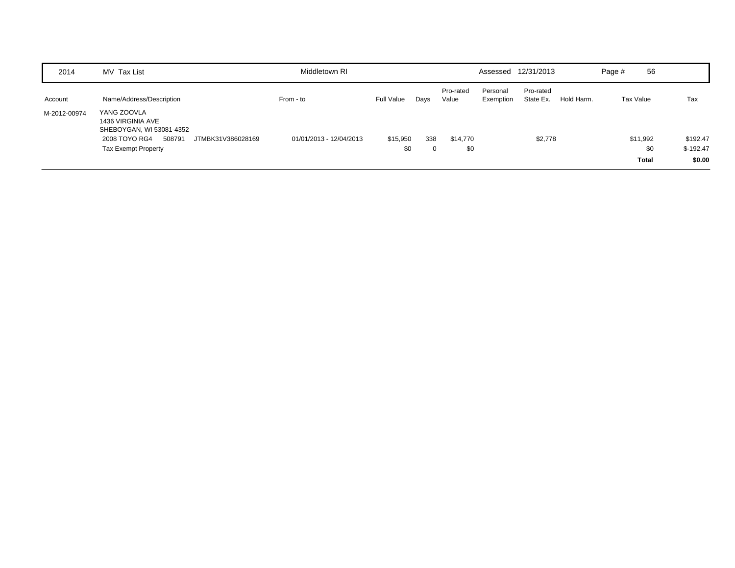| 2014 | MV Tax List | Middletown RI | | | | Assessed | 12/31/2013 | | Page # 56 | |
|---|---|---|---|---|---|---|---|---|---|---|
| Account | Name/Address/Description | From - to | Full Value | Days | Pro-rated Value | Personal Exemption | Pro-rated State Ex. | Hold Harm. | Tax Value | Tax |
| M-2012-00974 | YANG ZOOVLA<br>1436 VIRGINIA AVE<br>SHEBOYGAN, WI 53081-4352 | | | | | | | | | |
| | 2008 TOYO RG4 508791 JTMBK31V386028169 | 01/01/2013 - 12/04/2013 | $15,950 | 338 | $14,770 | | $2,778 | | $11,992 | $192.47 |
| | Tax Exempt Property | | $0 | 0 | $0 | | | | $0 | $-192.47 |
| | | | | | | | | | **Total** | **$0.00** |